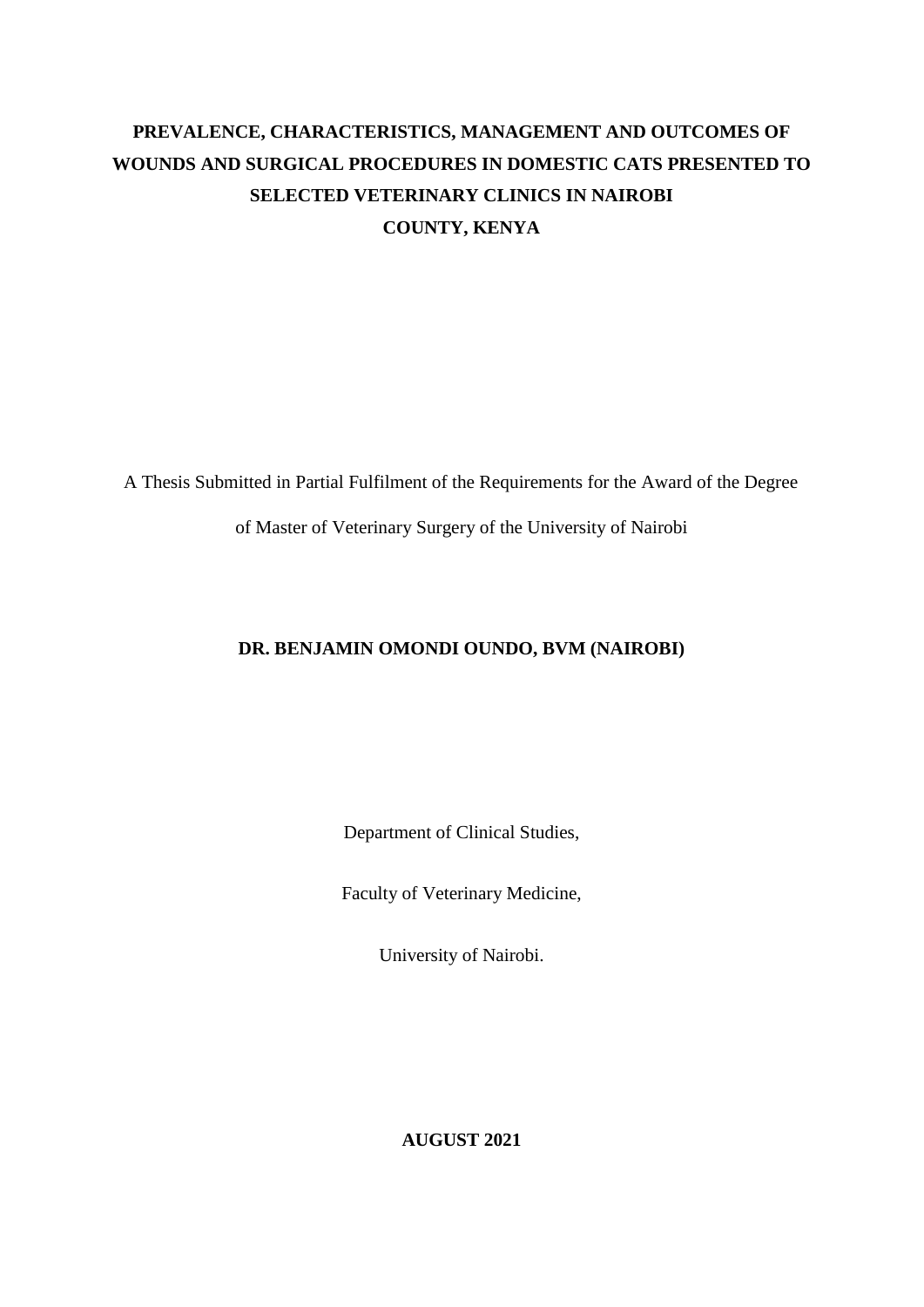# PREVALENCE, CHARACTERISTICS, MANAGEMENT AND OUTCOMES OF WOUNDS AND SURGICAL PROCEDURES IN DOMESTIC CATS PRESENTED TO SELECTED VETERINARY CLINICS IN NAIROBI COUNTY, KENYA

A Thesis Submitted in Partial Fulfilment of the Requirements for the Award of the Degree of Master of Veterinary Surgery of the University of Nairobi

**DR. BENJAMIN OMONDI OUNDO, BVM (NAIROBI)**

Department of Clinical Studies,

Faculty of Veterinary Medicine,

University of Nairobi.

**AUGUST 2021**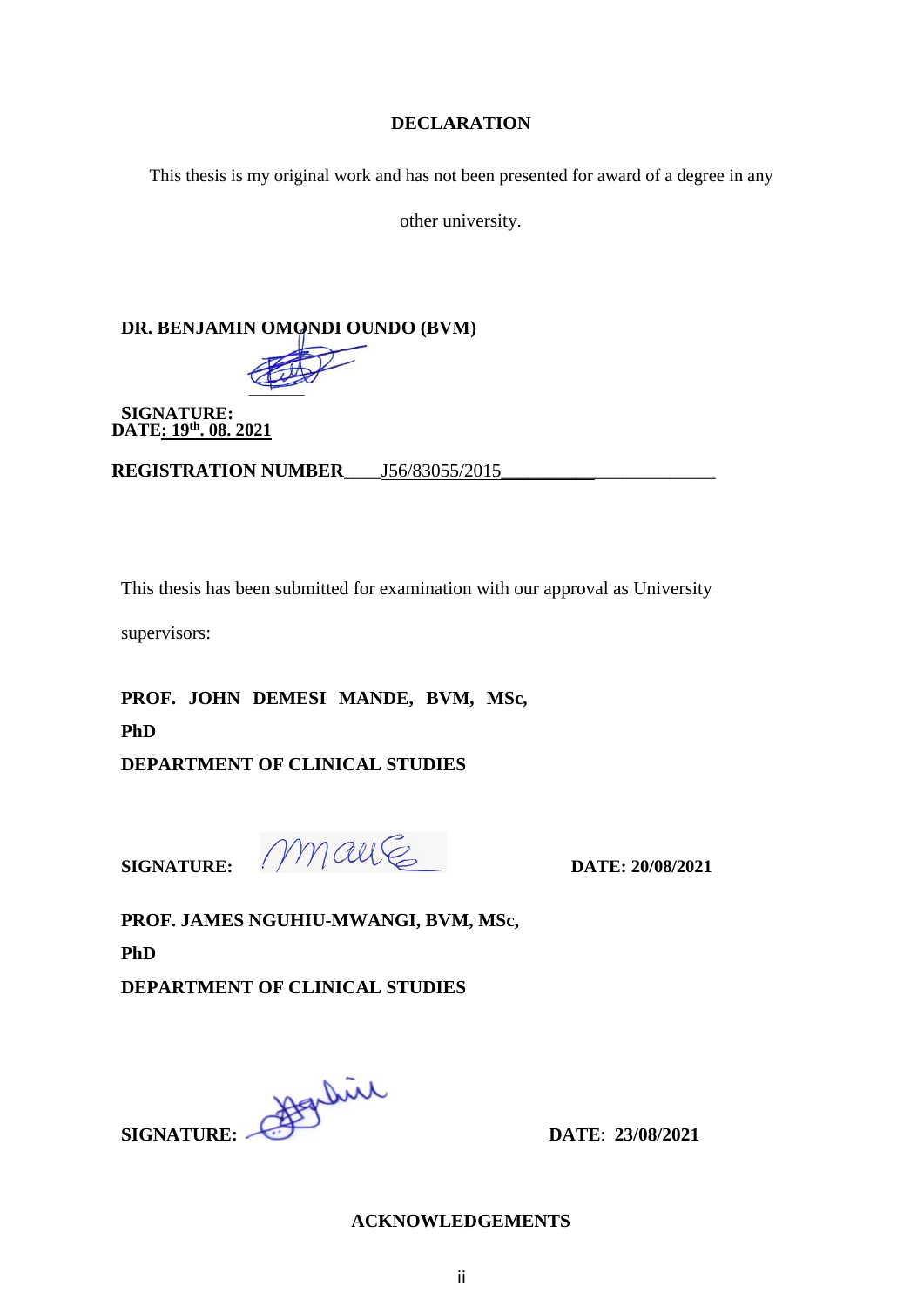## DECLARATION

This thesis is my original work and has not been presented for award of a degree in any other university.

**DR. BENJAMIN OMONDI OUNDO (BVM)**

**SIGNATURE:**

**DATE: 19th. 08. 2021**

**REGISTRATION NUMBER** J56/83055/2015

This thesis has been submitted for examination with our approval as University supervisors:

**PROF. JOHN DEMESI MANDE, BVM, MSc, PhD**

**DEPARTMENT OF CLINICAL STUDIES**

**SIGNATURE:** **DATE: 20/08/2021**

**PROF. JAMES NGUHIU-MWANGI, BVM, MSc, PhD**

**DEPARTMENT OF CLINICAL STUDIES**

**SIGNATURE:** **DATE: 23/08/2021**

## ACKNOWLEDGEMENTS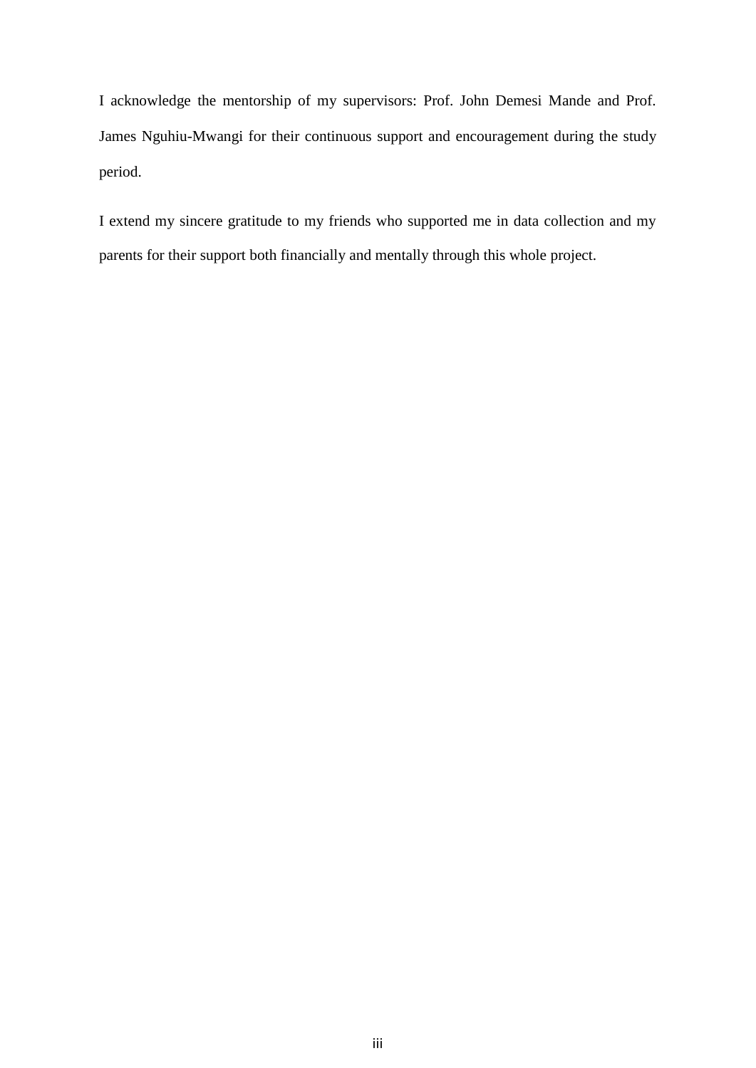I acknowledge the mentorship of my supervisors: Prof. John Demesi Mande and Prof. James Nguhiu-Mwangi for their continuous support and encouragement during the study period.

I extend my sincere gratitude to my friends who supported me in data collection and my parents for their support both financially and mentally through this whole project.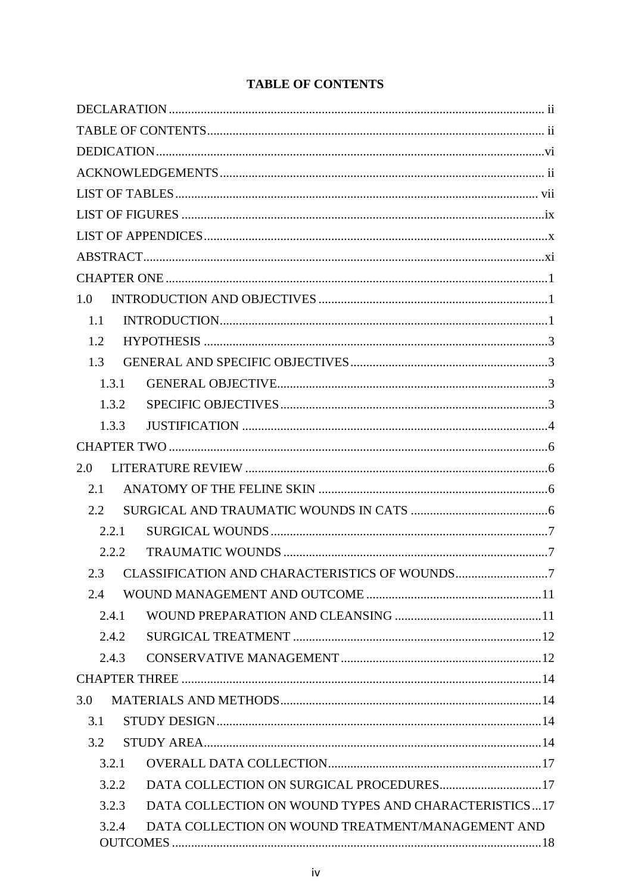# TABLE OF CONTENTS

DECLARATION ..... ii

TABLE OF CONTENTS ..... ii

DEDICATION ..... vi

ACKNOWLEDGEMENTS ..... ii

LIST OF TABLES ..... vii

LIST OF FIGURES ..... ix

LIST OF APPENDICES ..... x

ABSTRACT ..... xi

CHAPTER ONE ..... 1

1.0 INTRODUCTION AND OBJECTIVES ..... 1

- 1.1 INTRODUCTION ..... 1
- 1.2 HYPOTHESIS ..... 3
- 1.3 GENERAL AND SPECIFIC OBJECTIVES ..... 3
  - 1.3.1 GENERAL OBJECTIVE ..... 3
  - 1.3.2 SPECIFIC OBJECTIVES ..... 3
  - 1.3.3 JUSTIFICATION ..... 4

CHAPTER TWO ..... 6

2.0 LITERATURE REVIEW ..... 6

- 2.1 ANATOMY OF THE FELINE SKIN ..... 6
- 2.2 SURGICAL AND TRAUMATIC WOUNDS IN CATS ..... 6
  - 2.2.1 SURGICAL WOUNDS ..... 7
  - 2.2.2 TRAUMATIC WOUNDS ..... 7
- 2.3 CLASSIFICATION AND CHARACTERISTICS OF WOUNDS ..... 7
- 2.4 WOUND MANAGEMENT AND OUTCOME ..... 11
  - 2.4.1 WOUND PREPARATION AND CLEANSING ..... 11
  - 2.4.2 SURGICAL TREATMENT ..... 12
  - 2.4.3 CONSERVATIVE MANAGEMENT ..... 12

CHAPTER THREE ..... 14

3.0 MATERIALS AND METHODS ..... 14

- 3.1 STUDY DESIGN ..... 14
- 3.2 STUDY AREA ..... 14
  - 3.2.1 OVERALL DATA COLLECTION ..... 17
  - 3.2.2 DATA COLLECTION ON SURGICAL PROCEDURES ..... 17
  - 3.2.3 DATA COLLECTION ON WOUND TYPES AND CHARACTERISTICS ..... 17
  - 3.2.4 DATA COLLECTION ON WOUND TREATMENT/MANAGEMENT AND OUTCOMES ..... 18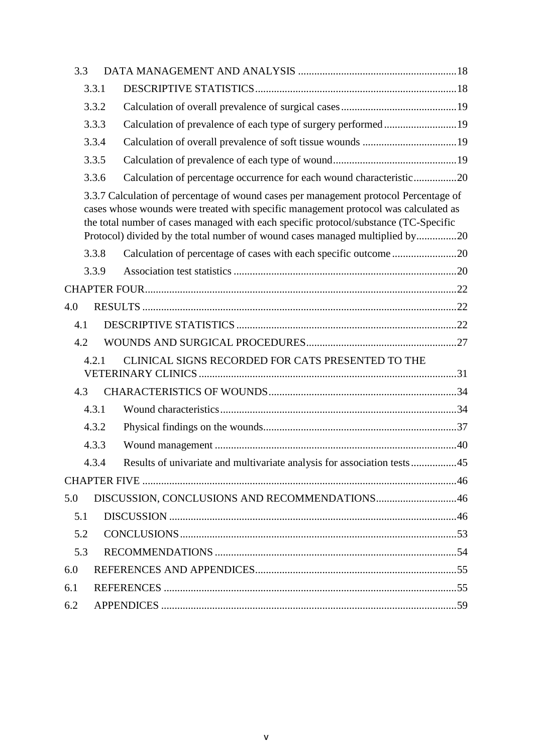3.3 DATA MANAGEMENT AND ANALYSIS ........................................................... 18

3.3.1 DESCRIPTIVE STATISTICS ........................................................... 18

3.3.2 Calculation of overall prevalence of surgical cases ........................................... 19

3.3.3 Calculation of prevalence of each type of surgery performed ........................... 19

3.3.4 Calculation of overall prevalence of soft tissue wounds ................................... 19

3.3.5 Calculation of prevalence of each type of wound ............................................. 19

3.3.6 Calculation of percentage occurrence for each wound characteristic ................ 20

3.3.7 Calculation of percentage of wound cases per management protocol Percentage of cases whose wounds were treated with specific management protocol was calculated as the total number of cases managed with each specific protocol/substance (TC-Specific Protocol) divided by the total number of wound cases managed multiplied by ............... 20

3.3.8 Calculation of percentage of cases with each specific outcome ........................ 20

3.3.9 Association test statistics ........................................................... 20

CHAPTER FOUR ........................................................... 22

4.0 RESULTS ........................................................... 22

4.1 DESCRIPTIVE STATISTICS ........................................................... 22

4.2 WOUNDS AND SURGICAL PROCEDURES ........................................................ 27

4.2.1 CLINICAL SIGNS RECORDED FOR CATS PRESENTED TO THE VETERINARY CLINICS ........................................................... 31

4.3 CHARACTERISTICS OF WOUNDS ........................................................... 34

4.3.1 Wound characteristics ........................................................... 34

4.3.2 Physical findings on the wounds ........................................................... 37

4.3.3 Wound management ........................................................... 40

4.3.4 Results of univariate and multivariate analysis for association tests ................. 45

CHAPTER FIVE ........................................................... 46

5.0 DISCUSSION, CONCLUSIONS AND RECOMMENDATIONS .............................. 46

5.1 DISCUSSION ........................................................... 46

5.2 CONCLUSIONS ........................................................... 53

5.3 RECOMMENDATIONS ........................................................... 54

6.0 REFERENCES AND APPENDICES ........................................................... 55

6.1 REFERENCES ........................................................... 55

6.2 APPENDICES ........................................................... 59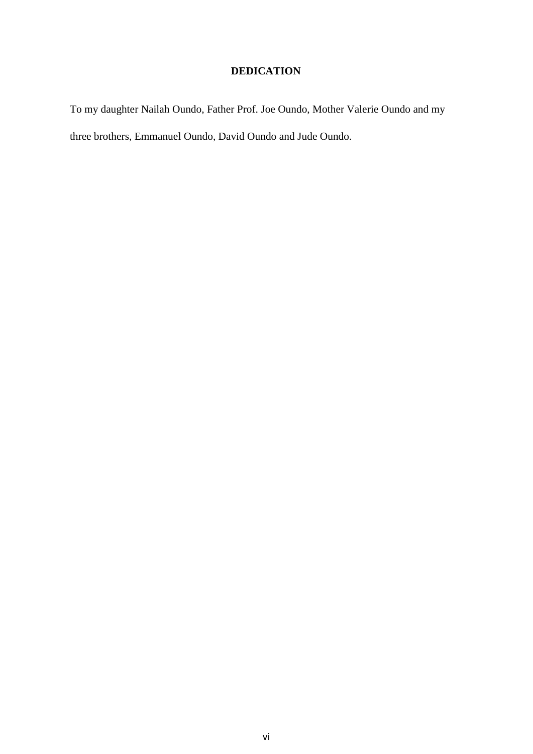## DEDICATION

To my daughter Nailah Oundo, Father Prof. Joe Oundo, Mother Valerie Oundo and my three brothers, Emmanuel Oundo, David Oundo and Jude Oundo.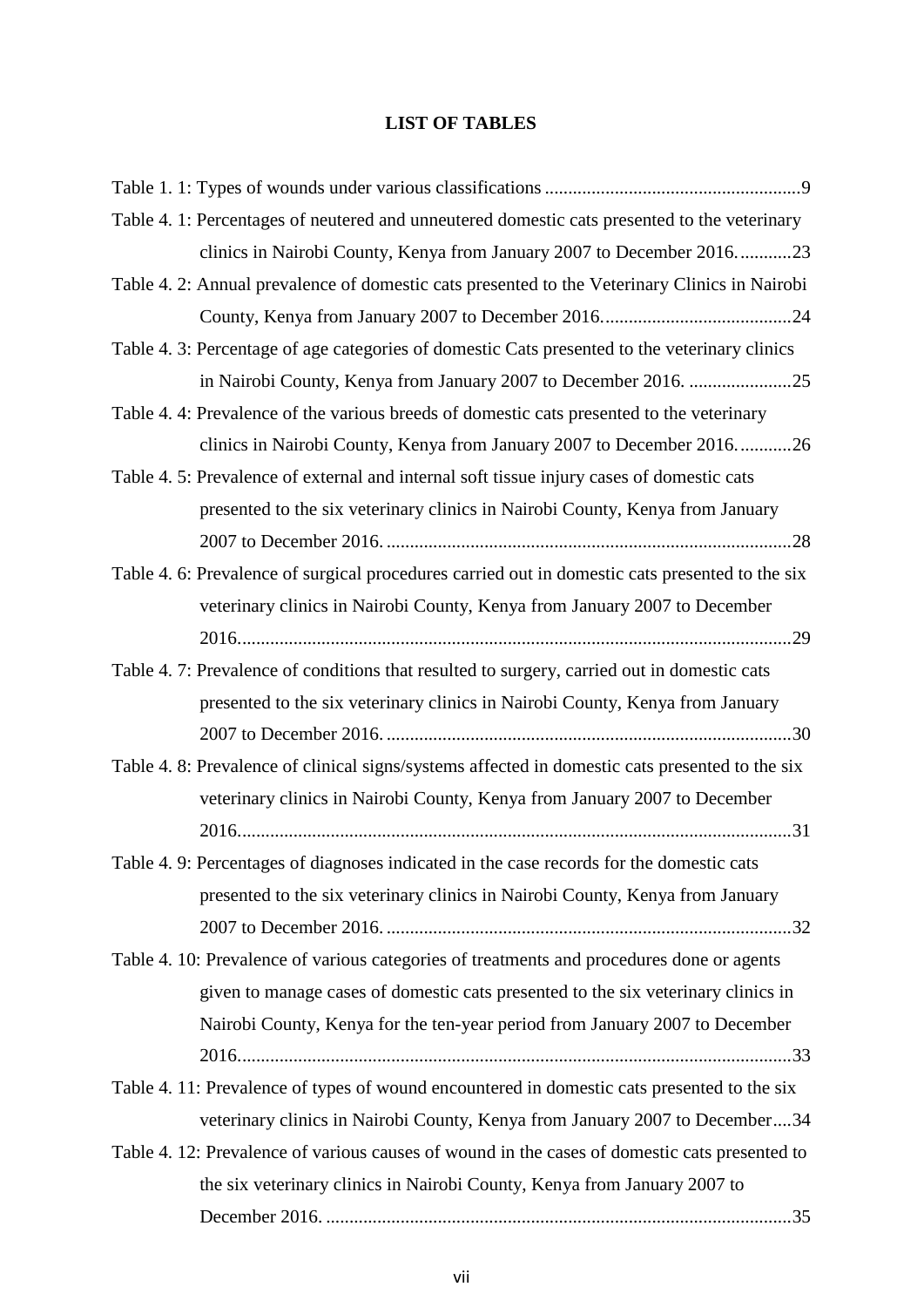# LIST OF TABLES

Table 1. 1: Types of wounds under various classifications ......................................................9

Table 4. 1: Percentages of neutered and unneutered domestic cats presented to the veterinary clinics in Nairobi County, Kenya from January 2007 to December 2016. ...........23

Table 4. 2: Annual prevalence of domestic cats presented to the Veterinary Clinics in Nairobi County, Kenya from January 2007 to December 2016. ........................................24

Table 4. 3: Percentage of age categories of domestic Cats presented to the veterinary clinics in Nairobi County, Kenya from January 2007 to December 2016. ......................25

Table 4. 4: Prevalence of the various breeds of domestic cats presented to the veterinary clinics in Nairobi County, Kenya from January 2007 to December 2016. ...........26

Table 4. 5: Prevalence of external and internal soft tissue injury cases of domestic cats presented to the six veterinary clinics in Nairobi County, Kenya from January 2007 to December 2016. .......................................................................................28

Table 4. 6: Prevalence of surgical procedures carried out in domestic cats presented to the six veterinary clinics in Nairobi County, Kenya from January 2007 to December 2016.......................................................................................................................29

Table 4. 7: Prevalence of conditions that resulted to surgery, carried out in domestic cats presented to the six veterinary clinics in Nairobi County, Kenya from January 2007 to December 2016. .......................................................................................30

Table 4. 8: Prevalence of clinical signs/systems affected in domestic cats presented to the six veterinary clinics in Nairobi County, Kenya from January 2007 to December 2016.......................................................................................................................31

Table 4. 9: Percentages of diagnoses indicated in the case records for the domestic cats presented to the six veterinary clinics in Nairobi County, Kenya from January 2007 to December 2016. .......................................................................................32

Table 4. 10: Prevalence of various categories of treatments and procedures done or agents given to manage cases of domestic cats presented to the six veterinary clinics in Nairobi County, Kenya for the ten-year period from January 2007 to December 2016.......................................................................................................................33

Table 4. 11: Prevalence of types of wound encountered in domestic cats presented to the six veterinary clinics in Nairobi County, Kenya from January 2007 to December....34

Table 4. 12: Prevalence of various causes of wound in the cases of domestic cats presented to the six veterinary clinics in Nairobi County, Kenya from January 2007 to December 2016. ...................................................................................................35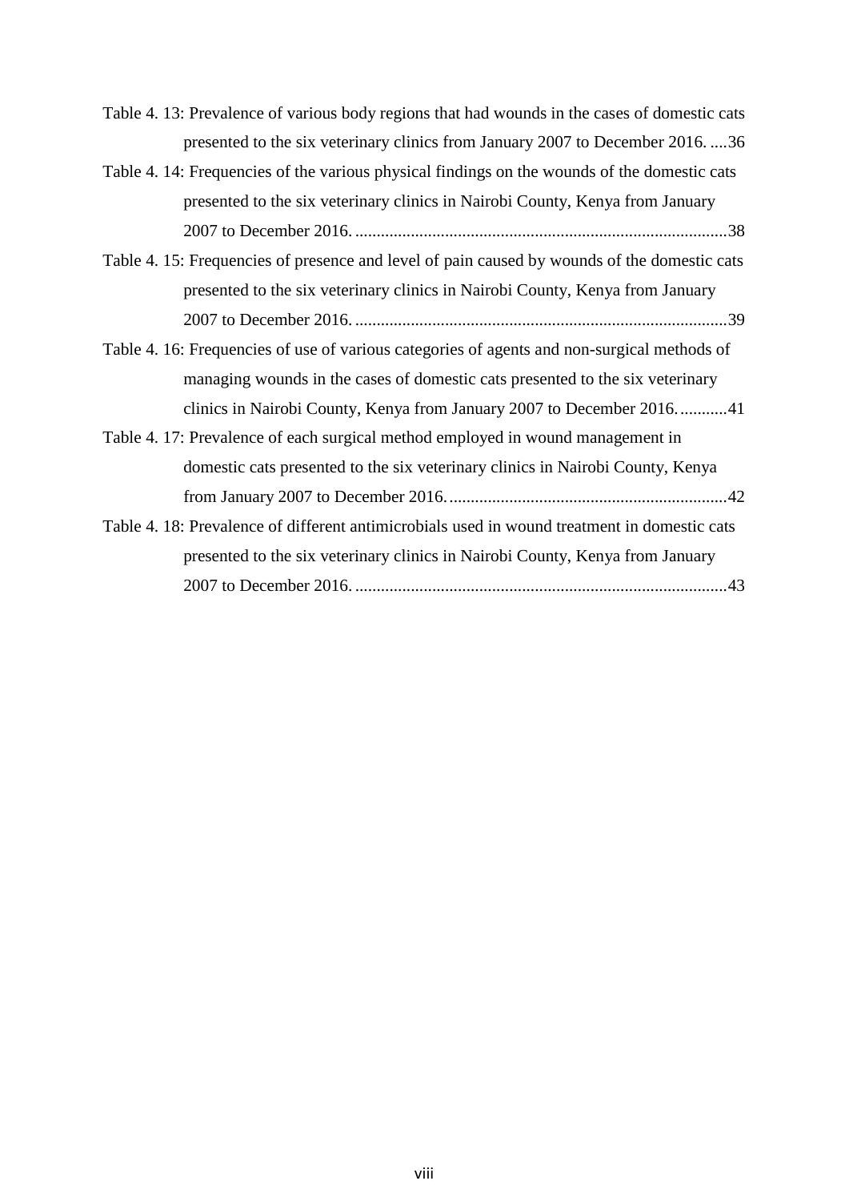Table 4. 13: Prevalence of various body regions that had wounds in the cases of domestic cats presented to the six veterinary clinics from January 2007 to December 2016. ....36

Table 4. 14: Frequencies of the various physical findings on the wounds of the domestic cats presented to the six veterinary clinics in Nairobi County, Kenya from January 2007 to December 2016. .......................................................................................38

Table 4. 15: Frequencies of presence and level of pain caused by wounds of the domestic cats presented to the six veterinary clinics in Nairobi County, Kenya from January 2007 to December 2016. .......................................................................................39

Table 4. 16: Frequencies of use of various categories of agents and non-surgical methods of managing wounds in the cases of domestic cats presented to the six veterinary clinics in Nairobi County, Kenya from January 2007 to December 2016. ...........41

Table 4. 17: Prevalence of each surgical method employed in wound management in domestic cats presented to the six veterinary clinics in Nairobi County, Kenya from January 2007 to December 2016. .................................................................42

Table 4. 18: Prevalence of different antimicrobials used in wound treatment in domestic cats presented to the six veterinary clinics in Nairobi County, Kenya from January 2007 to December 2016. .......................................................................................43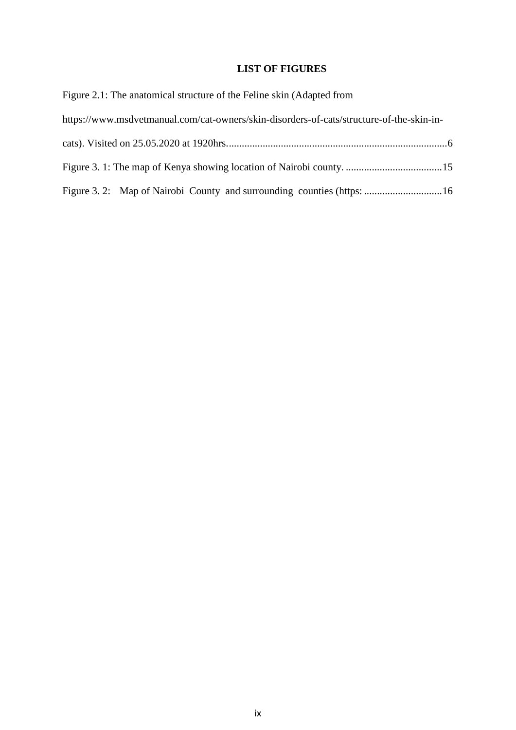## LIST OF FIGURES

Figure 2.1: The anatomical structure of the Feline skin (Adapted from https://www.msdvetmanual.com/cat-owners/skin-disorders-of-cats/structure-of-the-skin-in-cats). Visited on 25.05.2020 at 1920hrs. .....6

Figure 3. 1: The map of Kenya showing location of Nairobi county. .....15

Figure 3. 2: Map of Nairobi County and surrounding counties (https: .....16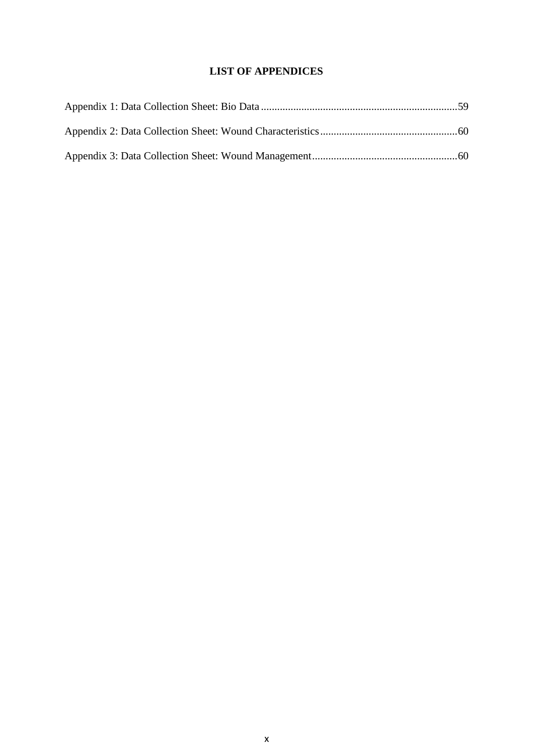# LIST OF APPENDICES

Appendix 1: Data Collection Sheet: Bio Data ........................................................................59

Appendix 2: Data Collection Sheet: Wound Characteristics..................................................60

Appendix 3: Data Collection Sheet: Wound Management.....................................................60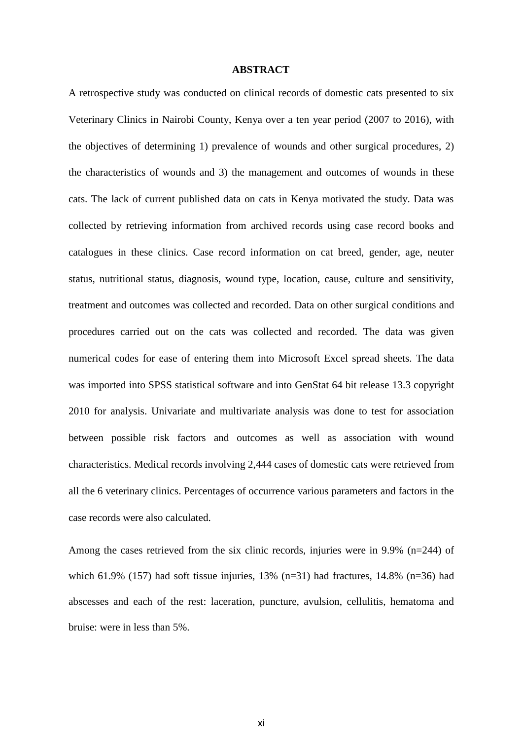# ABSTRACT

A retrospective study was conducted on clinical records of domestic cats presented to six Veterinary Clinics in Nairobi County, Kenya over a ten year period (2007 to 2016), with the objectives of determining 1) prevalence of wounds and other surgical procedures, 2) the characteristics of wounds and 3) the management and outcomes of wounds in these cats. The lack of current published data on cats in Kenya motivated the study. Data was collected by retrieving information from archived records using case record books and catalogues in these clinics. Case record information on cat breed, gender, age, neuter status, nutritional status, diagnosis, wound type, location, cause, culture and sensitivity, treatment and outcomes was collected and recorded. Data on other surgical conditions and procedures carried out on the cats was collected and recorded. The data was given numerical codes for ease of entering them into Microsoft Excel spread sheets. The data was imported into SPSS statistical software and into GenStat 64 bit release 13.3 copyright 2010 for analysis. Univariate and multivariate analysis was done to test for association between possible risk factors and outcomes as well as association with wound characteristics. Medical records involving 2,444 cases of domestic cats were retrieved from all the 6 veterinary clinics. Percentages of occurrence various parameters and factors in the case records were also calculated.

Among the cases retrieved from the six clinic records, injuries were in 9.9% (n=244) of which 61.9% (157) had soft tissue injuries, 13% (n=31) had fractures, 14.8% (n=36) had abscesses and each of the rest: laceration, puncture, avulsion, cellulitis, hematoma and bruise: were in less than 5%.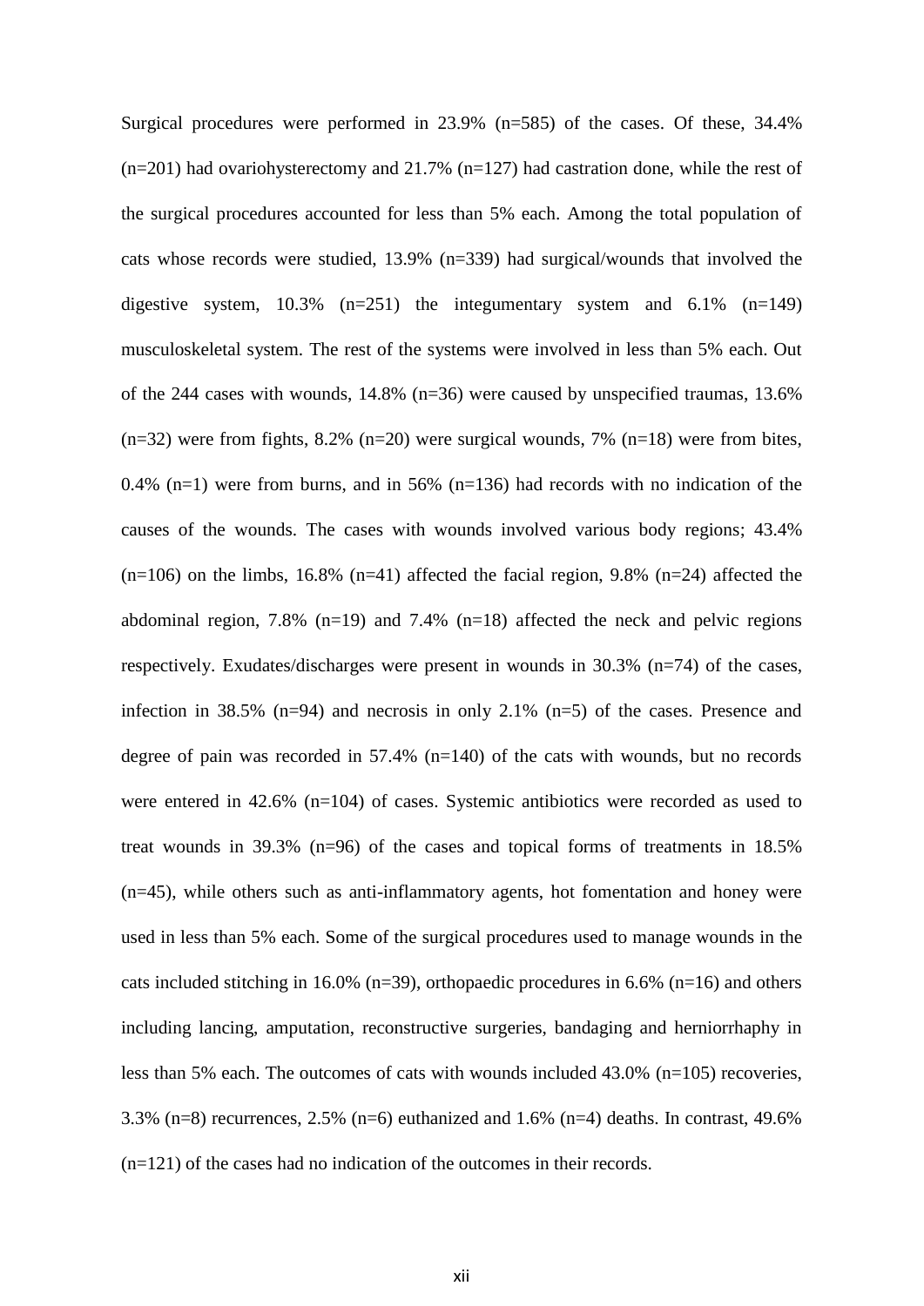Surgical procedures were performed in 23.9% (n=585) of the cases. Of these, 34.4% (n=201) had ovariohysterectomy and 21.7% (n=127) had castration done, while the rest of the surgical procedures accounted for less than 5% each. Among the total population of cats whose records were studied, 13.9% (n=339) had surgical/wounds that involved the digestive system, 10.3% (n=251) the integumentary system and 6.1% (n=149) musculoskeletal system. The rest of the systems were involved in less than 5% each. Out of the 244 cases with wounds, 14.8% (n=36) were caused by unspecified traumas, 13.6% (n=32) were from fights, 8.2% (n=20) were surgical wounds, 7% (n=18) were from bites, 0.4% (n=1) were from burns, and in 56% (n=136) had records with no indication of the causes of the wounds. The cases with wounds involved various body regions; 43.4% (n=106) on the limbs, 16.8% (n=41) affected the facial region, 9.8% (n=24) affected the abdominal region, 7.8% (n=19) and 7.4% (n=18) affected the neck and pelvic regions respectively. Exudates/discharges were present in wounds in 30.3% (n=74) of the cases, infection in 38.5% (n=94) and necrosis in only 2.1% (n=5) of the cases. Presence and degree of pain was recorded in 57.4% (n=140) of the cats with wounds, but no records were entered in 42.6% (n=104) of cases. Systemic antibiotics were recorded as used to treat wounds in 39.3% (n=96) of the cases and topical forms of treatments in 18.5% (n=45), while others such as anti-inflammatory agents, hot fomentation and honey were used in less than 5% each. Some of the surgical procedures used to manage wounds in the cats included stitching in 16.0% (n=39), orthopaedic procedures in 6.6% (n=16) and others including lancing, amputation, reconstructive surgeries, bandaging and herniorrhaphy in less than 5% each. The outcomes of cats with wounds included 43.0% (n=105) recoveries, 3.3% (n=8) recurrences, 2.5% (n=6) euthanized and 1.6% (n=4) deaths. In contrast, 49.6% (n=121) of the cases had no indication of the outcomes in their records.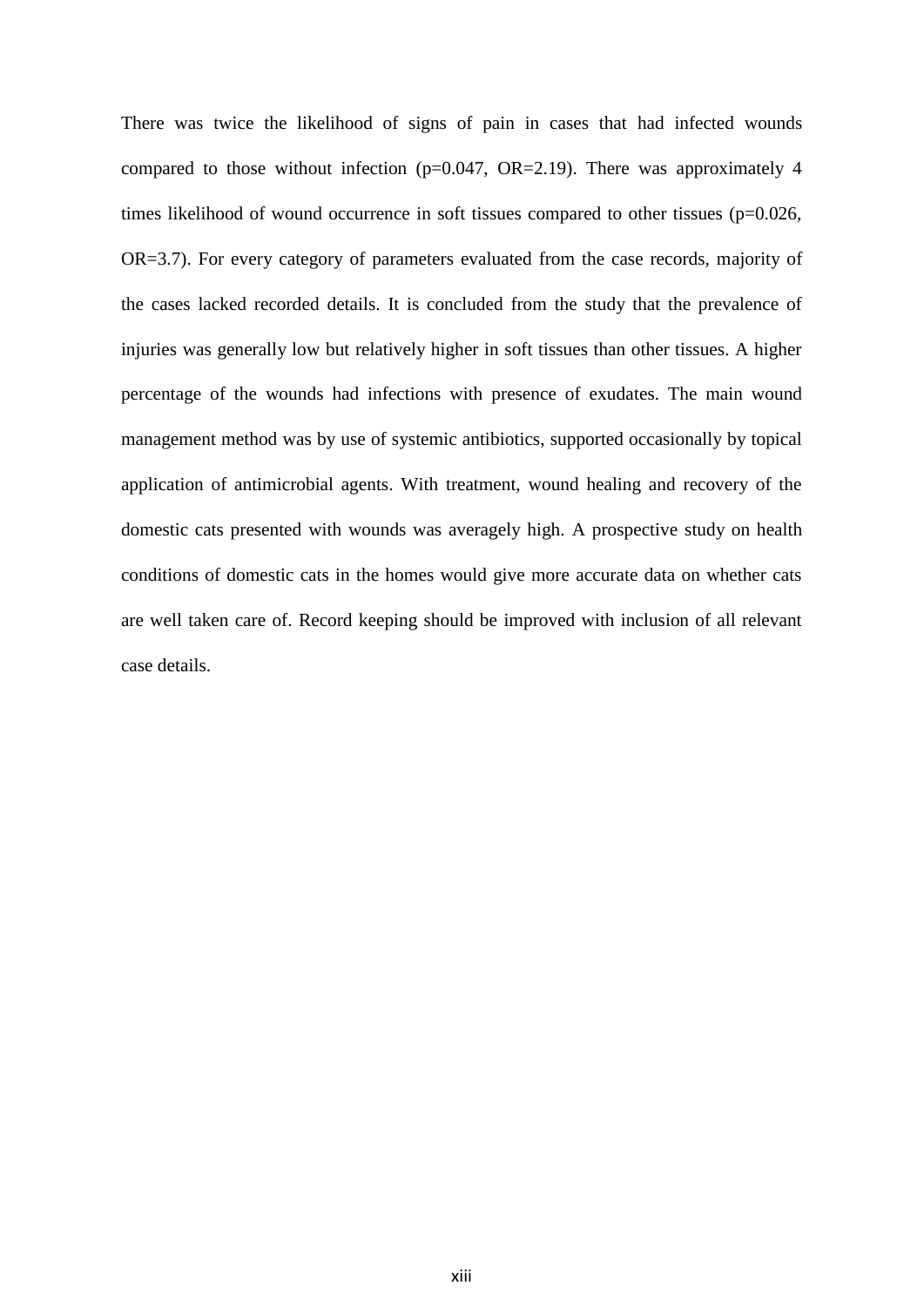There was twice the likelihood of signs of pain in cases that had infected wounds compared to those without infection ($p=0.047$, $OR=2.19$). There was approximately 4 times likelihood of wound occurrence in soft tissues compared to other tissues ($p=0.026$, $OR=3.7$). For every category of parameters evaluated from the case records, majority of the cases lacked recorded details. It is concluded from the study that the prevalence of injuries was generally low but relatively higher in soft tissues than other tissues. A higher percentage of the wounds had infections with presence of exudates. The main wound management method was by use of systemic antibiotics, supported occasionally by topical application of antimicrobial agents. With treatment, wound healing and recovery of the domestic cats presented with wounds was averagely high. A prospective study on health conditions of domestic cats in the homes would give more accurate data on whether cats are well taken care of. Record keeping should be improved with inclusion of all relevant case details.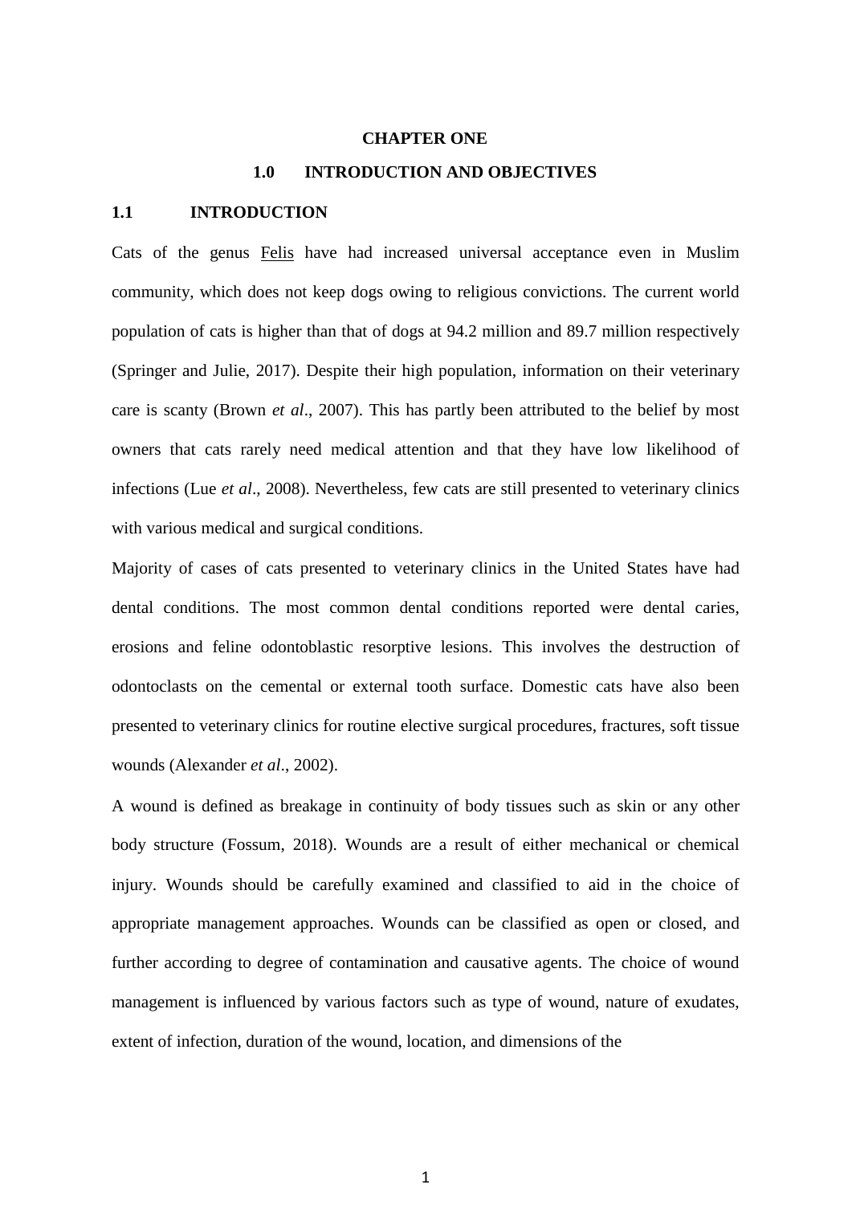# CHAPTER ONE

## 1.0 INTRODUCTION AND OBJECTIVES

### 1.1 INTRODUCTION

Cats of the genus Felis have had increased universal acceptance even in Muslim community, which does not keep dogs owing to religious convictions. The current world population of cats is higher than that of dogs at 94.2 million and 89.7 million respectively (Springer and Julie, 2017). Despite their high population, information on their veterinary care is scanty (Brown *et al*., 2007). This has partly been attributed to the belief by most owners that cats rarely need medical attention and that they have low likelihood of infections (Lue *et al*., 2008). Nevertheless, few cats are still presented to veterinary clinics with various medical and surgical conditions.

Majority of cases of cats presented to veterinary clinics in the United States have had dental conditions. The most common dental conditions reported were dental caries, erosions and feline odontoblastic resorptive lesions. This involves the destruction of odontoclasts on the cemental or external tooth surface. Domestic cats have also been presented to veterinary clinics for routine elective surgical procedures, fractures, soft tissue wounds (Alexander *et al*., 2002).

A wound is defined as breakage in continuity of body tissues such as skin or any other body structure (Fossum, 2018). Wounds are a result of either mechanical or chemical injury. Wounds should be carefully examined and classified to aid in the choice of appropriate management approaches. Wounds can be classified as open or closed, and further according to degree of contamination and causative agents. The choice of wound management is influenced by various factors such as type of wound, nature of exudates, extent of infection, duration of the wound, location, and dimensions of the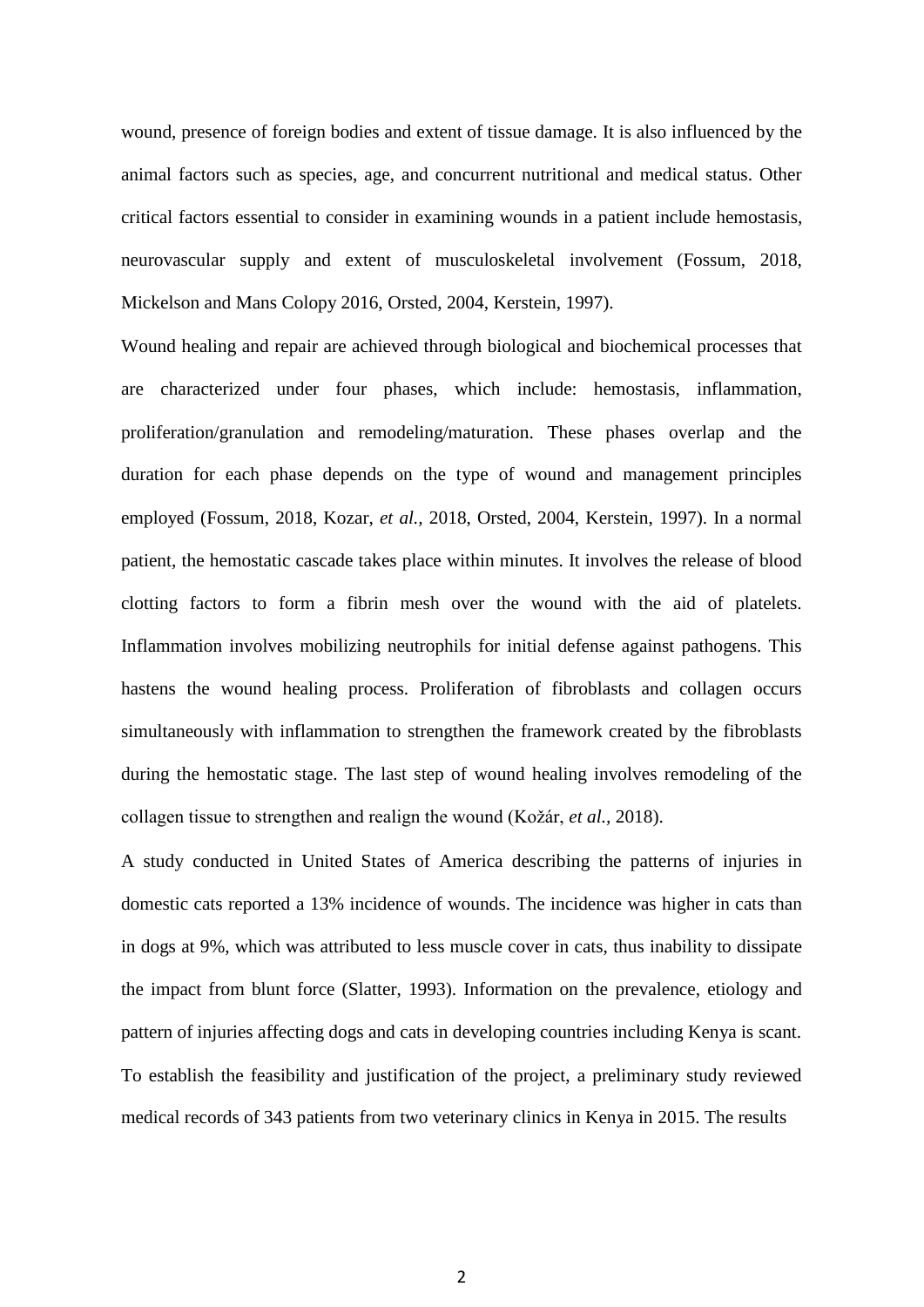wound, presence of foreign bodies and extent of tissue damage. It is also influenced by the animal factors such as species, age, and concurrent nutritional and medical status. Other critical factors essential to consider in examining wounds in a patient include hemostasis, neurovascular supply and extent of musculoskeletal involvement (Fossum, 2018, Mickelson and Mans Colopy 2016, Orsted, 2004, Kerstein, 1997).

Wound healing and repair are achieved through biological and biochemical processes that are characterized under four phases, which include: hemostasis, inflammation, proliferation/granulation and remodeling/maturation. These phases overlap and the duration for each phase depends on the type of wound and management principles employed (Fossum, 2018, Kozar, *et al.,* 2018, Orsted, 2004, Kerstein, 1997). In a normal patient, the hemostatic cascade takes place within minutes. It involves the release of blood clotting factors to form a fibrin mesh over the wound with the aid of platelets. Inflammation involves mobilizing neutrophils for initial defense against pathogens. This hastens the wound healing process. Proliferation of fibroblasts and collagen occurs simultaneously with inflammation to strengthen the framework created by the fibroblasts during the hemostatic stage. The last step of wound healing involves remodeling of the collagen tissue to strengthen and realign the wound (Kožár, *et al.,* 2018).

A study conducted in United States of America describing the patterns of injuries in domestic cats reported a 13% incidence of wounds. The incidence was higher in cats than in dogs at 9%, which was attributed to less muscle cover in cats, thus inability to dissipate the impact from blunt force (Slatter, 1993). Information on the prevalence, etiology and pattern of injuries affecting dogs and cats in developing countries including Kenya is scant. To establish the feasibility and justification of the project, a preliminary study reviewed medical records of 343 patients from two veterinary clinics in Kenya in 2015. The results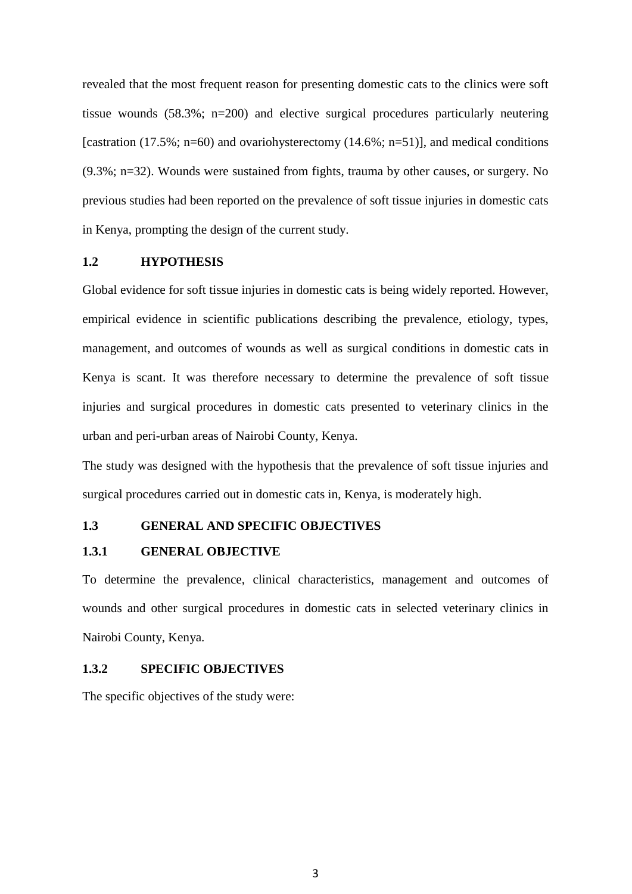revealed that the most frequent reason for presenting domestic cats to the clinics were soft tissue wounds (58.3%; n=200) and elective surgical procedures particularly neutering [castration (17.5%; n=60) and ovariohysterectomy (14.6%; n=51)], and medical conditions (9.3%; n=32). Wounds were sustained from fights, trauma by other causes, or surgery. No previous studies had been reported on the prevalence of soft tissue injuries in domestic cats in Kenya, prompting the design of the current study.

## 1.2 HYPOTHESIS

Global evidence for soft tissue injuries in domestic cats is being widely reported. However, empirical evidence in scientific publications describing the prevalence, etiology, types, management, and outcomes of wounds as well as surgical conditions in domestic cats in Kenya is scant. It was therefore necessary to determine the prevalence of soft tissue injuries and surgical procedures in domestic cats presented to veterinary clinics in the urban and peri-urban areas of Nairobi County, Kenya.

The study was designed with the hypothesis that the prevalence of soft tissue injuries and surgical procedures carried out in domestic cats in, Kenya, is moderately high.

## 1.3 GENERAL AND SPECIFIC OBJECTIVES

### 1.3.1 GENERAL OBJECTIVE

To determine the prevalence, clinical characteristics, management and outcomes of wounds and other surgical procedures in domestic cats in selected veterinary clinics in Nairobi County, Kenya.

### 1.3.2 SPECIFIC OBJECTIVES

The specific objectives of the study were: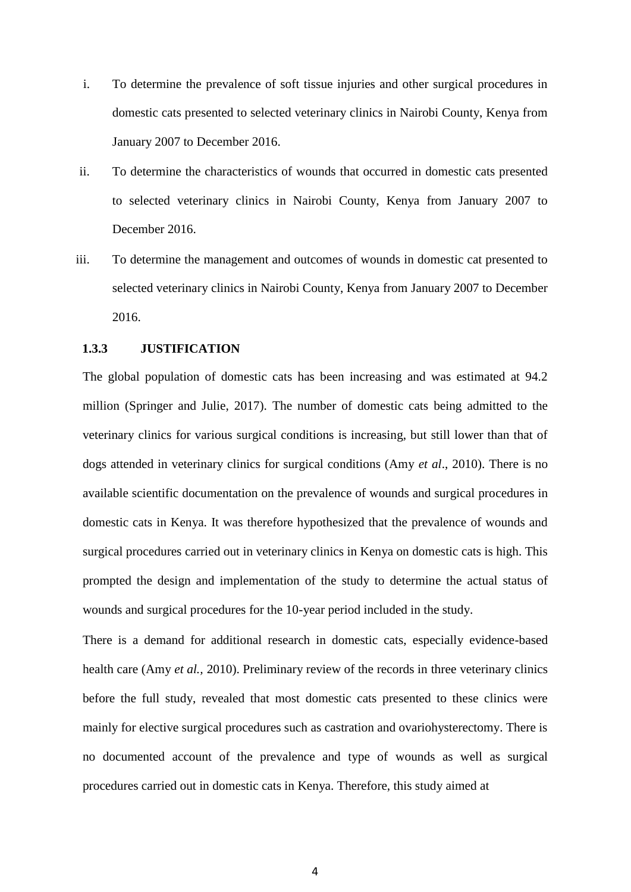i. To determine the prevalence of soft tissue injuries and other surgical procedures in domestic cats presented to selected veterinary clinics in Nairobi County, Kenya from January 2007 to December 2016.

ii. To determine the characteristics of wounds that occurred in domestic cats presented to selected veterinary clinics in Nairobi County, Kenya from January 2007 to December 2016.

iii. To determine the management and outcomes of wounds in domestic cat presented to selected veterinary clinics in Nairobi County, Kenya from January 2007 to December 2016.

### 1.3.3 JUSTIFICATION

The global population of domestic cats has been increasing and was estimated at 94.2 million (Springer and Julie, 2017). The number of domestic cats being admitted to the veterinary clinics for various surgical conditions is increasing, but still lower than that of dogs attended in veterinary clinics for surgical conditions (Amy *et al*., 2010). There is no available scientific documentation on the prevalence of wounds and surgical procedures in domestic cats in Kenya. It was therefore hypothesized that the prevalence of wounds and surgical procedures carried out in veterinary clinics in Kenya on domestic cats is high. This prompted the design and implementation of the study to determine the actual status of wounds and surgical procedures for the 10-year period included in the study.

There is a demand for additional research in domestic cats, especially evidence-based health care (Amy *et al.,* 2010). Preliminary review of the records in three veterinary clinics before the full study, revealed that most domestic cats presented to these clinics were mainly for elective surgical procedures such as castration and ovariohysterectomy. There is no documented account of the prevalence and type of wounds as well as surgical procedures carried out in domestic cats in Kenya. Therefore, this study aimed at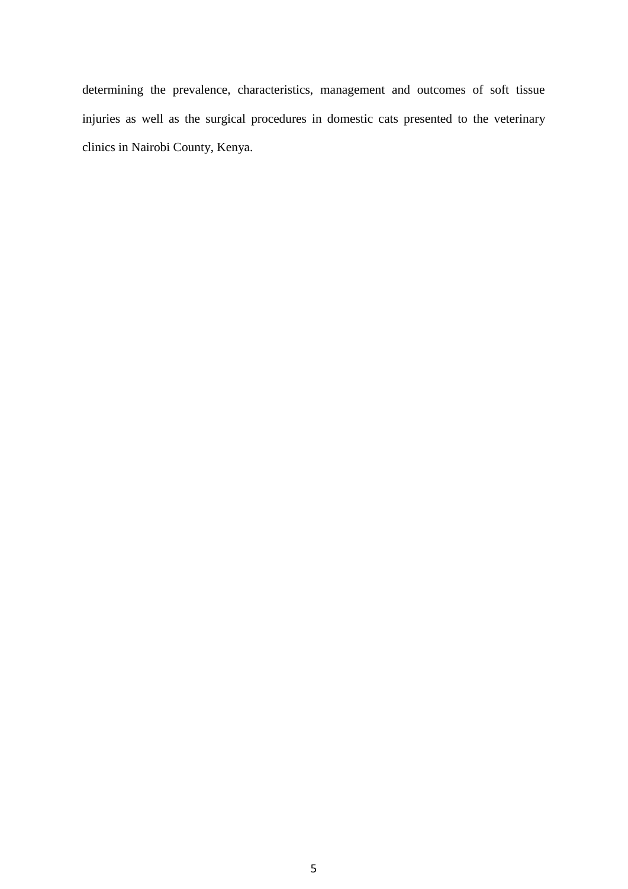determining the prevalence, characteristics, management and outcomes of soft tissue injuries as well as the surgical procedures in domestic cats presented to the veterinary clinics in Nairobi County, Kenya.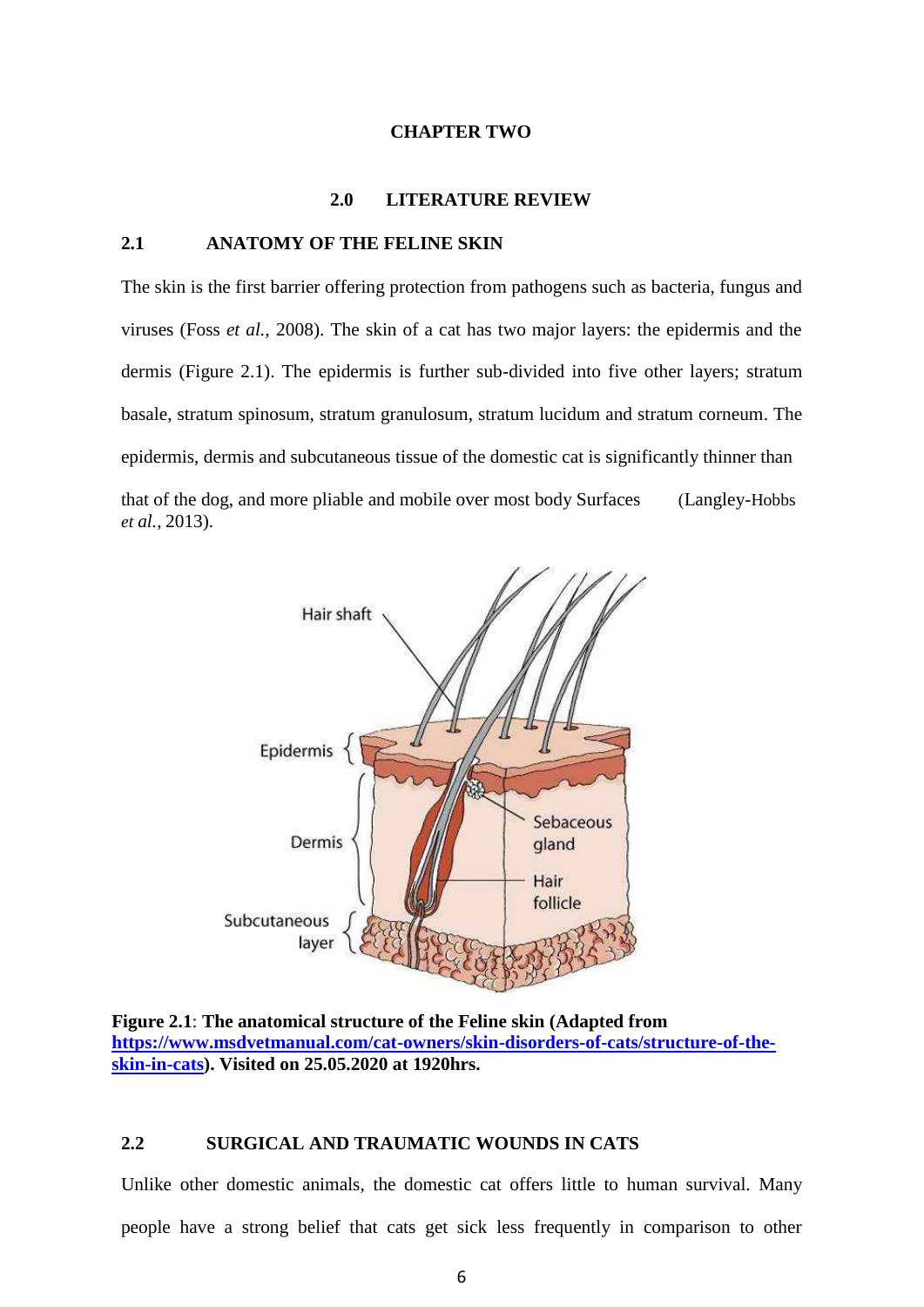# CHAPTER TWO

## 2.0 LITERATURE REVIEW

### 2.1 ANATOMY OF THE FELINE SKIN

The skin is the first barrier offering protection from pathogens such as bacteria, fungus and viruses (Foss *et al.*, 2008). The skin of a cat has two major layers: the epidermis and the dermis (Figure 2.1). The epidermis is further sub-divided into five other layers; stratum basale, stratum spinosum, stratum granulosum, stratum lucidum and stratum corneum. The epidermis, dermis and subcutaneous tissue of the domestic cat is significantly thinner than that of the dog, and more pliable and mobile over most body Surfaces (Langley-Hobbs *et al.*, 2013).

**Figure 2.1**: **The anatomical structure of the Feline skin (Adapted from https://www.msdvetmanual.com/cat-owners/skin-disorders-of-cats/structure-of-the-skin-in-cats). Visited on 25.05.2020 at 1920hrs.**

### 2.2 SURGICAL AND TRAUMATIC WOUNDS IN CATS

Unlike other domestic animals, the domestic cat offers little to human survival. Many people have a strong belief that cats get sick less frequently in comparison to other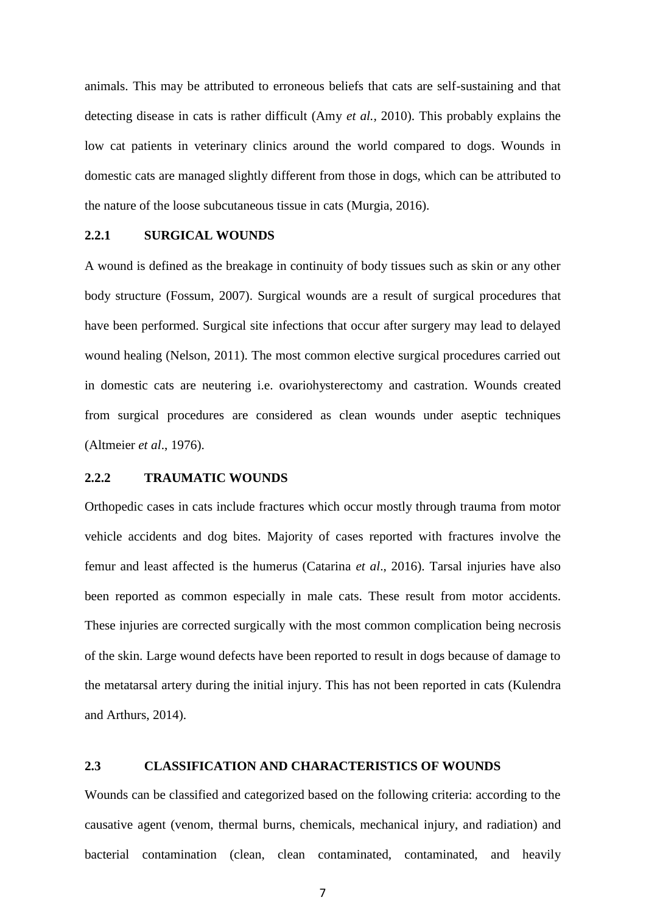animals. This may be attributed to erroneous beliefs that cats are self-sustaining and that detecting disease in cats is rather difficult (Amy *et al.,* 2010). This probably explains the low cat patients in veterinary clinics around the world compared to dogs. Wounds in domestic cats are managed slightly different from those in dogs, which can be attributed to the nature of the loose subcutaneous tissue in cats (Murgia, 2016).

### 2.2.1 SURGICAL WOUNDS

A wound is defined as the breakage in continuity of body tissues such as skin or any other body structure (Fossum, 2007). Surgical wounds are a result of surgical procedures that have been performed. Surgical site infections that occur after surgery may lead to delayed wound healing (Nelson, 2011). The most common elective surgical procedures carried out in domestic cats are neutering i.e. ovariohysterectomy and castration. Wounds created from surgical procedures are considered as clean wounds under aseptic techniques (Altmeier *et al*., 1976).

### 2.2.2 TRAUMATIC WOUNDS

Orthopedic cases in cats include fractures which occur mostly through trauma from motor vehicle accidents and dog bites. Majority of cases reported with fractures involve the femur and least affected is the humerus (Catarina *et al*., 2016). Tarsal injuries have also been reported as common especially in male cats. These result from motor accidents. These injuries are corrected surgically with the most common complication being necrosis of the skin. Large wound defects have been reported to result in dogs because of damage to the metatarsal artery during the initial injury. This has not been reported in cats (Kulendra and Arthurs, 2014).

## 2.3 CLASSIFICATION AND CHARACTERISTICS OF WOUNDS

Wounds can be classified and categorized based on the following criteria: according to the causative agent (venom, thermal burns, chemicals, mechanical injury, and radiation) and bacterial contamination (clean, clean contaminated, contaminated, and heavily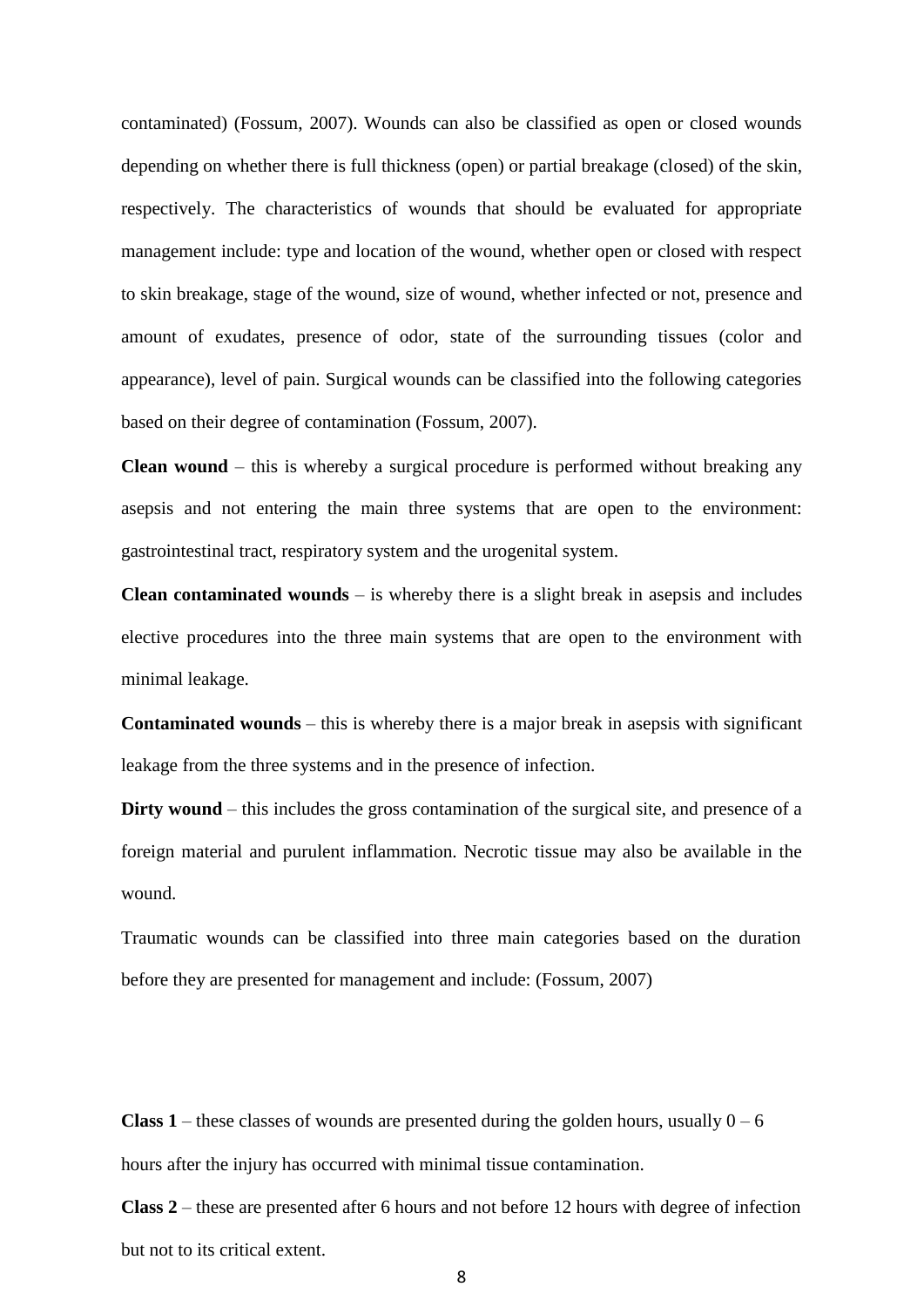contaminated) (Fossum, 2007). Wounds can also be classified as open or closed wounds depending on whether there is full thickness (open) or partial breakage (closed) of the skin, respectively. The characteristics of wounds that should be evaluated for appropriate management include: type and location of the wound, whether open or closed with respect to skin breakage, stage of the wound, size of wound, whether infected or not, presence and amount of exudates, presence of odor, state of the surrounding tissues (color and appearance), level of pain. Surgical wounds can be classified into the following categories based on their degree of contamination (Fossum, 2007).

**Clean wound** – this is whereby a surgical procedure is performed without breaking any asepsis and not entering the main three systems that are open to the environment: gastrointestinal tract, respiratory system and the urogenital system.

**Clean contaminated wounds** – is whereby there is a slight break in asepsis and includes elective procedures into the three main systems that are open to the environment with minimal leakage.

**Contaminated wounds** – this is whereby there is a major break in asepsis with significant leakage from the three systems and in the presence of infection.

**Dirty wound** – this includes the gross contamination of the surgical site, and presence of a foreign material and purulent inflammation. Necrotic tissue may also be available in the wound.

Traumatic wounds can be classified into three main categories based on the duration before they are presented for management and include: (Fossum, 2007)

**Class 1** – these classes of wounds are presented during the golden hours, usually 0 – 6 hours after the injury has occurred with minimal tissue contamination.

**Class 2** – these are presented after 6 hours and not before 12 hours with degree of infection but not to its critical extent.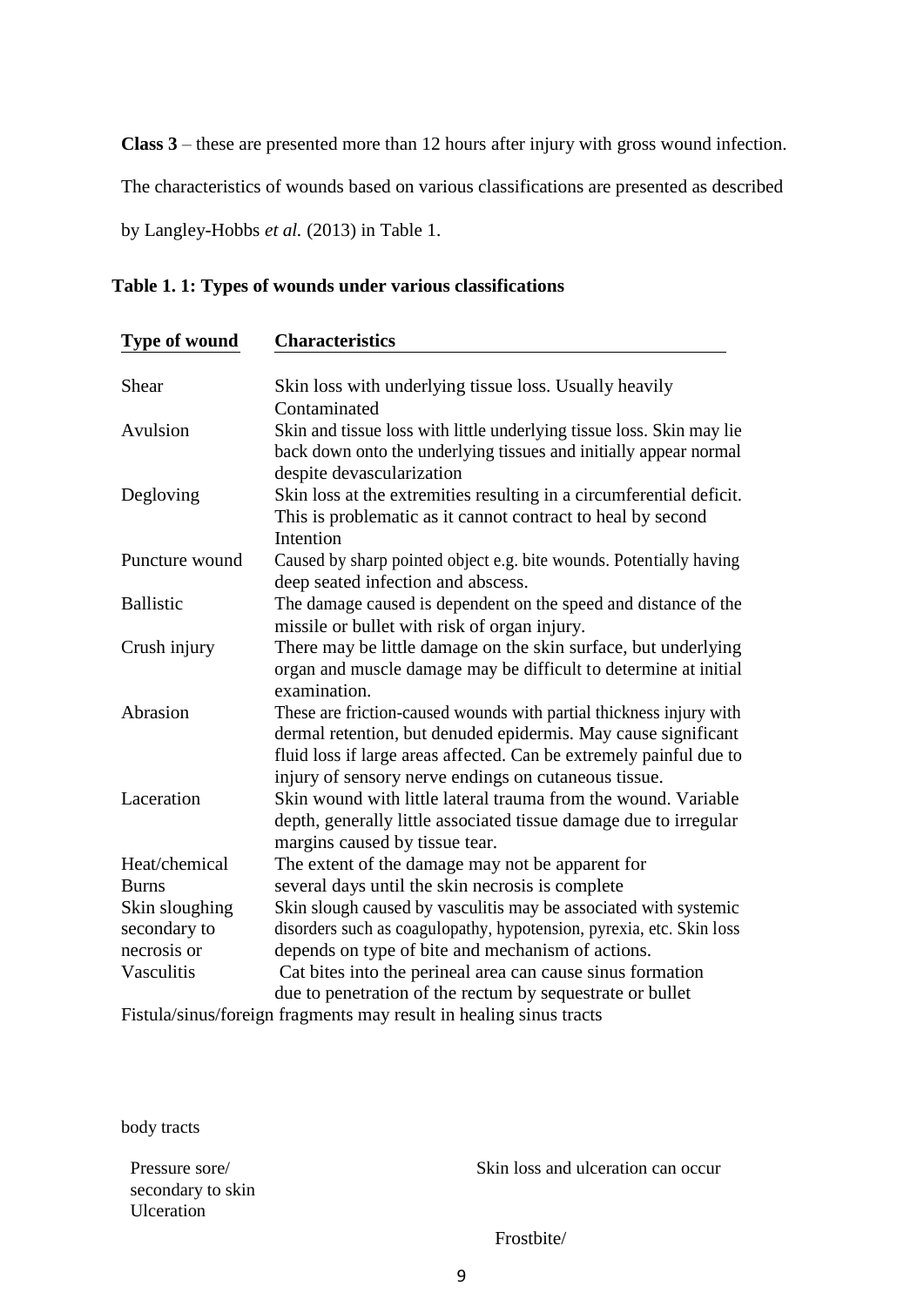**Class 3** – these are presented more than 12 hours after injury with gross wound infection.

The characteristics of wounds based on various classifications are presented as described by Langley-Hobbs *et al.* (2013) in Table 1.

**Table 1. 1: Types of wounds under various classifications**

| Type of wound | Characteristics |
|---|---|
| Shear | Skin loss with underlying tissue loss. Usually heavily Contaminated |
| Avulsion | Skin and tissue loss with little underlying tissue loss. Skin may lie back down onto the underlying tissues and initially appear normal despite devascularization |
| Degloving | Skin loss at the extremities resulting in a circumferential deficit. This is problematic as it cannot contract to heal by second Intention |
| Puncture wound | Caused by sharp pointed object e.g. bite wounds. Potentially having deep seated infection and abscess. |
| Ballistic | The damage caused is dependent on the speed and distance of the missile or bullet with risk of organ injury. |
| Crush injury | There may be little damage on the skin surface, but underlying organ and muscle damage may be difficult to determine at initial examination. |
| Abrasion | These are friction-caused wounds with partial thickness injury with dermal retention, but denuded epidermis. May cause significant fluid loss if large areas affected. Can be extremely painful due to injury of sensory nerve endings on cutaneous tissue. |
| Laceration | Skin wound with little lateral trauma from the wound. Variable depth, generally little associated tissue damage due to irregular margins caused by tissue tear. |
| Heat/chemical Burns | The extent of the damage may not be apparent for several days until the skin necrosis is complete |
| Skin sloughing secondary to necrosis or Vasculitis | Skin slough caused by vasculitis may be associated with systemic disorders such as coagulopathy, hypotension, pyrexia, etc. Skin loss depends on type of bite and mechanism of actions. Cat bites into the perineal area can cause sinus formation due to penetration of the rectum by sequestrate or bullet |

Fistula/sinus/foreign fragments may result in healing sinus tracts

body tracts

| | |
|---|---|
| Pressure sore/ secondary to skin Ulceration | Skin loss and ulceration can occur |

Frostbite/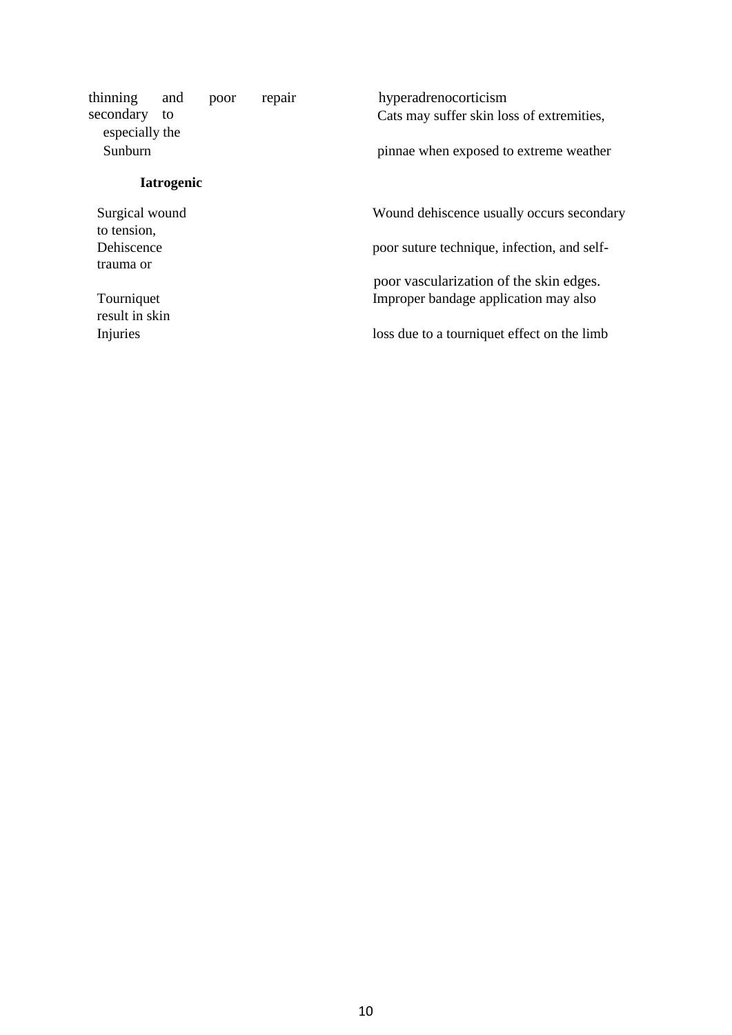| | |
|---|---|
| thinning and poor repair secondary to | hyperadrenocorticism |
| Sunburn | Cats may suffer skin loss of extremities, especially the pinnae when exposed to extreme weather |
| **Iatrogenic** | |
| Surgical wound Dehiscence | Wound dehiscence usually occurs secondary to tension, poor suture technique, infection, and self-trauma or poor vascularization of the skin edges. |
| Tourniquet Injuries | Improper bandage application may also result in skin loss due to a tourniquet effect on the limb |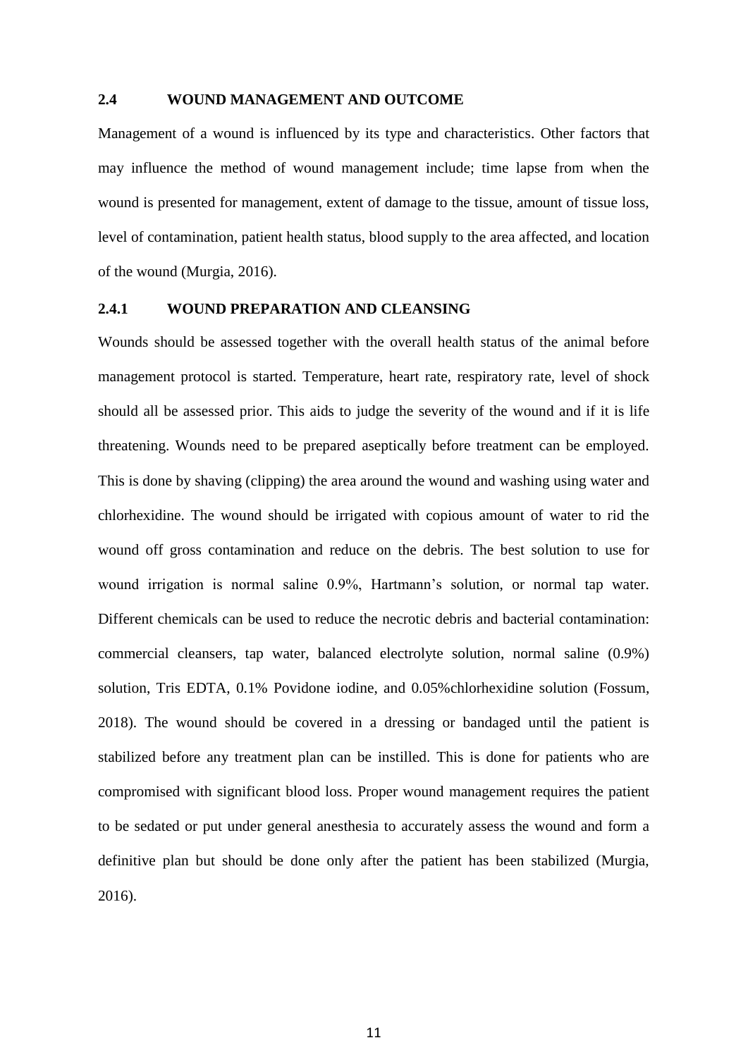## 2.4 WOUND MANAGEMENT AND OUTCOME

Management of a wound is influenced by its type and characteristics. Other factors that may influence the method of wound management include; time lapse from when the wound is presented for management, extent of damage to the tissue, amount of tissue loss, level of contamination, patient health status, blood supply to the area affected, and location of the wound (Murgia, 2016).

### 2.4.1 WOUND PREPARATION AND CLEANSING

Wounds should be assessed together with the overall health status of the animal before management protocol is started. Temperature, heart rate, respiratory rate, level of shock should all be assessed prior. This aids to judge the severity of the wound and if it is life threatening. Wounds need to be prepared aseptically before treatment can be employed. This is done by shaving (clipping) the area around the wound and washing using water and chlorhexidine. The wound should be irrigated with copious amount of water to rid the wound off gross contamination and reduce on the debris. The best solution to use for wound irrigation is normal saline 0.9%, Hartmann's solution, or normal tap water. Different chemicals can be used to reduce the necrotic debris and bacterial contamination: commercial cleansers, tap water, balanced electrolyte solution, normal saline (0.9%) solution, Tris EDTA, 0.1% Povidone iodine, and 0.05%chlorhexidine solution (Fossum, 2018). The wound should be covered in a dressing or bandaged until the patient is stabilized before any treatment plan can be instilled. This is done for patients who are compromised with significant blood loss. Proper wound management requires the patient to be sedated or put under general anesthesia to accurately assess the wound and form a definitive plan but should be done only after the patient has been stabilized (Murgia, 2016).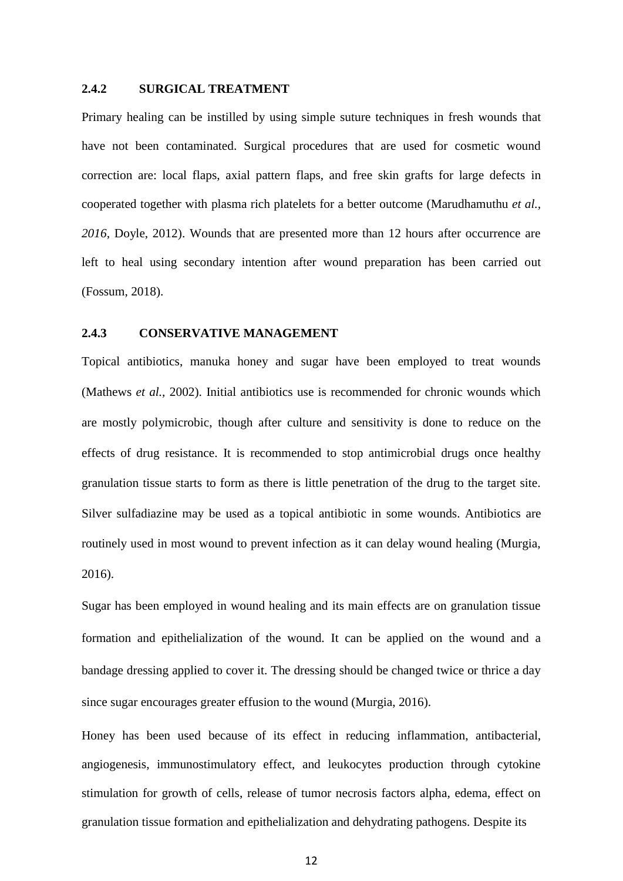### 2.4.2 SURGICAL TREATMENT

Primary healing can be instilled by using simple suture techniques in fresh wounds that have not been contaminated. Surgical procedures that are used for cosmetic wound correction are: local flaps, axial pattern flaps, and free skin grafts for large defects in cooperated together with plasma rich platelets for a better outcome (Marudhamuthu *et al., 2016*, Doyle, 2012). Wounds that are presented more than 12 hours after occurrence are left to heal using secondary intention after wound preparation has been carried out (Fossum, 2018).

### 2.4.3 CONSERVATIVE MANAGEMENT

Topical antibiotics, manuka honey and sugar have been employed to treat wounds (Mathews *et al.,* 2002). Initial antibiotics use is recommended for chronic wounds which are mostly polymicrobic, though after culture and sensitivity is done to reduce on the effects of drug resistance. It is recommended to stop antimicrobial drugs once healthy granulation tissue starts to form as there is little penetration of the drug to the target site. Silver sulfadiazine may be used as a topical antibiotic in some wounds. Antibiotics are routinely used in most wound to prevent infection as it can delay wound healing (Murgia, 2016).

Sugar has been employed in wound healing and its main effects are on granulation tissue formation and epithelialization of the wound. It can be applied on the wound and a bandage dressing applied to cover it. The dressing should be changed twice or thrice a day since sugar encourages greater effusion to the wound (Murgia, 2016).

Honey has been used because of its effect in reducing inflammation, antibacterial, angiogenesis, immunostimulatory effect, and leukocytes production through cytokine stimulation for growth of cells, release of tumor necrosis factors alpha, edema, effect on granulation tissue formation and epithelialization and dehydrating pathogens. Despite its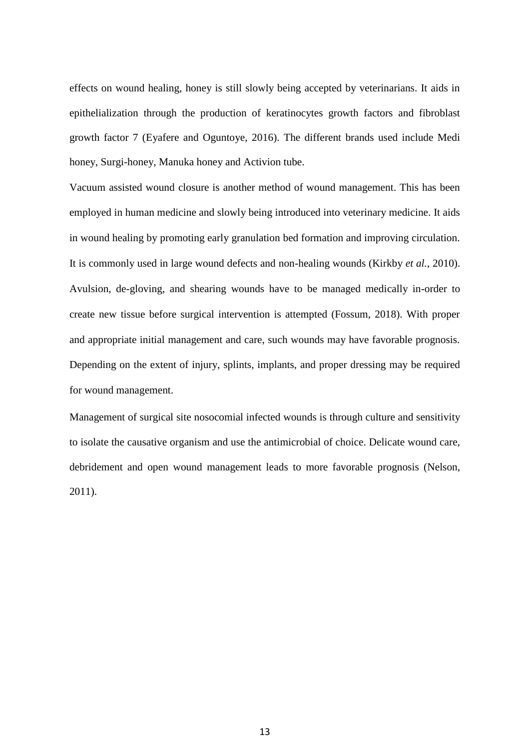effects on wound healing, honey is still slowly being accepted by veterinarians. It aids in epithelialization through the production of keratinocytes growth factors and fibroblast growth factor 7 (Eyafere and Oguntoye, 2016). The different brands used include Medi honey, Surgi-honey, Manuka honey and Activion tube.

Vacuum assisted wound closure is another method of wound management. This has been employed in human medicine and slowly being introduced into veterinary medicine. It aids in wound healing by promoting early granulation bed formation and improving circulation. It is commonly used in large wound defects and non-healing wounds (Kirkby *et al.,* 2010). Avulsion, de-gloving, and shearing wounds have to be managed medically in-order to create new tissue before surgical intervention is attempted (Fossum, 2018). With proper and appropriate initial management and care, such wounds may have favorable prognosis. Depending on the extent of injury, splints, implants, and proper dressing may be required for wound management.

Management of surgical site nosocomial infected wounds is through culture and sensitivity to isolate the causative organism and use the antimicrobial of choice. Delicate wound care, debridement and open wound management leads to more favorable prognosis (Nelson, 2011).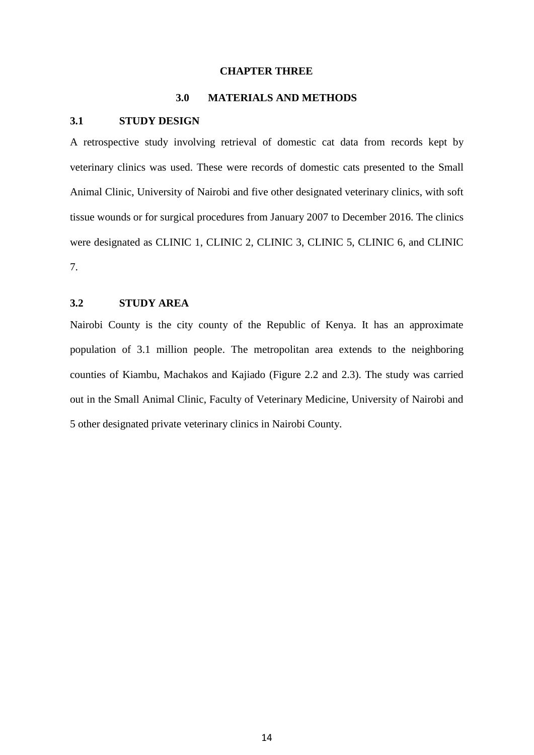# CHAPTER THREE

## 3.0 MATERIALS AND METHODS

### 3.1 STUDY DESIGN

A retrospective study involving retrieval of domestic cat data from records kept by veterinary clinics was used. These were records of domestic cats presented to the Small Animal Clinic, University of Nairobi and five other designated veterinary clinics, with soft tissue wounds or for surgical procedures from January 2007 to December 2016. The clinics were designated as CLINIC 1, CLINIC 2, CLINIC 3, CLINIC 5, CLINIC 6, and CLINIC 7.

### 3.2 STUDY AREA

Nairobi County is the city county of the Republic of Kenya. It has an approximate population of 3.1 million people. The metropolitan area extends to the neighboring counties of Kiambu, Machakos and Kajiado (Figure 2.2 and 2.3). The study was carried out in the Small Animal Clinic, Faculty of Veterinary Medicine, University of Nairobi and 5 other designated private veterinary clinics in Nairobi County.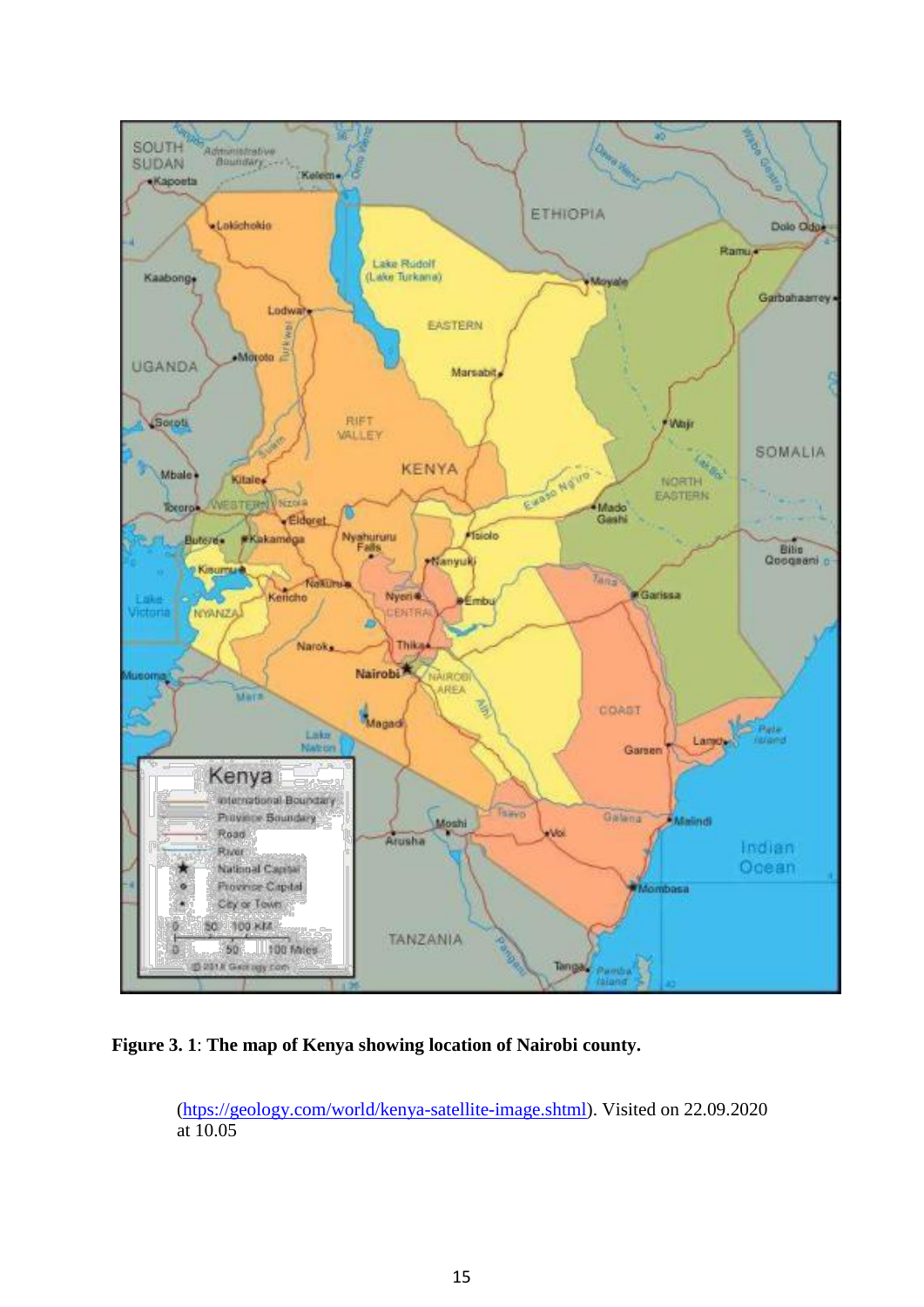**Figure 3. 1**: **The map of Kenya showing location of Nairobi county.**

(https://geology.com/world/kenya-satellite-image.shtml). Visited on 22.09.2020 at 10.05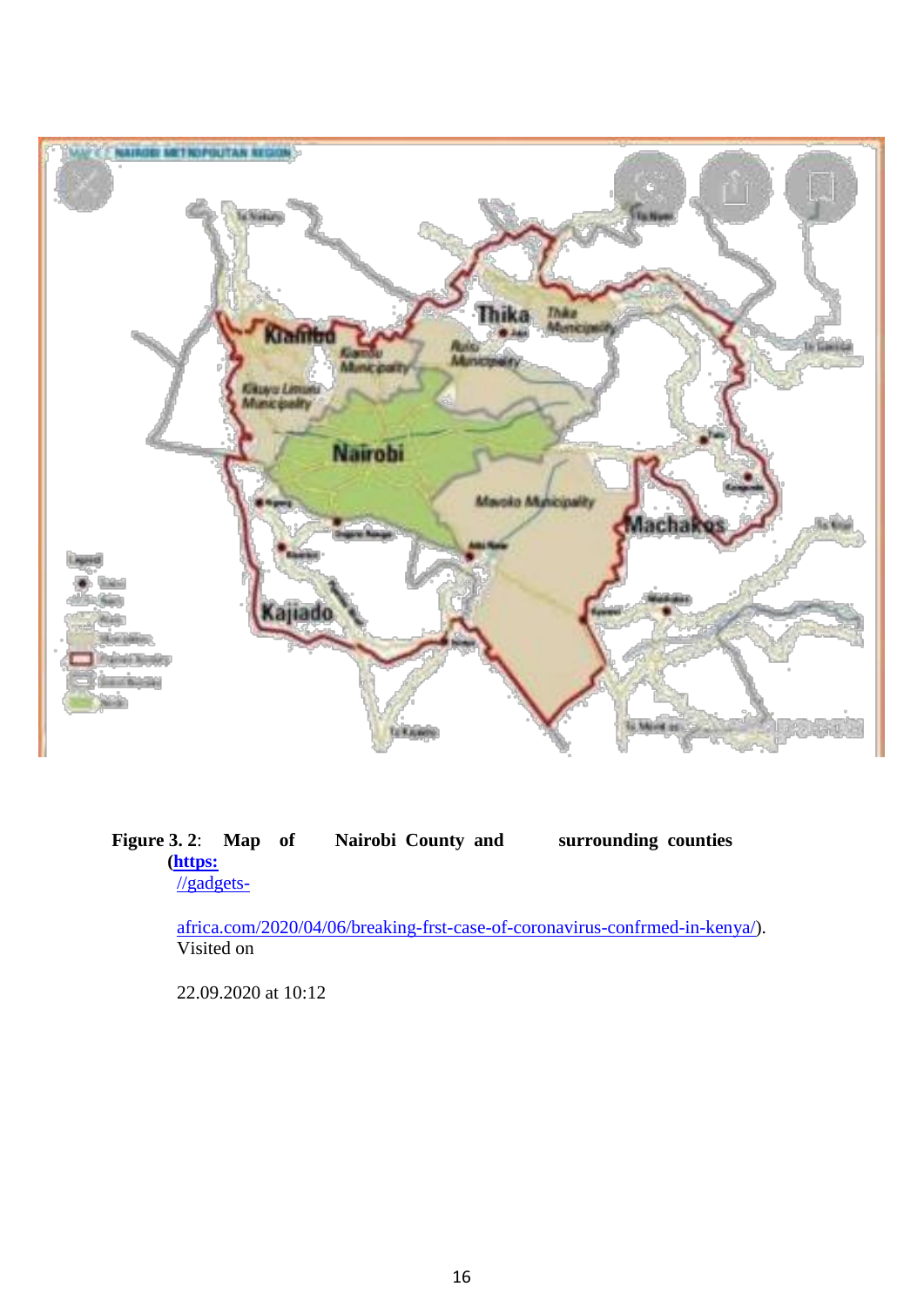**Figure 3. 2**: **Map of Nairobi County and surrounding counties (**[https://gadgets-africa.com/2020/04/06/breaking-frst-case-of-coronavirus-confrmed-in-kenya/](https://gadgets-africa.com/2020/04/06/breaking-frst-case-of-coronavirus-confrmed-in-kenya/)). Visited on 22.09.2020 at 10:12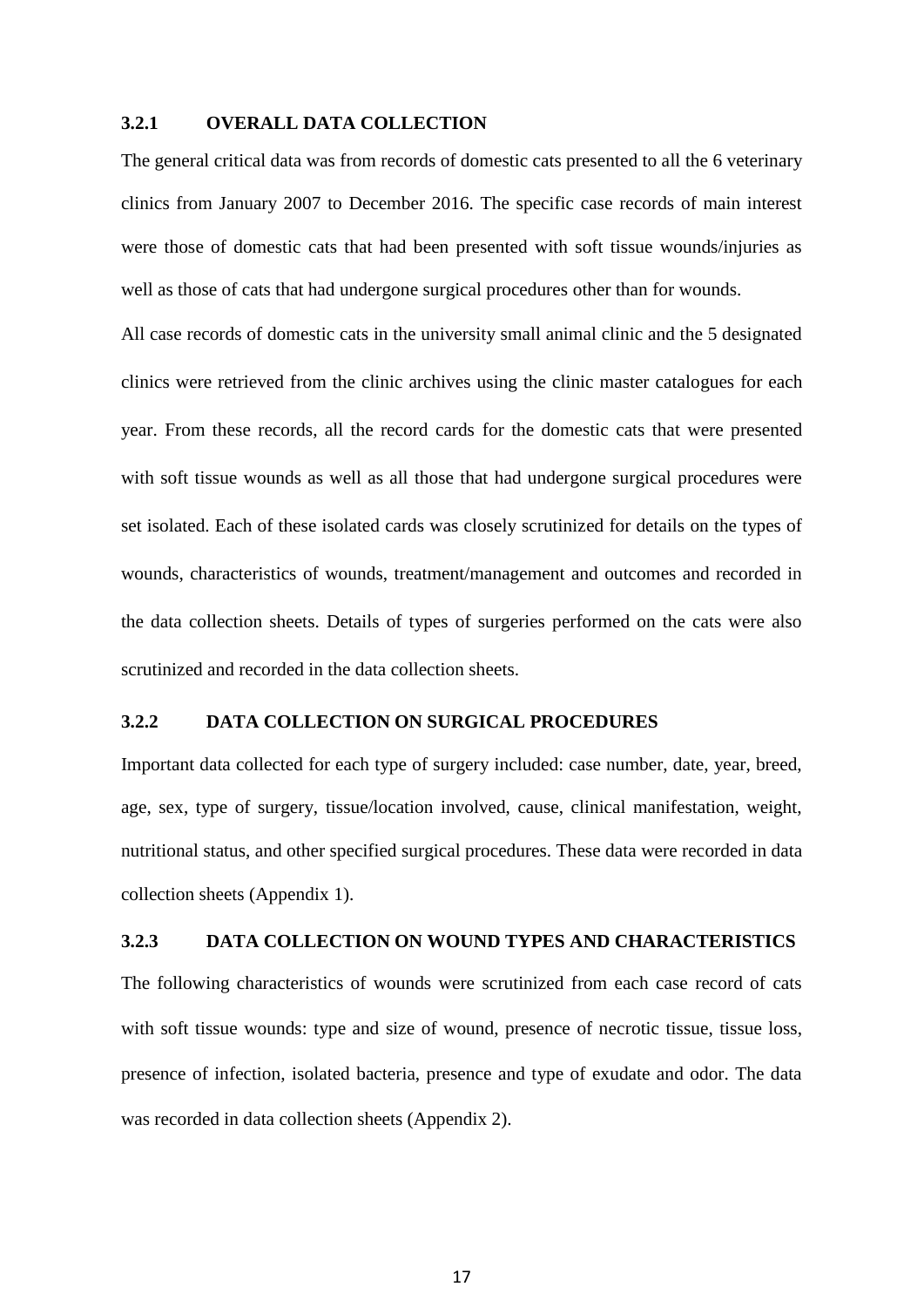### 3.2.1 OVERALL DATA COLLECTION

The general critical data was from records of domestic cats presented to all the 6 veterinary clinics from January 2007 to December 2016. The specific case records of main interest were those of domestic cats that had been presented with soft tissue wounds/injuries as well as those of cats that had undergone surgical procedures other than for wounds.

All case records of domestic cats in the university small animal clinic and the 5 designated clinics were retrieved from the clinic archives using the clinic master catalogues for each year. From these records, all the record cards for the domestic cats that were presented with soft tissue wounds as well as all those that had undergone surgical procedures were set isolated. Each of these isolated cards was closely scrutinized for details on the types of wounds, characteristics of wounds, treatment/management and outcomes and recorded in the data collection sheets. Details of types of surgeries performed on the cats were also scrutinized and recorded in the data collection sheets.

### 3.2.2 DATA COLLECTION ON SURGICAL PROCEDURES

Important data collected for each type of surgery included: case number, date, year, breed, age, sex, type of surgery, tissue/location involved, cause, clinical manifestation, weight, nutritional status, and other specified surgical procedures. These data were recorded in data collection sheets (Appendix 1).

### 3.2.3 DATA COLLECTION ON WOUND TYPES AND CHARACTERISTICS

The following characteristics of wounds were scrutinized from each case record of cats with soft tissue wounds: type and size of wound, presence of necrotic tissue, tissue loss, presence of infection, isolated bacteria, presence and type of exudate and odor. The data was recorded in data collection sheets (Appendix 2).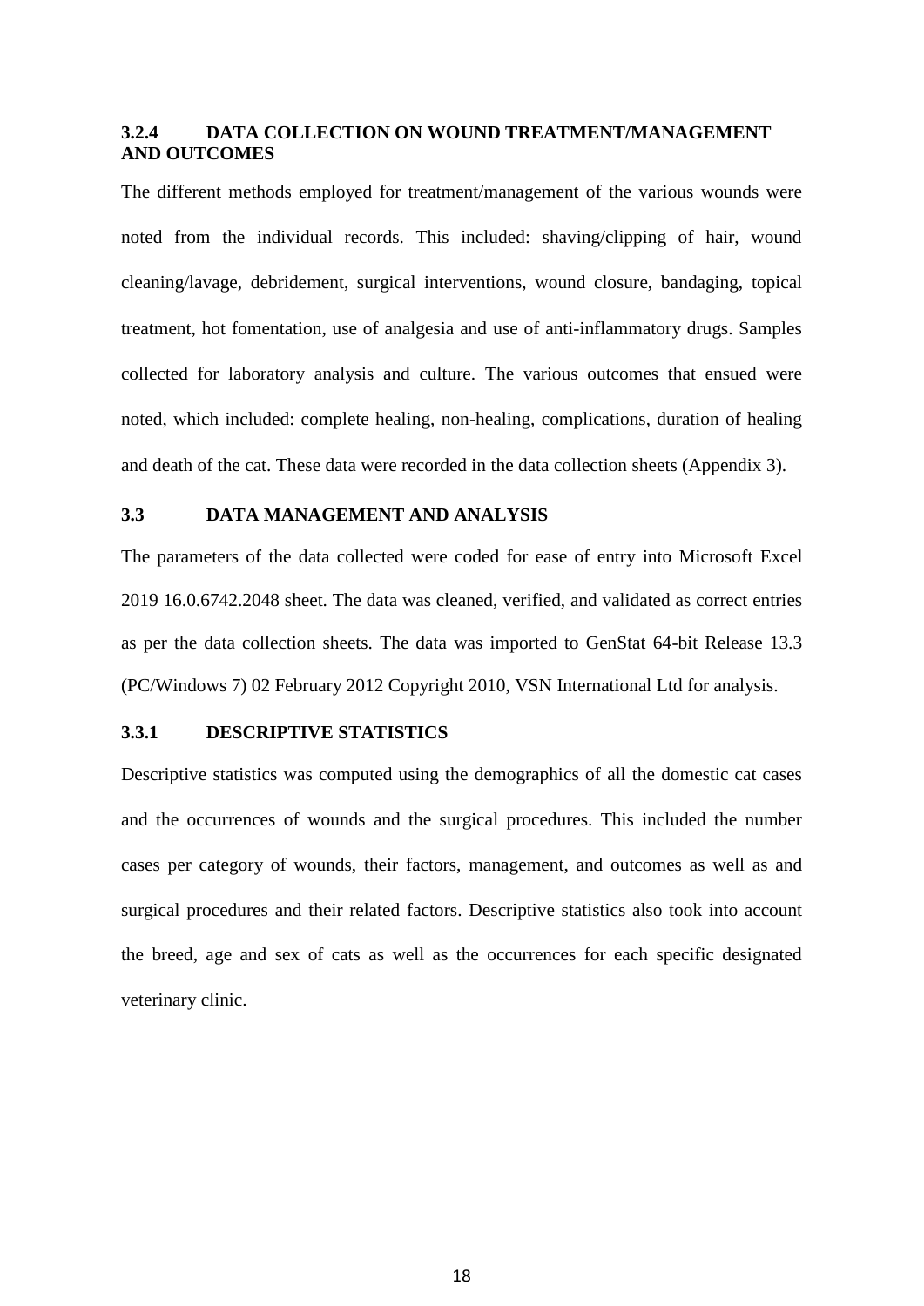### 3.2.4 DATA COLLECTION ON WOUND TREATMENT/MANAGEMENT AND OUTCOMES

The different methods employed for treatment/management of the various wounds were noted from the individual records. This included: shaving/clipping of hair, wound cleaning/lavage, debridement, surgical interventions, wound closure, bandaging, topical treatment, hot fomentation, use of analgesia and use of anti-inflammatory drugs. Samples collected for laboratory analysis and culture. The various outcomes that ensued were noted, which included: complete healing, non-healing, complications, duration of healing and death of the cat. These data were recorded in the data collection sheets (Appendix 3).

## 3.3 DATA MANAGEMENT AND ANALYSIS

The parameters of the data collected were coded for ease of entry into Microsoft Excel 2019 16.0.6742.2048 sheet. The data was cleaned, verified, and validated as correct entries as per the data collection sheets. The data was imported to GenStat 64-bit Release 13.3 (PC/Windows 7) 02 February 2012 Copyright 2010, VSN International Ltd for analysis.

### 3.3.1 DESCRIPTIVE STATISTICS

Descriptive statistics was computed using the demographics of all the domestic cat cases and the occurrences of wounds and the surgical procedures. This included the number cases per category of wounds, their factors, management, and outcomes as well as and surgical procedures and their related factors. Descriptive statistics also took into account the breed, age and sex of cats as well as the occurrences for each specific designated veterinary clinic.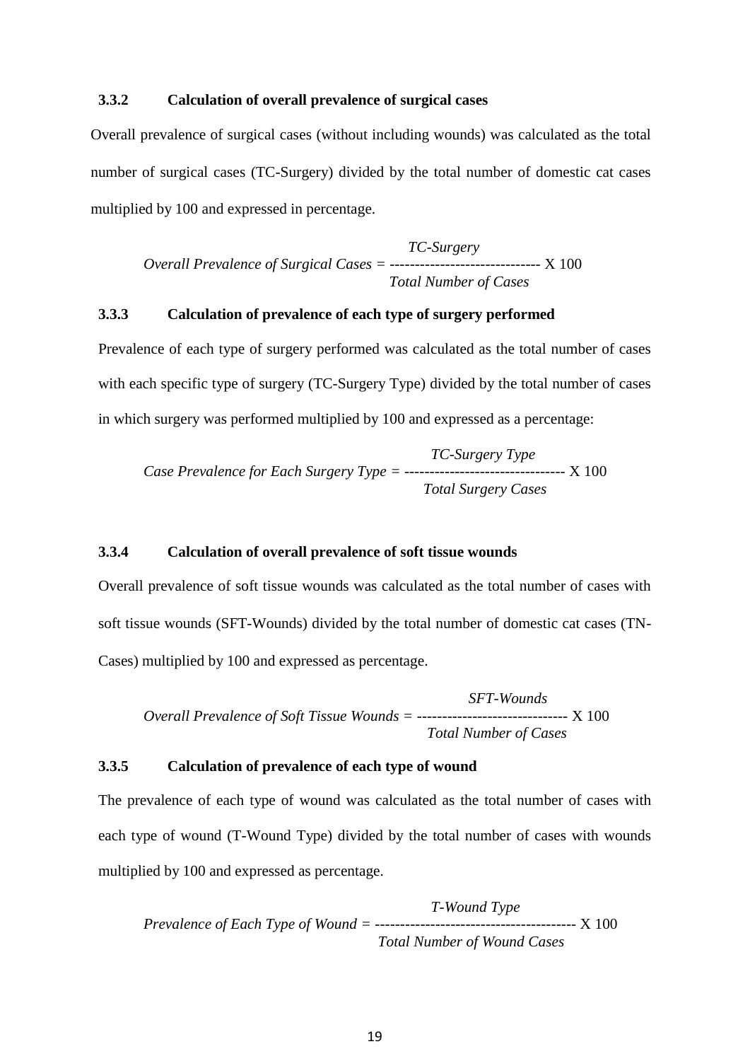### 3.3.2 Calculation of overall prevalence of surgical cases

Overall prevalence of surgical cases (without including wounds) was calculated as the total number of surgical cases (TC-Surgery) divided by the total number of domestic cat cases multiplied by 100 and expressed in percentage.

$$\text{Overall Prevalence of Surgical Cases} = \frac{\text{TC-Surgery}}{\text{Total Number of Cases}} \times 100$$

### 3.3.3 Calculation of prevalence of each type of surgery performed

Prevalence of each type of surgery performed was calculated as the total number of cases with each specific type of surgery (TC-Surgery Type) divided by the total number of cases in which surgery was performed multiplied by 100 and expressed as a percentage:

$$\text{Case Prevalence for Each Surgery Type} = \frac{\text{TC-Surgery Type}}{\text{Total Surgery Cases}} \times 100$$

### 3.3.4 Calculation of overall prevalence of soft tissue wounds

Overall prevalence of soft tissue wounds was calculated as the total number of cases with soft tissue wounds (SFT-Wounds) divided by the total number of domestic cat cases (TN-Cases) multiplied by 100 and expressed as percentage.

$$\text{Overall Prevalence of Soft Tissue Wounds} = \frac{\text{SFT-Wounds}}{\text{Total Number of Cases}} \times 100$$

### 3.3.5 Calculation of prevalence of each type of wound

The prevalence of each type of wound was calculated as the total number of cases with each type of wound (T-Wound Type) divided by the total number of cases with wounds multiplied by 100 and expressed as percentage.

$$\text{Prevalence of Each Type of Wound} = \frac{\text{T-Wound Type}}{\text{Total Number of Wound Cases}} \times 100$$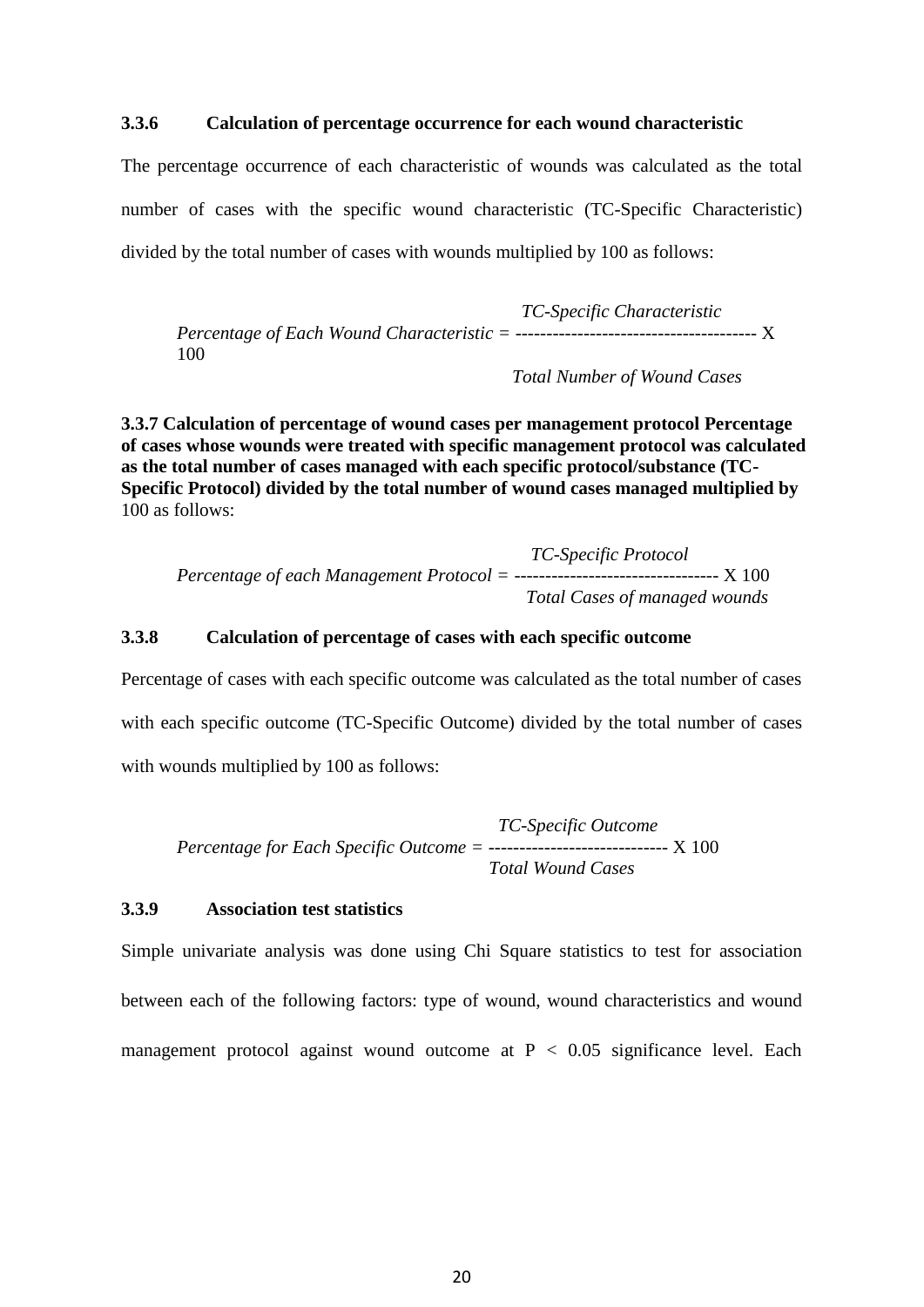### 3.3.6 Calculation of percentage occurrence for each wound characteristic

The percentage occurrence of each characteristic of wounds was calculated as the total number of cases with the specific wound characteristic (TC-Specific Characteristic) divided by the total number of cases with wounds multiplied by 100 as follows:

$$\textit{Percentage of Each Wound Characteristic} = \frac{\textit{TC-Specific Characteristic}}{\textit{Total Number of Wound Cases}} \times 100$$

**3.3.7 Calculation of percentage of wound cases per management protocol Percentage of cases whose wounds were treated with specific management protocol was calculated as the total number of cases managed with each specific protocol/substance (TC-Specific Protocol) divided by the total number of wound cases managed multiplied by** 100 as follows:

$$\textit{Percentage of each Management Protocol} = \frac{\textit{TC-Specific Protocol}}{\textit{Total Cases of managed wounds}} \times 100$$

### 3.3.8 Calculation of percentage of cases with each specific outcome

Percentage of cases with each specific outcome was calculated as the total number of cases with each specific outcome (TC-Specific Outcome) divided by the total number of cases with wounds multiplied by 100 as follows:

$$\textit{Percentage for Each Specific Outcome} = \frac{\textit{TC-Specific Outcome}}{\textit{Total Wound Cases}} \times 100$$

### 3.3.9 Association test statistics

Simple univariate analysis was done using Chi Square statistics to test for association between each of the following factors: type of wound, wound characteristics and wound management protocol against wound outcome at $P < 0.05$ significance level. Each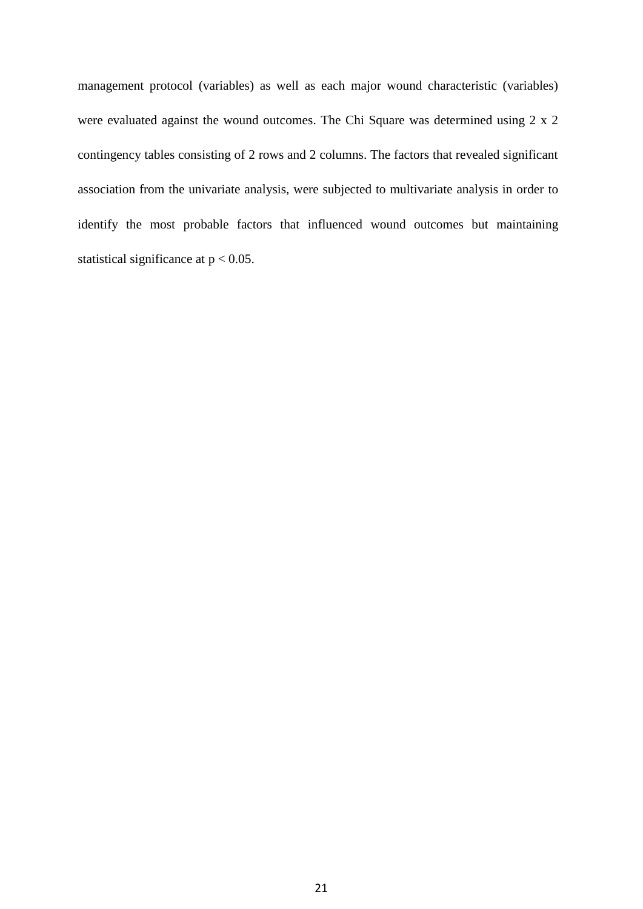management protocol (variables) as well as each major wound characteristic (variables) were evaluated against the wound outcomes. The Chi Square was determined using 2 x 2 contingency tables consisting of 2 rows and 2 columns. The factors that revealed significant association from the univariate analysis, were subjected to multivariate analysis in order to identify the most probable factors that influenced wound outcomes but maintaining statistical significance at $p < 0.05$.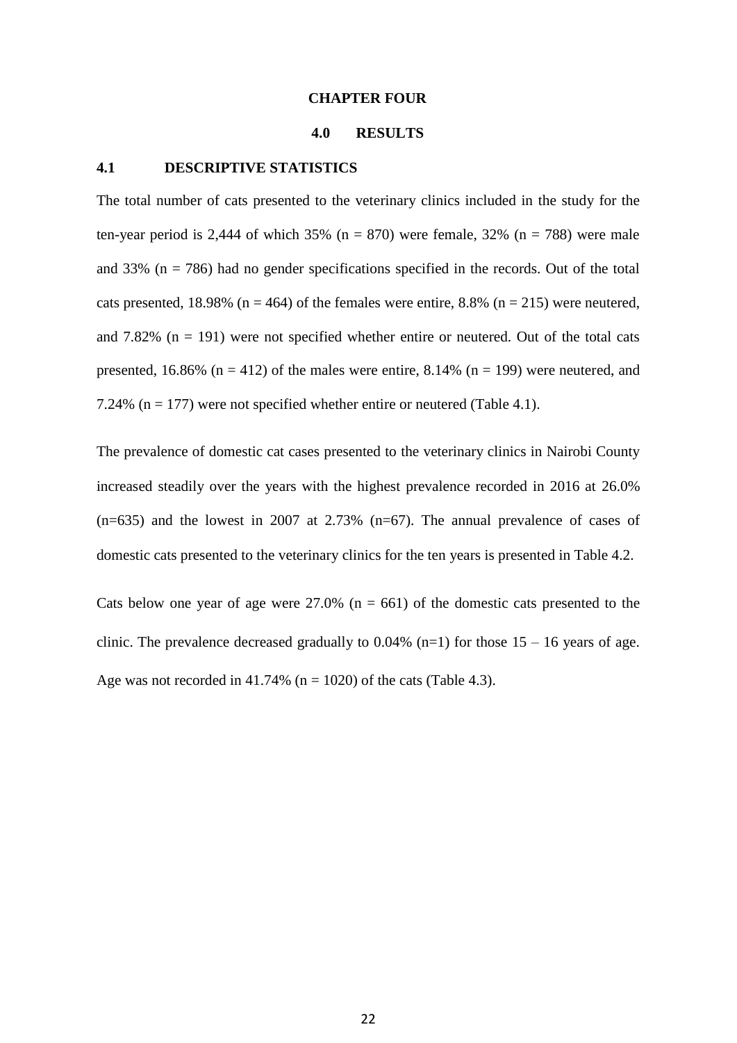# CHAPTER FOUR

## 4.0 RESULTS

### 4.1 DESCRIPTIVE STATISTICS

The total number of cats presented to the veterinary clinics included in the study for the ten-year period is 2,444 of which 35% (n = 870) were female, 32% (n = 788) were male and 33% (n = 786) had no gender specifications specified in the records. Out of the total cats presented, 18.98% (n = 464) of the females were entire, 8.8% (n = 215) were neutered, and 7.82% (n = 191) were not specified whether entire or neutered. Out of the total cats presented, 16.86% (n = 412) of the males were entire, 8.14% (n = 199) were neutered, and 7.24% (n = 177) were not specified whether entire or neutered (Table 4.1).

The prevalence of domestic cat cases presented to the veterinary clinics in Nairobi County increased steadily over the years with the highest prevalence recorded in 2016 at 26.0% (n=635) and the lowest in 2007 at 2.73% (n=67). The annual prevalence of cases of domestic cats presented to the veterinary clinics for the ten years is presented in Table 4.2.

Cats below one year of age were 27.0% (n = 661) of the domestic cats presented to the clinic. The prevalence decreased gradually to 0.04% (n=1) for those 15 – 16 years of age. Age was not recorded in 41.74% (n = 1020) of the cats (Table 4.3).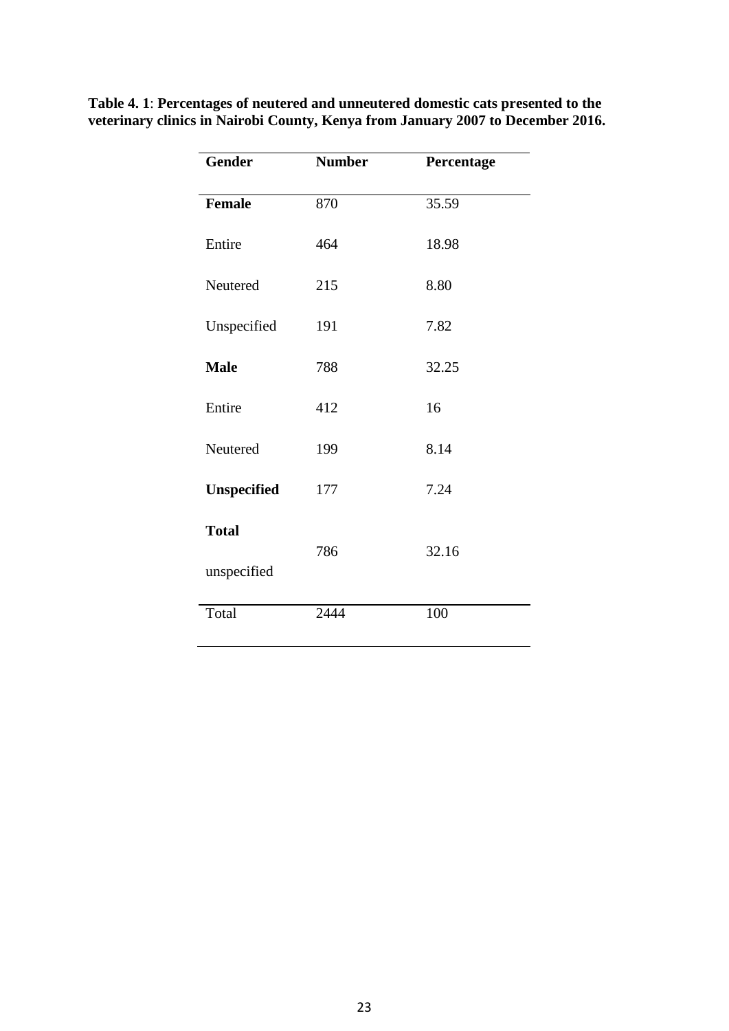**Table 4. 1**: **Percentages of neutered and unneutered domestic cats presented to the veterinary clinics in Nairobi County, Kenya from January 2007 to December 2016.**

| Gender | Number | Percentage |
|---|---|---|
| **Female** | 870 | 35.59 |
| Entire | 464 | 18.98 |
| Neutered | 215 | 8.80 |
| Unspecified | 191 | 7.82 |
| **Male** | 788 | 32.25 |
| Entire | 412 | 16 |
| Neutered | 199 | 8.14 |
| **Unspecified** | 177 | 7.24 |
| **Total** unspecified | 786 | 32.16 |
| Total | 2444 | 100 |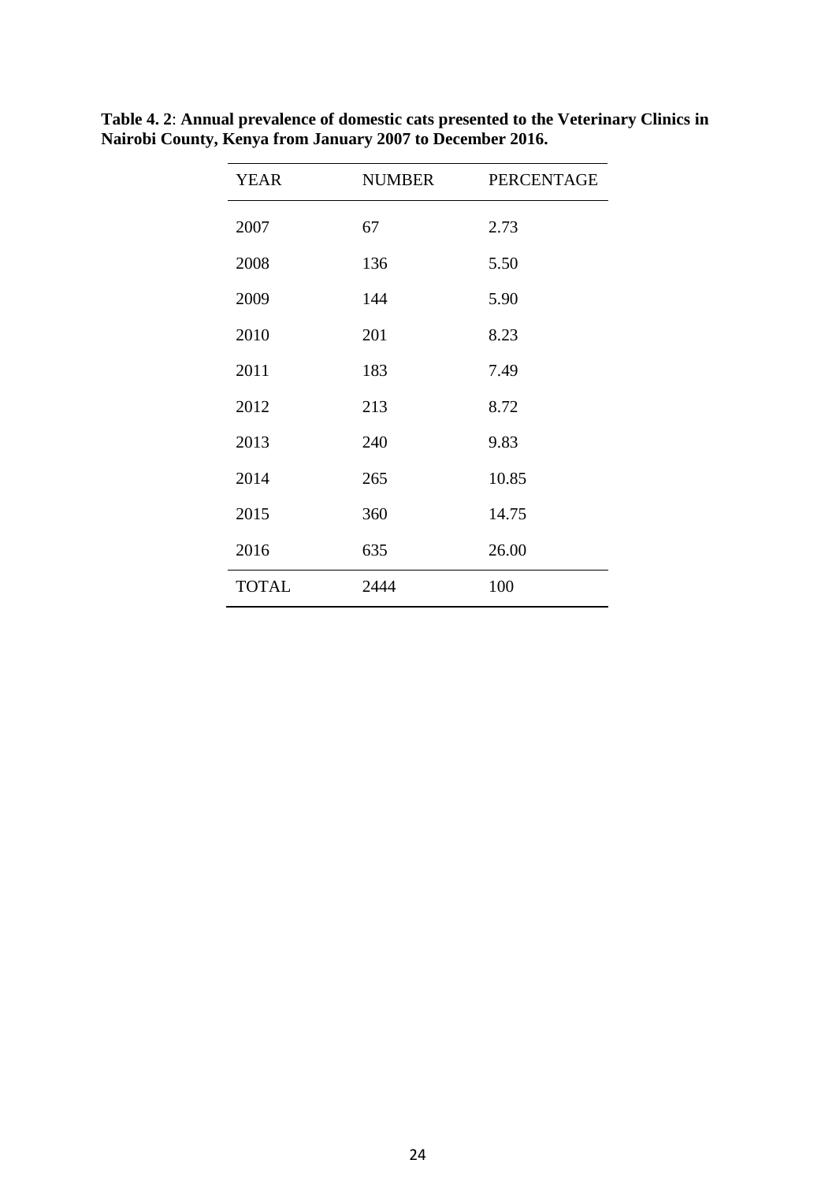**Table 4. 2**: **Annual prevalence of domestic cats presented to the Veterinary Clinics in Nairobi County, Kenya from January 2007 to December 2016.**

| YEAR | NUMBER | PERCENTAGE |
|---|---|---|
| 2007 | 67 | 2.73 |
| 2008 | 136 | 5.50 |
| 2009 | 144 | 5.90 |
| 2010 | 201 | 8.23 |
| 2011 | 183 | 7.49 |
| 2012 | 213 | 8.72 |
| 2013 | 240 | 9.83 |
| 2014 | 265 | 10.85 |
| 2015 | 360 | 14.75 |
| 2016 | 635 | 26.00 |
| TOTAL | 2444 | 100 |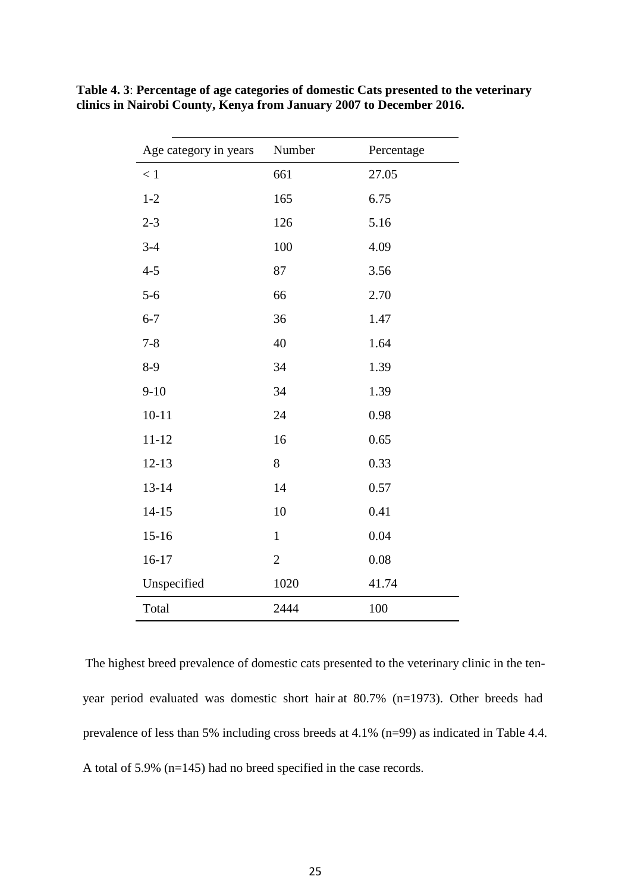**Table 4. 3**: **Percentage of age categories of domestic Cats presented to the veterinary clinics in Nairobi County, Kenya from January 2007 to December 2016.**

| Age category in years | Number | Percentage |
|---|---|---|
| < 1 | 661 | 27.05 |
| 1-2 | 165 | 6.75 |
| 2-3 | 126 | 5.16 |
| 3-4 | 100 | 4.09 |
| 4-5 | 87 | 3.56 |
| 5-6 | 66 | 2.70 |
| 6-7 | 36 | 1.47 |
| 7-8 | 40 | 1.64 |
| 8-9 | 34 | 1.39 |
| 9-10 | 34 | 1.39 |
| 10-11 | 24 | 0.98 |
| 11-12 | 16 | 0.65 |
| 12-13 | 8 | 0.33 |
| 13-14 | 14 | 0.57 |
| 14-15 | 10 | 0.41 |
| 15-16 | 1 | 0.04 |
| 16-17 | 2 | 0.08 |
| Unspecified | 1020 | 41.74 |
| Total | 2444 | 100 |

The highest breed prevalence of domestic cats presented to the veterinary clinic in the ten-year period evaluated was domestic short hair at 80.7% (n=1973). Other breeds had prevalence of less than 5% including cross breeds at 4.1% (n=99) as indicated in Table 4.4. A total of 5.9% (n=145) had no breed specified in the case records.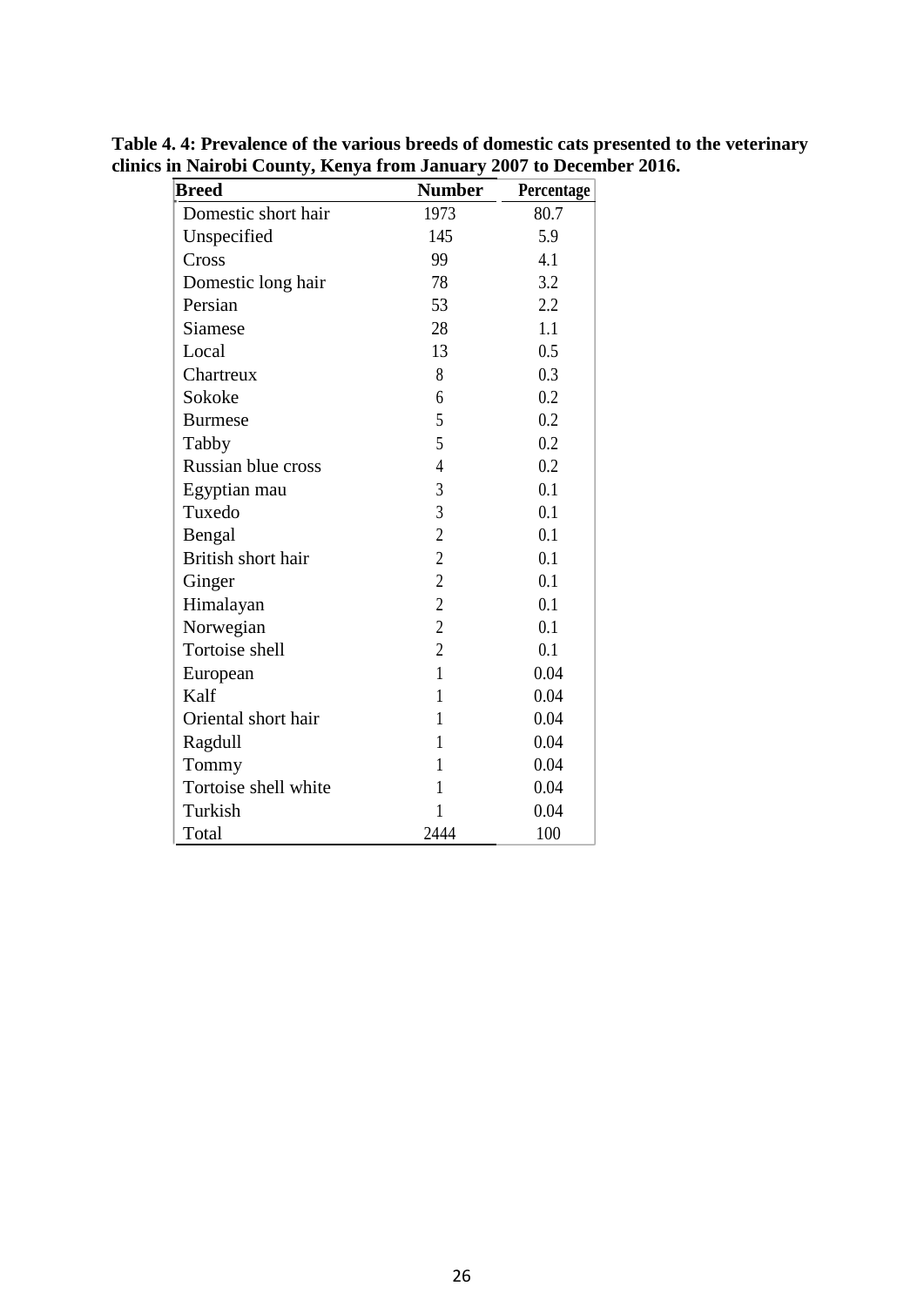**Table 4. 4: Prevalence of the various breeds of domestic cats presented to the veterinary clinics in Nairobi County, Kenya from January 2007 to December 2016.**

| Breed | Number | Percentage |
|---|---|---|
| Domestic short hair | 1973 | 80.7 |
| Unspecified | 145 | 5.9 |
| Cross | 99 | 4.1 |
| Domestic long hair | 78 | 3.2 |
| Persian | 53 | 2.2 |
| Siamese | 28 | 1.1 |
| Local | 13 | 0.5 |
| Chartreux | 8 | 0.3 |
| Sokoke | 6 | 0.2 |
| Burmese | 5 | 0.2 |
| Tabby | 5 | 0.2 |
| Russian blue cross | 4 | 0.2 |
| Egyptian mau | 3 | 0.1 |
| Tuxedo | 3 | 0.1 |
| Bengal | 2 | 0.1 |
| British short hair | 2 | 0.1 |
| Ginger | 2 | 0.1 |
| Himalayan | 2 | 0.1 |
| Norwegian | 2 | 0.1 |
| Tortoise shell | 2 | 0.1 |
| European | 1 | 0.04 |
| Kalf | 1 | 0.04 |
| Oriental short hair | 1 | 0.04 |
| Ragdull | 1 | 0.04 |
| Tommy | 1 | 0.04 |
| Tortoise shell white | 1 | 0.04 |
| Turkish | 1 | 0.04 |
| Total | 2444 | 100 |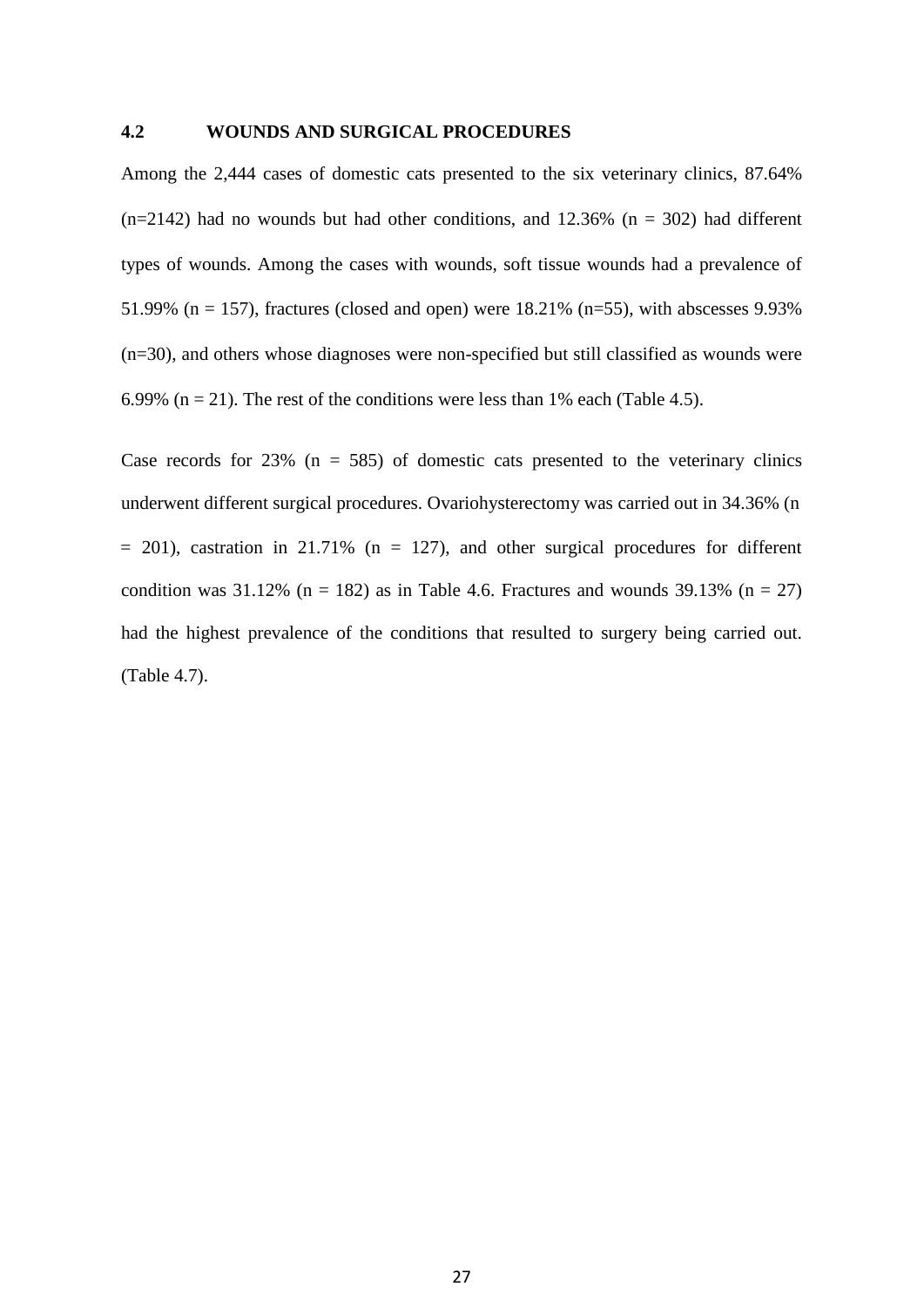## 4.2 WOUNDS AND SURGICAL PROCEDURES

Among the 2,444 cases of domestic cats presented to the six veterinary clinics, 87.64% (n=2142) had no wounds but had other conditions, and 12.36% (n = 302) had different types of wounds. Among the cases with wounds, soft tissue wounds had a prevalence of 51.99% (n = 157), fractures (closed and open) were 18.21% (n=55), with abscesses 9.93% (n=30), and others whose diagnoses were non-specified but still classified as wounds were 6.99% (n = 21). The rest of the conditions were less than 1% each (Table 4.5).

Case records for 23% (n = 585) of domestic cats presented to the veterinary clinics underwent different surgical procedures. Ovariohysterectomy was carried out in 34.36% (n = 201), castration in 21.71% (n = 127), and other surgical procedures for different condition was 31.12% (n = 182) as in Table 4.6. Fractures and wounds 39.13% (n = 27) had the highest prevalence of the conditions that resulted to surgery being carried out. (Table 4.7).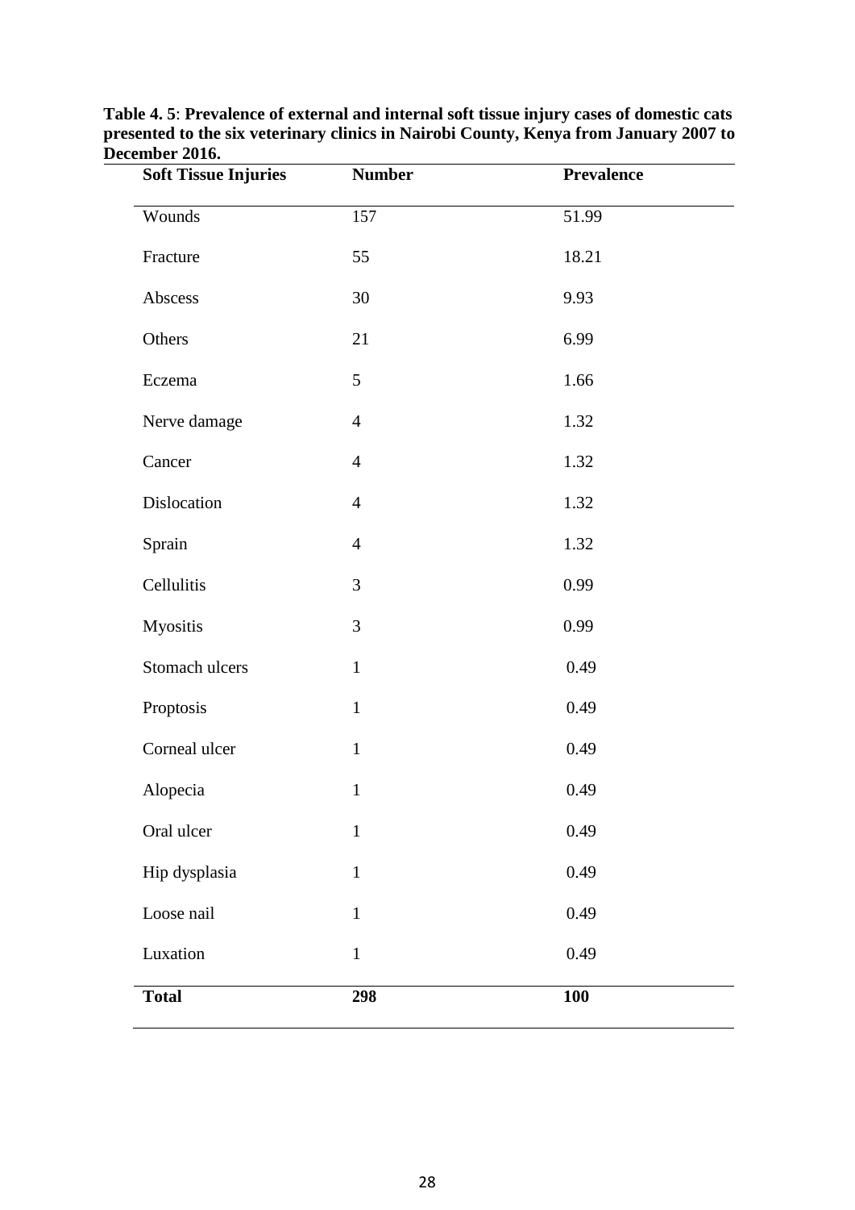**Table 4. 5**: **Prevalence of external and internal soft tissue injury cases of domestic cats presented to the six veterinary clinics in Nairobi County, Kenya from January 2007 to December 2016.**

| Soft Tissue Injuries | Number | Prevalence |
|---|---|---|
| Wounds | 157 | 51.99 |
| Fracture | 55 | 18.21 |
| Abscess | 30 | 9.93 |
| Others | 21 | 6.99 |
| Eczema | 5 | 1.66 |
| Nerve damage | 4 | 1.32 |
| Cancer | 4 | 1.32 |
| Dislocation | 4 | 1.32 |
| Sprain | 4 | 1.32 |
| Cellulitis | 3 | 0.99 |
| Myositis | 3 | 0.99 |
| Stomach ulcers | 1 | 0.49 |
| Proptosis | 1 | 0.49 |
| Corneal ulcer | 1 | 0.49 |
| Alopecia | 1 | 0.49 |
| Oral ulcer | 1 | 0.49 |
| Hip dysplasia | 1 | 0.49 |
| Loose nail | 1 | 0.49 |
| Luxation | 1 | 0.49 |
| **Total** | **298** | **100** |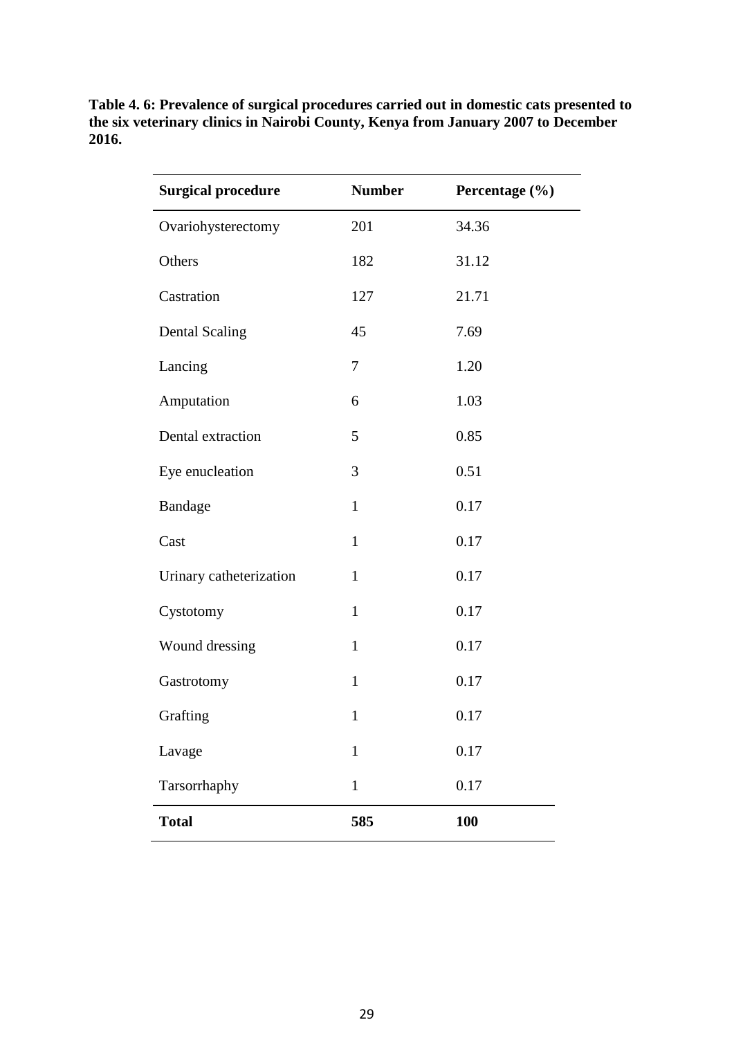**Table 4. 6: Prevalence of surgical procedures carried out in domestic cats presented to the six veterinary clinics in Nairobi County, Kenya from January 2007 to December 2016.**

| Surgical procedure | Number | Percentage (%) |
|---|---|---|
| Ovariohysterectomy | 201 | 34.36 |
| Others | 182 | 31.12 |
| Castration | 127 | 21.71 |
| Dental Scaling | 45 | 7.69 |
| Lancing | 7 | 1.20 |
| Amputation | 6 | 1.03 |
| Dental extraction | 5 | 0.85 |
| Eye enucleation | 3 | 0.51 |
| Bandage | 1 | 0.17 |
| Cast | 1 | 0.17 |
| Urinary catheterization | 1 | 0.17 |
| Cystotomy | 1 | 0.17 |
| Wound dressing | 1 | 0.17 |
| Gastrotomy | 1 | 0.17 |
| Grafting | 1 | 0.17 |
| Lavage | 1 | 0.17 |
| Tarsorrhaphy | 1 | 0.17 |
| **Total** | **585** | **100** |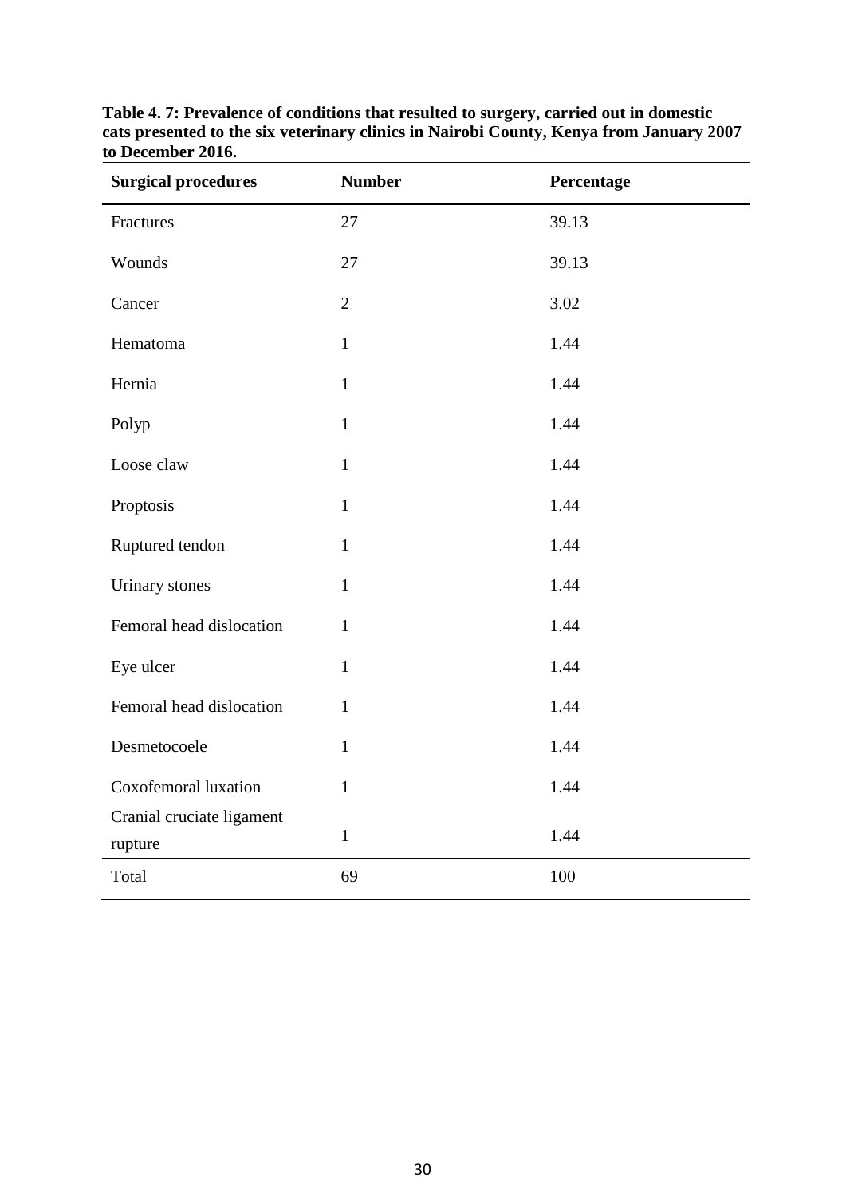**Table 4. 7: Prevalence of conditions that resulted to surgery, carried out in domestic cats presented to the six veterinary clinics in Nairobi County, Kenya from January 2007 to December 2016.**

| Surgical procedures | Number | Percentage |
|---|---|---|
| Fractures | 27 | 39.13 |
| Wounds | 27 | 39.13 |
| Cancer | 2 | 3.02 |
| Hematoma | 1 | 1.44 |
| Hernia | 1 | 1.44 |
| Polyp | 1 | 1.44 |
| Loose claw | 1 | 1.44 |
| Proptosis | 1 | 1.44 |
| Ruptured tendon | 1 | 1.44 |
| Urinary stones | 1 | 1.44 |
| Femoral head dislocation | 1 | 1.44 |
| Eye ulcer | 1 | 1.44 |
| Femoral head dislocation | 1 | 1.44 |
| Desmetocoele | 1 | 1.44 |
| Coxofemoral luxation | 1 | 1.44 |
| Cranial cruciate ligament rupture | 1 | 1.44 |
| Total | 69 | 100 |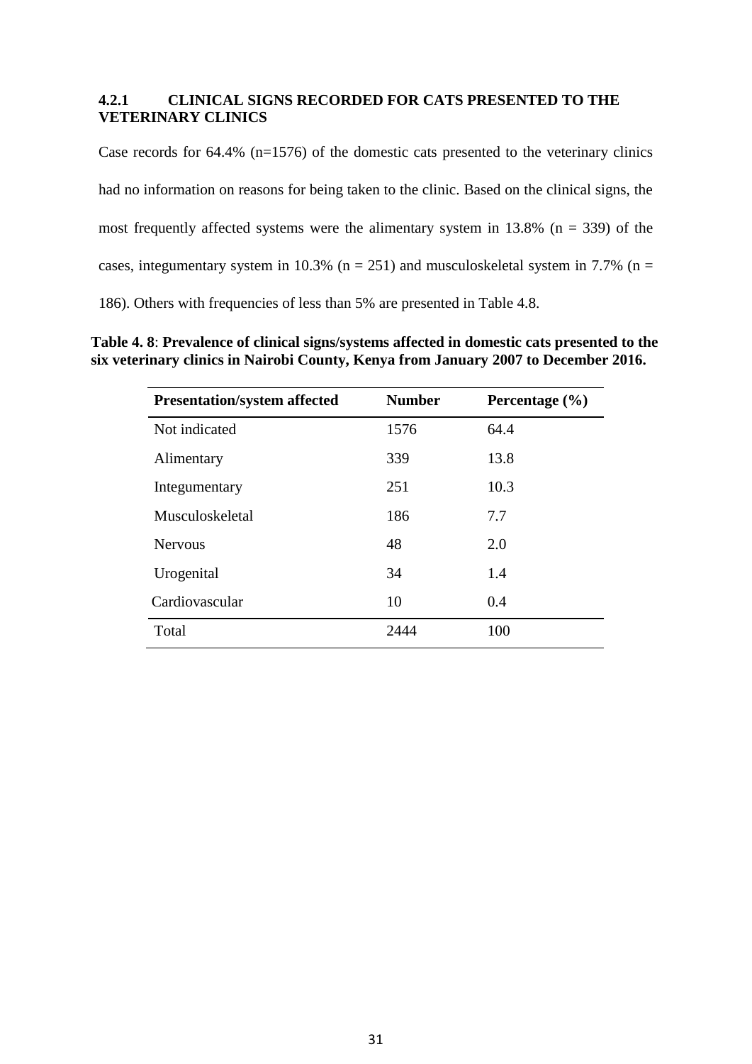### 4.2.1 CLINICAL SIGNS RECORDED FOR CATS PRESENTED TO THE VETERINARY CLINICS

Case records for 64.4% (n=1576) of the domestic cats presented to the veterinary clinics had no information on reasons for being taken to the clinic. Based on the clinical signs, the most frequently affected systems were the alimentary system in 13.8% (n = 339) of the cases, integumentary system in 10.3% (n = 251) and musculoskeletal system in 7.7% (n = 186). Others with frequencies of less than 5% are presented in Table 4.8.

**Table 4. 8**: **Prevalence of clinical signs/systems affected in domestic cats presented to the six veterinary clinics in Nairobi County, Kenya from January 2007 to December 2016.**

| Presentation/system affected | Number | Percentage (%) |
|---|---|---|
| Not indicated | 1576 | 64.4 |
| Alimentary | 339 | 13.8 |
| Integumentary | 251 | 10.3 |
| Musculoskeletal | 186 | 7.7 |
| Nervous | 48 | 2.0 |
| Urogenital | 34 | 1.4 |
| Cardiovascular | 10 | 0.4 |
| Total | 2444 | 100 |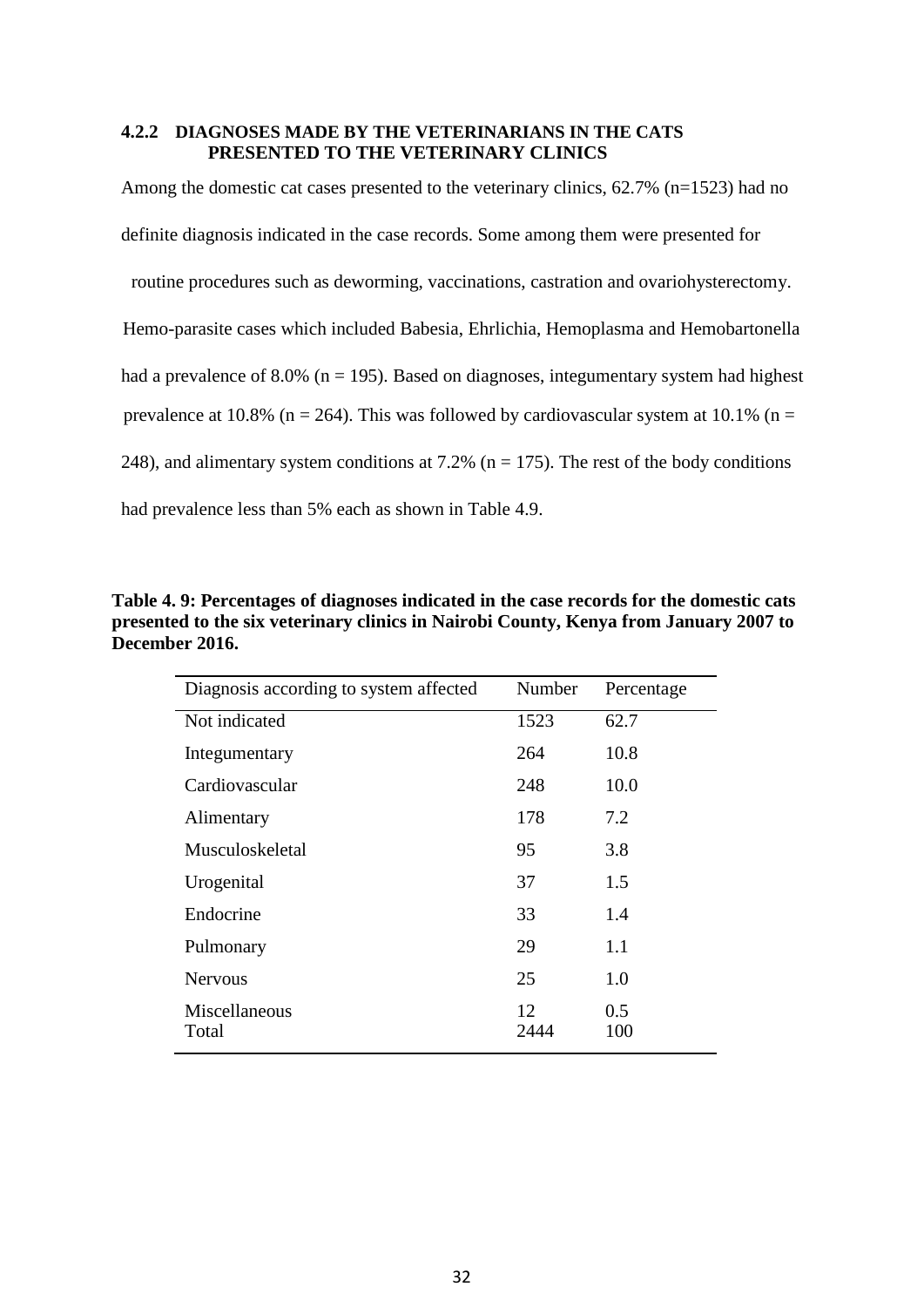### 4.2.2 DIAGNOSES MADE BY THE VETERINARIANS IN THE CATS PRESENTED TO THE VETERINARY CLINICS

Among the domestic cat cases presented to the veterinary clinics, 62.7% (n=1523) had no definite diagnosis indicated in the case records. Some among them were presented for routine procedures such as deworming, vaccinations, castration and ovariohysterectomy. Hemo-parasite cases which included Babesia, Ehrlichia, Hemoplasma and Hemobartonella had a prevalence of 8.0% (n = 195). Based on diagnoses, integumentary system had highest prevalence at 10.8% (n = 264). This was followed by cardiovascular system at 10.1% (n = 248), and alimentary system conditions at 7.2% (n = 175). The rest of the body conditions had prevalence less than 5% each as shown in Table 4.9.

**Table 4. 9: Percentages of diagnoses indicated in the case records for the domestic cats presented to the six veterinary clinics in Nairobi County, Kenya from January 2007 to December 2016.**

| Diagnosis according to system affected | Number | Percentage |
|---|---|---|
| Not indicated | 1523 | 62.7 |
| Integumentary | 264 | 10.8 |
| Cardiovascular | 248 | 10.0 |
| Alimentary | 178 | 7.2 |
| Musculoskeletal | 95 | 3.8 |
| Urogenital | 37 | 1.5 |
| Endocrine | 33 | 1.4 |
| Pulmonary | 29 | 1.1 |
| Nervous | 25 | 1.0 |
| Miscellaneous | 12 | 0.5 |
| Total | 2444 | 100 |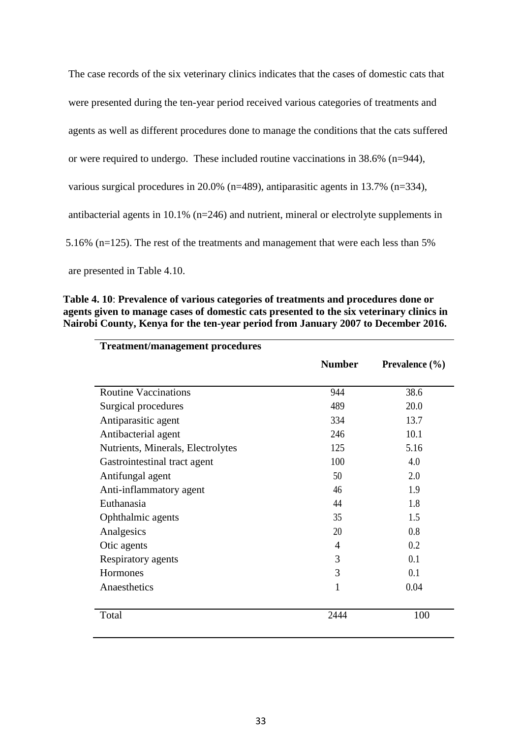The case records of the six veterinary clinics indicates that the cases of domestic cats that were presented during the ten-year period received various categories of treatments and agents as well as different procedures done to manage the conditions that the cats suffered or were required to undergo. These included routine vaccinations in 38.6% (n=944), various surgical procedures in 20.0% (n=489), antiparasitic agents in 13.7% (n=334), antibacterial agents in 10.1% (n=246) and nutrient, mineral or electrolyte supplements in 5.16% (n=125). The rest of the treatments and management that were each less than 5% are presented in Table 4.10.

**Table 4. 10**: **Prevalence of various categories of treatments and procedures done or agents given to manage cases of domestic cats presented to the six veterinary clinics in Nairobi County, Kenya for the ten-year period from January 2007 to December 2016.**

| Treatment/management procedures | Number | Prevalence (%) |
|---|---|---|
| Routine Vaccinations | 944 | 38.6 |
| Surgical procedures | 489 | 20.0 |
| Antiparasitic agent | 334 | 13.7 |
| Antibacterial agent | 246 | 10.1 |
| Nutrients, Minerals, Electrolytes | 125 | 5.16 |
| Gastrointestinal tract agent | 100 | 4.0 |
| Antifungal agent | 50 | 2.0 |
| Anti-inflammatory agent | 46 | 1.9 |
| Euthanasia | 44 | 1.8 |
| Ophthalmic agents | 35 | 1.5 |
| Analgesics | 20 | 0.8 |
| Otic agents | 4 | 0.2 |
| Respiratory agents | 3 | 0.1 |
| Hormones | 3 | 0.1 |
| Anaesthetics | 1 | 0.04 |
| Total | 2444 | 100 |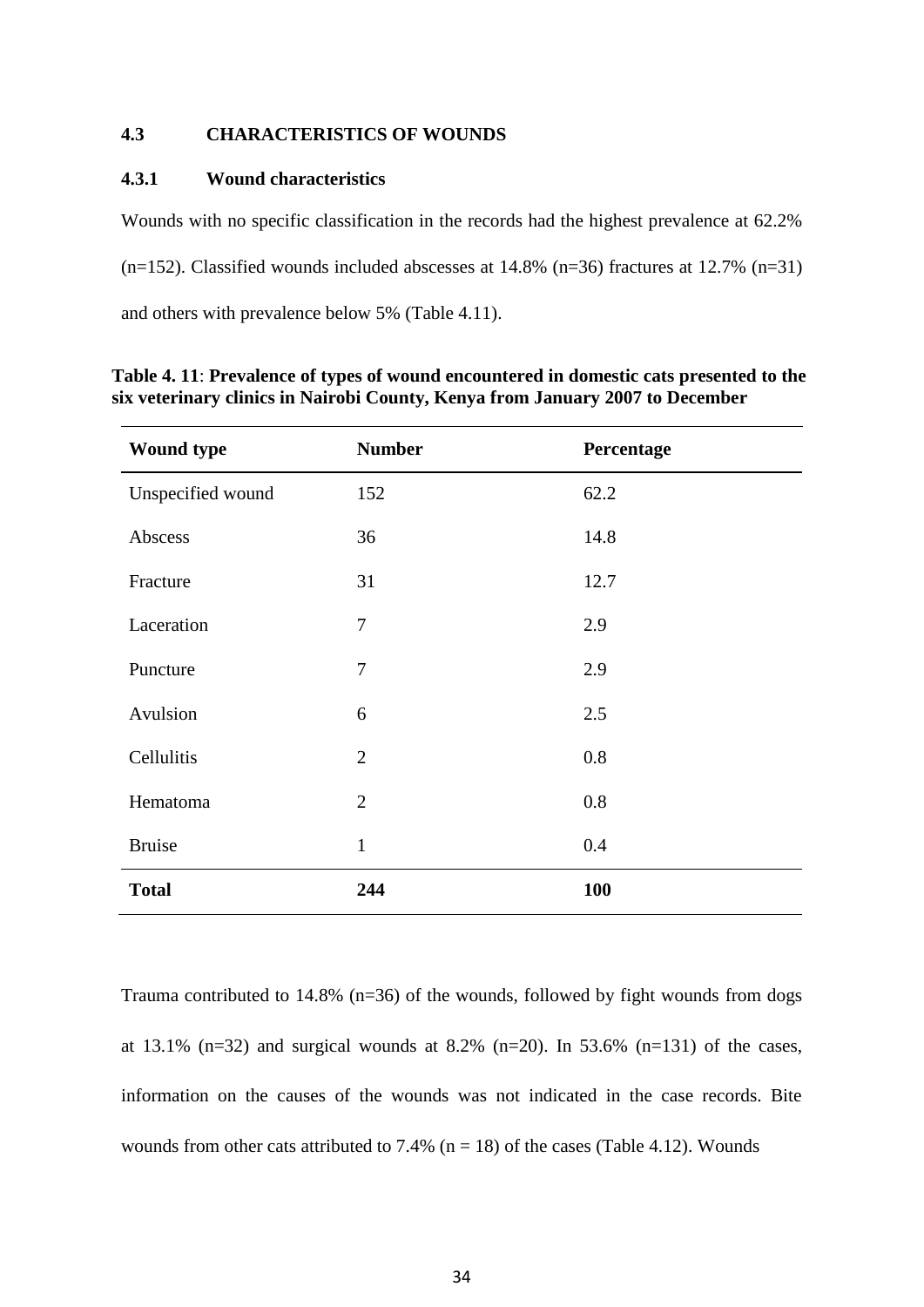### 4.3 CHARACTERISTICS OF WOUNDS

#### 4.3.1 Wound characteristics

Wounds with no specific classification in the records had the highest prevalence at 62.2% (n=152). Classified wounds included abscesses at 14.8% (n=36) fractures at 12.7% (n=31) and others with prevalence below 5% (Table 4.11).

**Table 4. 11**: **Prevalence of types of wound encountered in domestic cats presented to the six veterinary clinics in Nairobi County, Kenya from January 2007 to December**

| Wound type | Number | Percentage |
|---|---|---|
| Unspecified wound | 152 | 62.2 |
| Abscess | 36 | 14.8 |
| Fracture | 31 | 12.7 |
| Laceration | 7 | 2.9 |
| Puncture | 7 | 2.9 |
| Avulsion | 6 | 2.5 |
| Cellulitis | 2 | 0.8 |
| Hematoma | 2 | 0.8 |
| Bruise | 1 | 0.4 |
| **Total** | **244** | **100** |

Trauma contributed to 14.8% (n=36) of the wounds, followed by fight wounds from dogs at 13.1% (n=32) and surgical wounds at 8.2% (n=20). In 53.6% (n=131) of the cases, information on the causes of the wounds was not indicated in the case records. Bite wounds from other cats attributed to 7.4% (n = 18) of the cases (Table 4.12). Wounds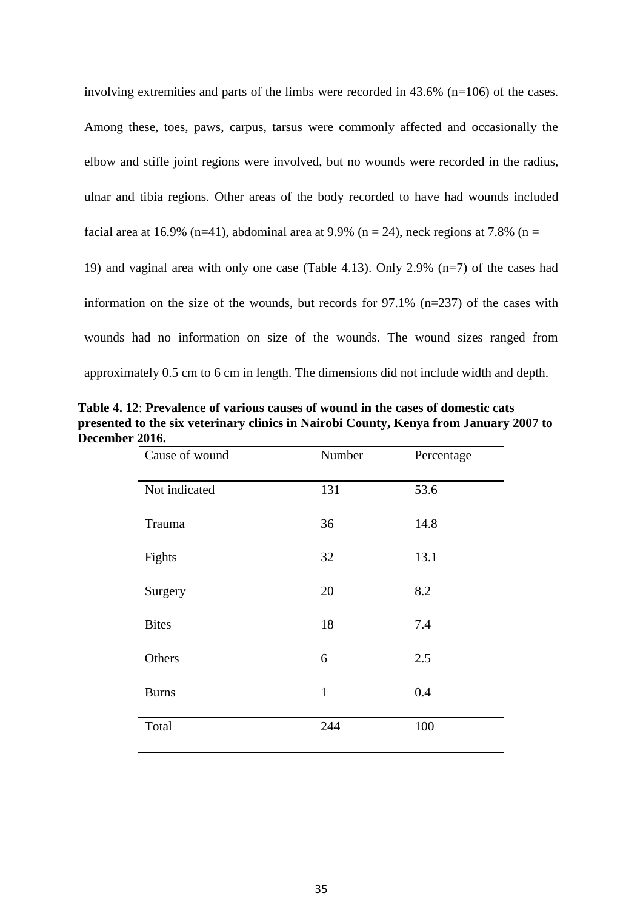involving extremities and parts of the limbs were recorded in 43.6% (n=106) of the cases. Among these, toes, paws, carpus, tarsus were commonly affected and occasionally the elbow and stifle joint regions were involved, but no wounds were recorded in the radius, ulnar and tibia regions. Other areas of the body recorded to have had wounds included facial area at 16.9% (n=41), abdominal area at 9.9% (n = 24), neck regions at 7.8% (n = 19) and vaginal area with only one case (Table 4.13). Only 2.9% (n=7) of the cases had information on the size of the wounds, but records for 97.1% (n=237) of the cases with wounds had no information on size of the wounds. The wound sizes ranged from approximately 0.5 cm to 6 cm in length. The dimensions did not include width and depth.

**Table 4. 12**: **Prevalence of various causes of wound in the cases of domestic cats presented to the six veterinary clinics in Nairobi County, Kenya from January 2007 to December 2016.**

| Cause of wound | Number | Percentage |
|---|---|---|
| Not indicated | 131 | 53.6 |
| Trauma | 36 | 14.8 |
| Fights | 32 | 13.1 |
| Surgery | 20 | 8.2 |
| Bites | 18 | 7.4 |
| Others | 6 | 2.5 |
| Burns | 1 | 0.4 |
| Total | 244 | 100 |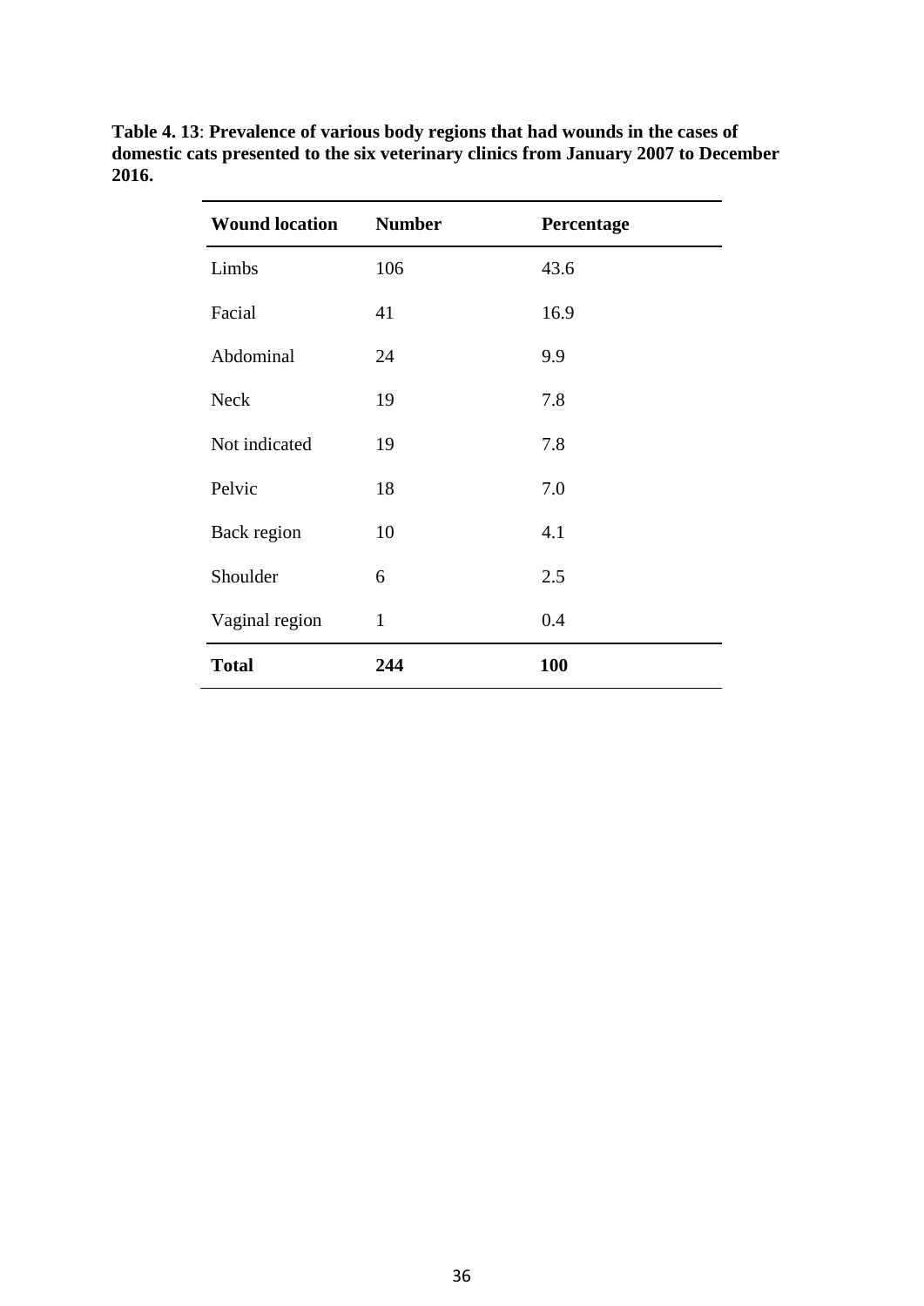**Table 4. 13**: **Prevalence of various body regions that had wounds in the cases of domestic cats presented to the six veterinary clinics from January 2007 to December 2016.**

| Wound location | Number | Percentage |
|---|---|---|
| Limbs | 106 | 43.6 |
| Facial | 41 | 16.9 |
| Abdominal | 24 | 9.9 |
| Neck | 19 | 7.8 |
| Not indicated | 19 | 7.8 |
| Pelvic | 18 | 7.0 |
| Back region | 10 | 4.1 |
| Shoulder | 6 | 2.5 |
| Vaginal region | 1 | 0.4 |
| **Total** | **244** | **100** |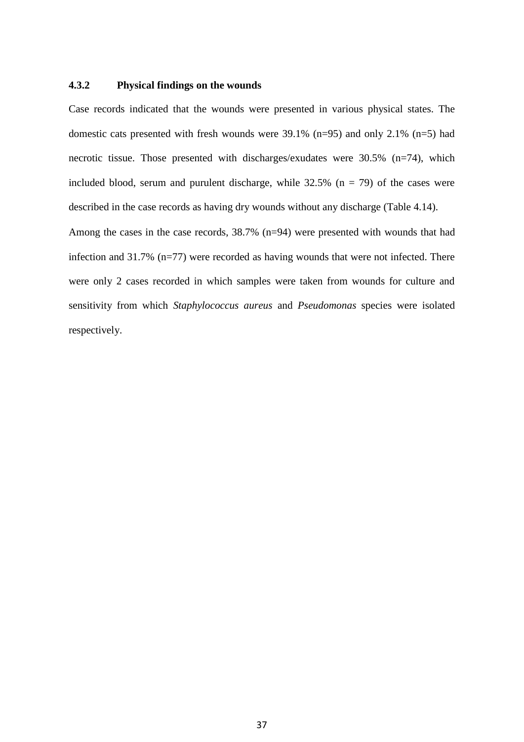### 4.3.2 Physical findings on the wounds

Case records indicated that the wounds were presented in various physical states. The domestic cats presented with fresh wounds were 39.1% (n=95) and only 2.1% (n=5) had necrotic tissue. Those presented with discharges/exudates were 30.5% (n=74), which included blood, serum and purulent discharge, while 32.5% (n = 79) of the cases were described in the case records as having dry wounds without any discharge (Table 4.14).

Among the cases in the case records, 38.7% (n=94) were presented with wounds that had infection and 31.7% (n=77) were recorded as having wounds that were not infected. There were only 2 cases recorded in which samples were taken from wounds for culture and sensitivity from which *Staphylococcus aureus* and *Pseudomonas* species were isolated respectively.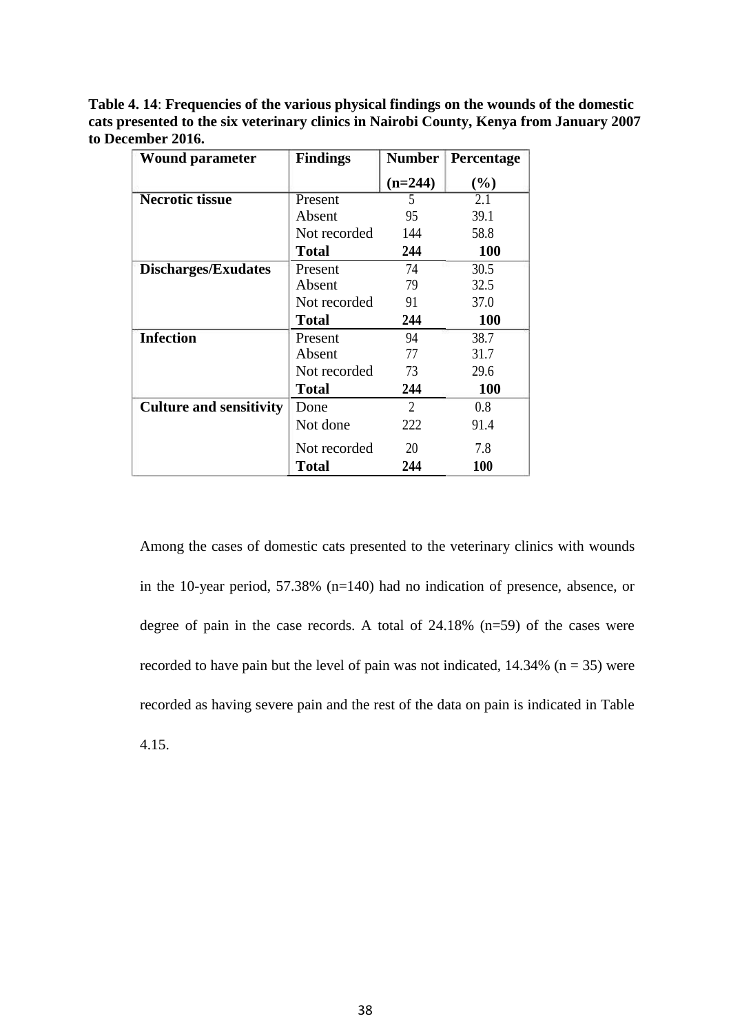**Table 4. 14**: **Frequencies of the various physical findings on the wounds of the domestic cats presented to the six veterinary clinics in Nairobi County, Kenya from January 2007 to December 2016.**

| Wound parameter | Findings | Number (n=244) | Percentage (%) |
|---|---|---|---|
| **Necrotic tissue** | Present | 5 | 2.1 |
| | Absent | 95 | 39.1 |
| | Not recorded | 144 | 58.8 |
| | **Total** | **244** | **100** |
| **Discharges/Exudates** | Present | 74 | 30.5 |
| | Absent | 79 | 32.5 |
| | Not recorded | 91 | 37.0 |
| | **Total** | **244** | **100** |
| **Infection** | Present | 94 | 38.7 |
| | Absent | 77 | 31.7 |
| | Not recorded | 73 | 29.6 |
| | **Total** | **244** | **100** |
| **Culture and sensitivity** | Done | 2 | 0.8 |
| | Not done | 222 | 91.4 |
| | Not recorded | 20 | 7.8 |
| | **Total** | **244** | **100** |

Among the cases of domestic cats presented to the veterinary clinics with wounds in the 10-year period, 57.38% (n=140) had no indication of presence, absence, or degree of pain in the case records. A total of 24.18% (n=59) of the cases were recorded to have pain but the level of pain was not indicated, 14.34% (n = 35) were recorded as having severe pain and the rest of the data on pain is indicated in Table 4.15.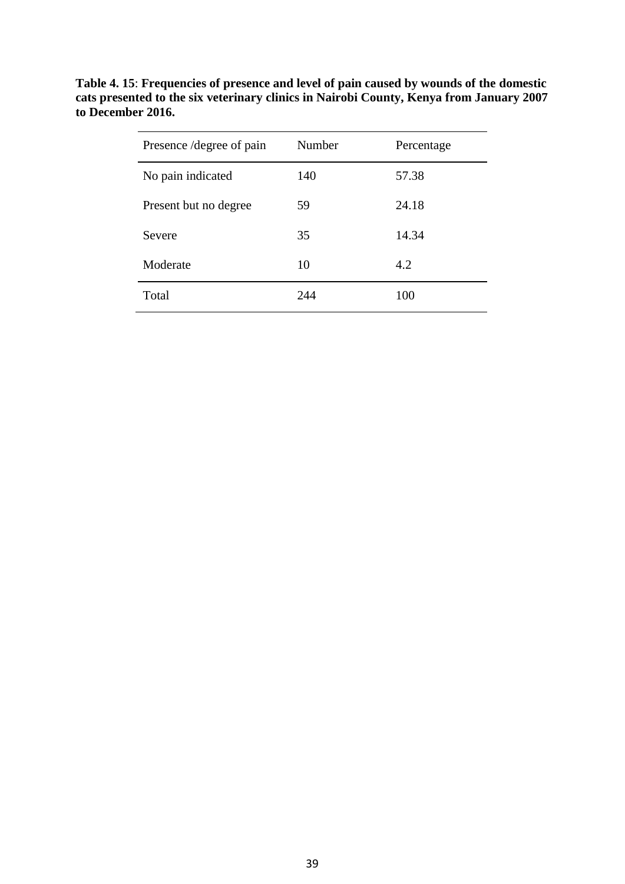**Table 4. 15**: **Frequencies of presence and level of pain caused by wounds of the domestic cats presented to the six veterinary clinics in Nairobi County, Kenya from January 2007 to December 2016.**

| Presence /degree of pain | Number | Percentage |
|---|---|---|
| No pain indicated | 140 | 57.38 |
| Present but no degree | 59 | 24.18 |
| Severe | 35 | 14.34 |
| Moderate | 10 | 4.2 |
| Total | 244 | 100 |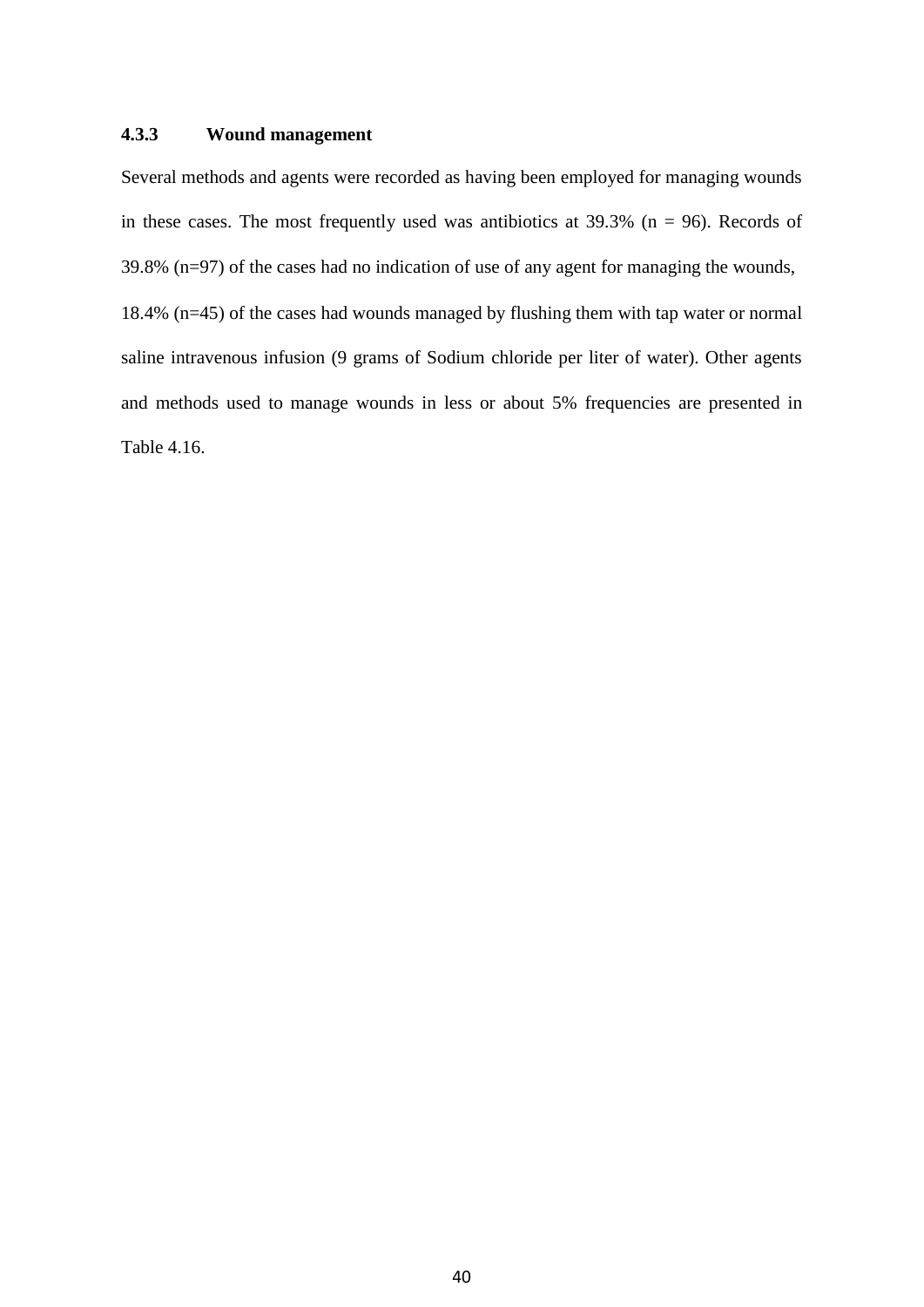### 4.3.3 Wound management

Several methods and agents were recorded as having been employed for managing wounds in these cases. The most frequently used was antibiotics at 39.3% (n = 96). Records of 39.8% (n=97) of the cases had no indication of use of any agent for managing the wounds, 18.4% (n=45) of the cases had wounds managed by flushing them with tap water or normal saline intravenous infusion (9 grams of Sodium chloride per liter of water). Other agents and methods used to manage wounds in less or about 5% frequencies are presented in Table 4.16.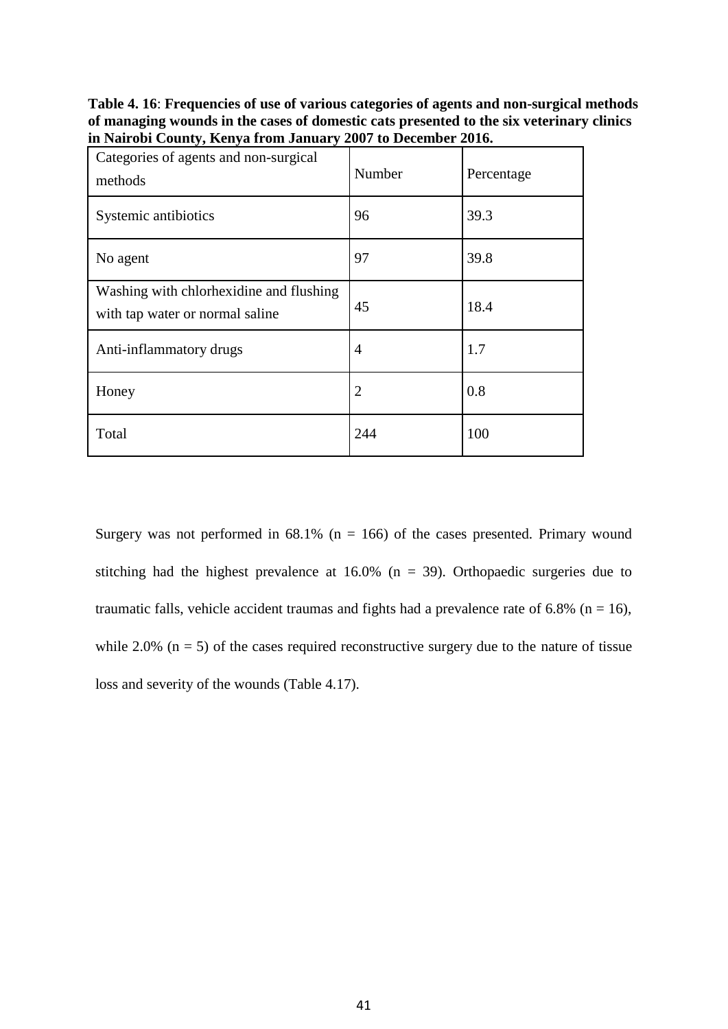**Table 4. 16**: **Frequencies of use of various categories of agents and non-surgical methods of managing wounds in the cases of domestic cats presented to the six veterinary clinics in Nairobi County, Kenya from January 2007 to December 2016.**

| Categories of agents and non-surgical methods | Number | Percentage |
|---|---|---|
| Systemic antibiotics | 96 | 39.3 |
| No agent | 97 | 39.8 |
| Washing with chlorhexidine and flushing with tap water or normal saline | 45 | 18.4 |
| Anti-inflammatory drugs | 4 | 1.7 |
| Honey | 2 | 0.8 |
| Total | 244 | 100 |

Surgery was not performed in 68.1% (n = 166) of the cases presented. Primary wound stitching had the highest prevalence at 16.0% (n = 39). Orthopaedic surgeries due to traumatic falls, vehicle accident traumas and fights had a prevalence rate of 6.8% (n = 16), while 2.0% (n = 5) of the cases required reconstructive surgery due to the nature of tissue loss and severity of the wounds (Table 4.17).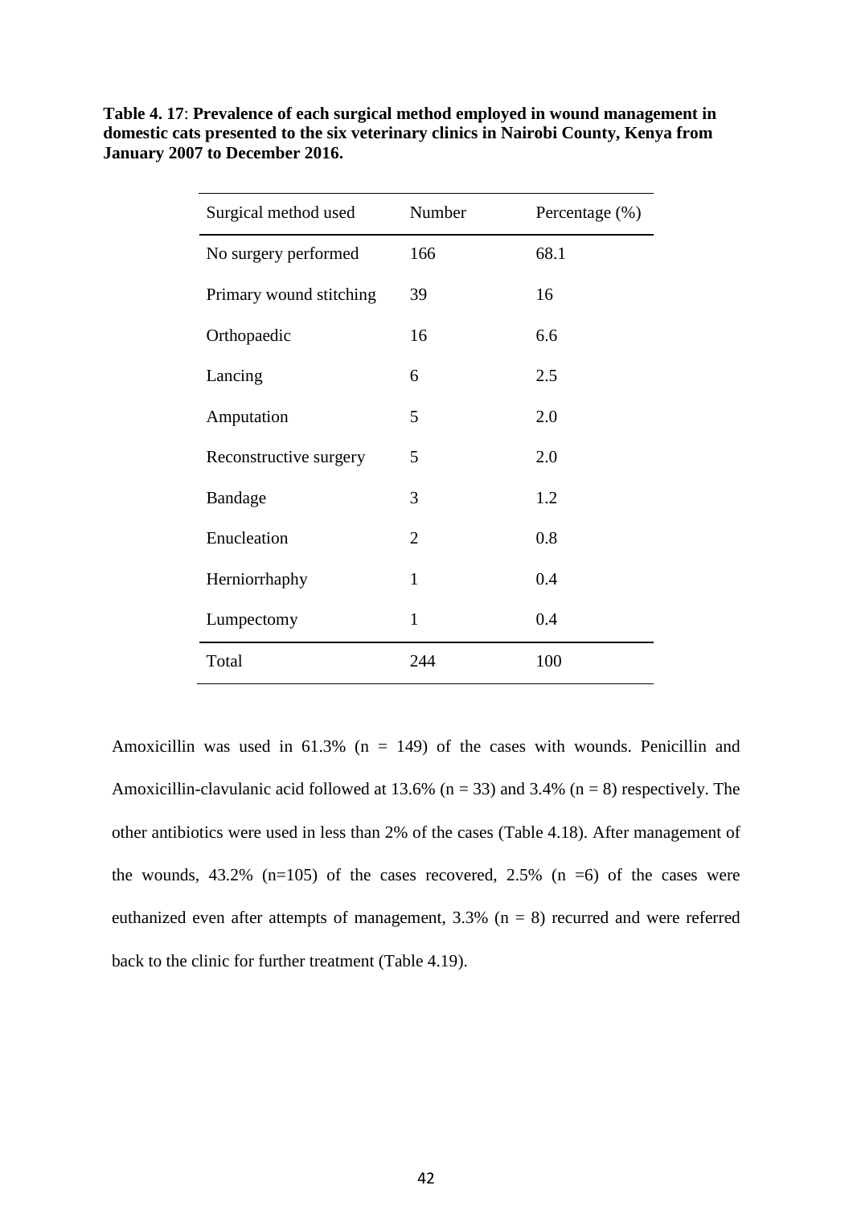**Table 4. 17**: **Prevalence of each surgical method employed in wound management in domestic cats presented to the six veterinary clinics in Nairobi County, Kenya from January 2007 to December 2016.**

| Surgical method used | Number | Percentage (%) |
| --- | --- | --- |
| No surgery performed | 166 | 68.1 |
| Primary wound stitching | 39 | 16 |
| Orthopaedic | 16 | 6.6 |
| Lancing | 6 | 2.5 |
| Amputation | 5 | 2.0 |
| Reconstructive surgery | 5 | 2.0 |
| Bandage | 3 | 1.2 |
| Enucleation | 2 | 0.8 |
| Herniorrhaphy | 1 | 0.4 |
| Lumpectomy | 1 | 0.4 |
| Total | 244 | 100 |

Amoxicillin was used in 61.3% (n = 149) of the cases with wounds. Penicillin and Amoxicillin-clavulanic acid followed at 13.6% (n = 33) and 3.4% (n = 8) respectively. The other antibiotics were used in less than 2% of the cases (Table 4.18). After management of the wounds, 43.2% (n=105) of the cases recovered, 2.5% (n =6) of the cases were euthanized even after attempts of management, 3.3% (n = 8) recurred and were referred back to the clinic for further treatment (Table 4.19).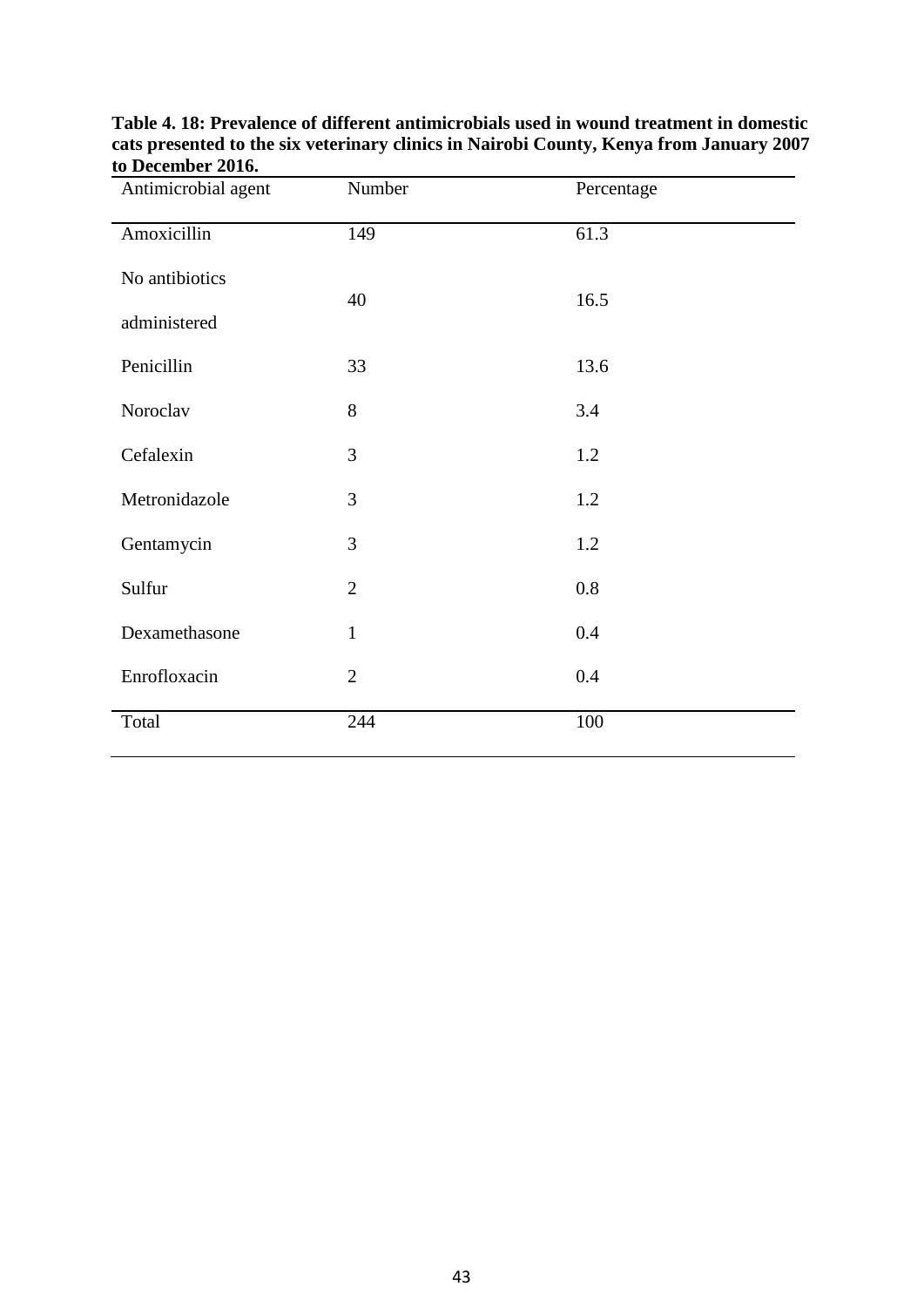**Table 4. 18: Prevalence of different antimicrobials used in wound treatment in domestic cats presented to the six veterinary clinics in Nairobi County, Kenya from January 2007 to December 2016.**

| Antimicrobial agent | Number | Percentage |
|---|---|---|
| Amoxicillin | 149 | 61.3 |
| No antibiotics administered | 40 | 16.5 |
| Penicillin | 33 | 13.6 |
| Noroclav | 8 | 3.4 |
| Cefalexin | 3 | 1.2 |
| Metronidazole | 3 | 1.2 |
| Gentamycin | 3 | 1.2 |
| Sulfur | 2 | 0.8 |
| Dexamethasone | 1 | 0.4 |
| Enrofloxacin | 2 | 0.4 |
| Total | 244 | 100 |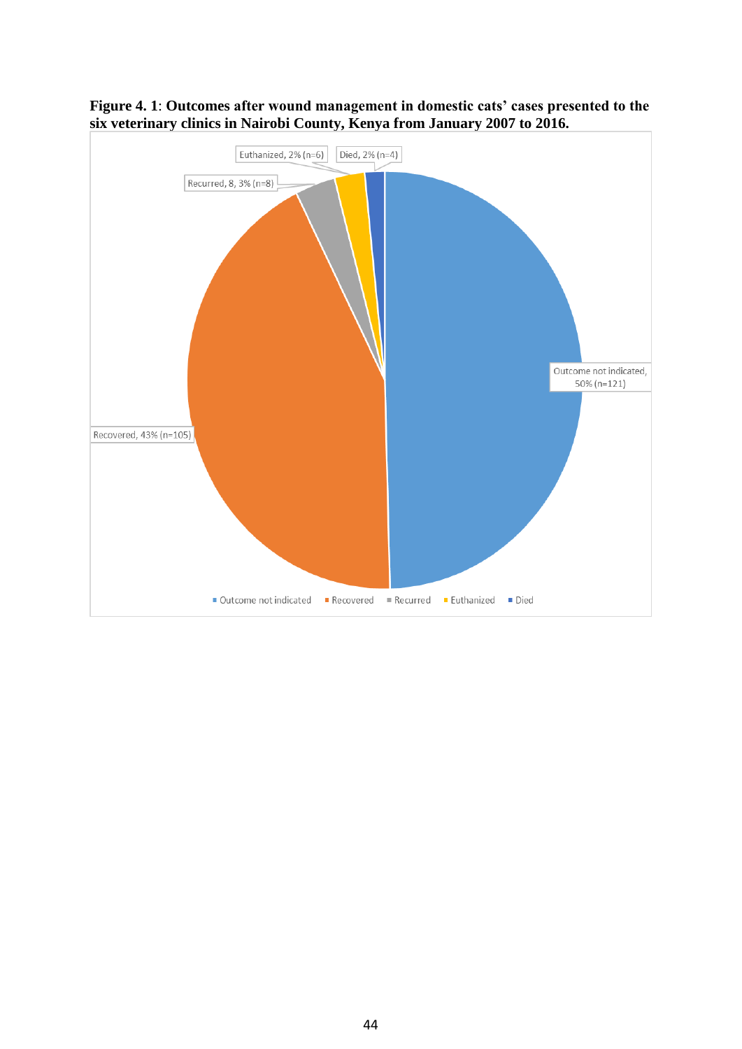**Figure 4. 1**: **Outcomes after wound management in domestic cats' cases presented to the six veterinary clinics in Nairobi County, Kenya from January 2007 to 2016.**

| Outcome | Label |
| --- | --- |
| Outcome not indicated | 50% (n=121) |
| Recovered | 43% (n=105) |
| Recurred | 8, 3% (n=8) |
| Euthanized | 2% (n=6) |
| Died | 2% (n=4) |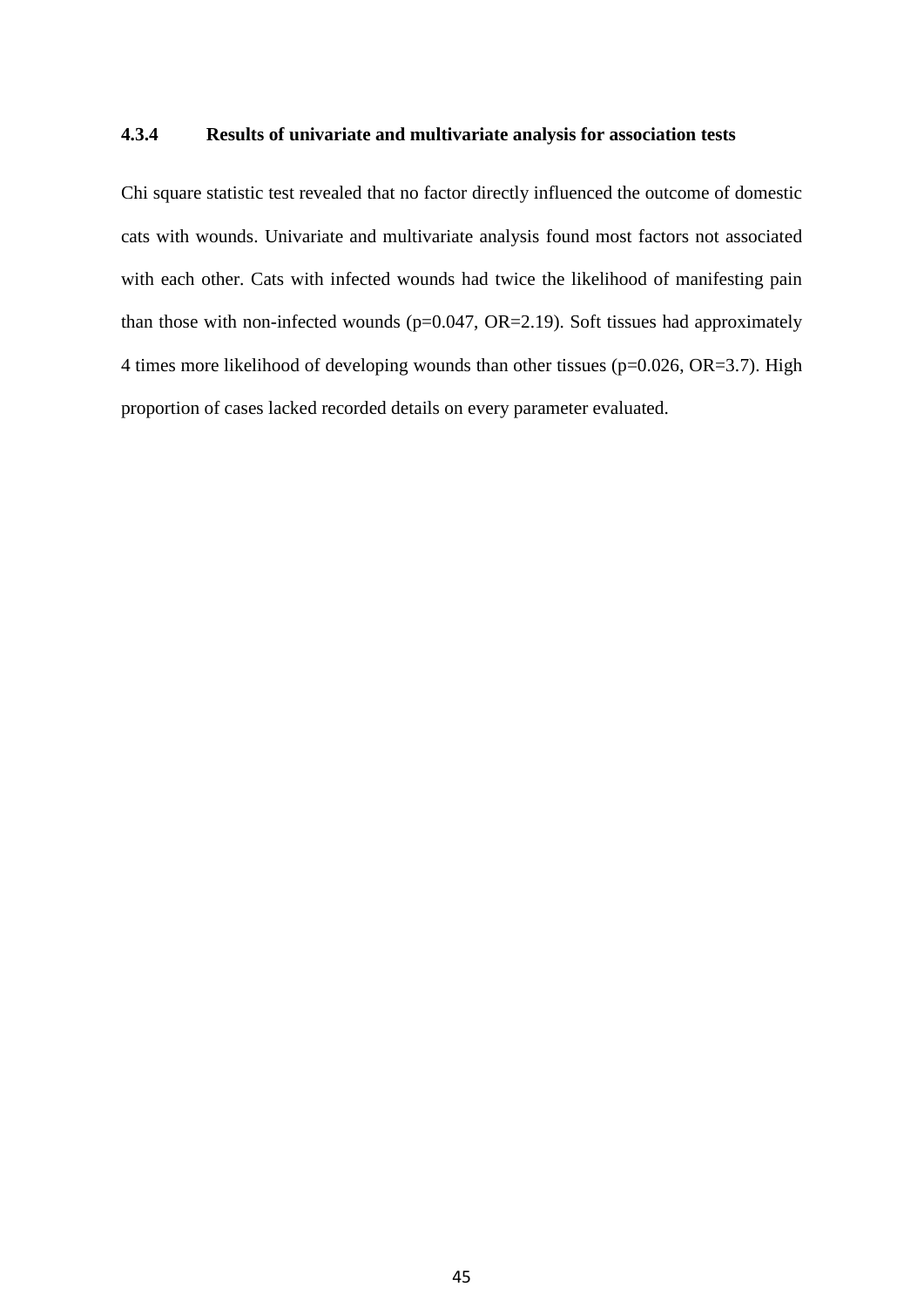### 4.3.4 Results of univariate and multivariate analysis for association tests

Chi square statistic test revealed that no factor directly influenced the outcome of domestic cats with wounds. Univariate and multivariate analysis found most factors not associated with each other. Cats with infected wounds had twice the likelihood of manifesting pain than those with non-infected wounds ($p=0.047$, $OR=2.19$). Soft tissues had approximately 4 times more likelihood of developing wounds than other tissues ($p=0.026$, $OR=3.7$). High proportion of cases lacked recorded details on every parameter evaluated.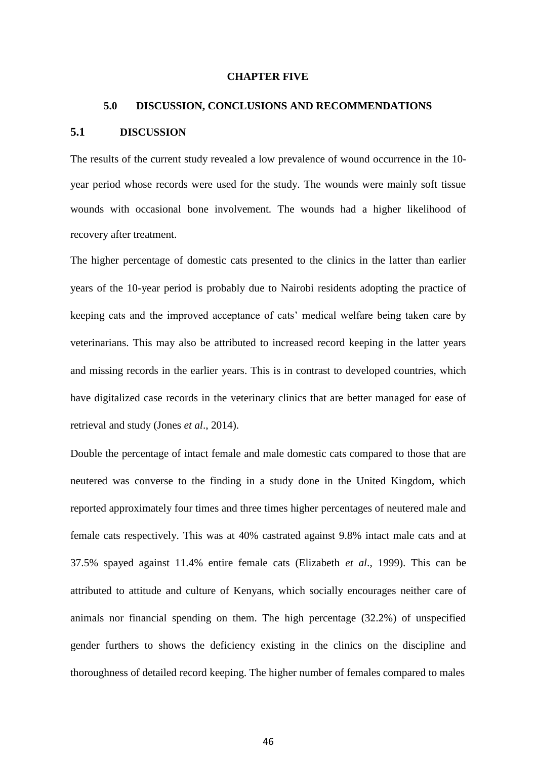# CHAPTER FIVE

## 5.0 DISCUSSION, CONCLUSIONS AND RECOMMENDATIONS

### 5.1 DISCUSSION

The results of the current study revealed a low prevalence of wound occurrence in the 10-year period whose records were used for the study. The wounds were mainly soft tissue wounds with occasional bone involvement. The wounds had a higher likelihood of recovery after treatment.

The higher percentage of domestic cats presented to the clinics in the latter than earlier years of the 10-year period is probably due to Nairobi residents adopting the practice of keeping cats and the improved acceptance of cats' medical welfare being taken care by veterinarians. This may also be attributed to increased record keeping in the latter years and missing records in the earlier years. This is in contrast to developed countries, which have digitalized case records in the veterinary clinics that are better managed for ease of retrieval and study (Jones *et al*., 2014).

Double the percentage of intact female and male domestic cats compared to those that are neutered was converse to the finding in a study done in the United Kingdom, which reported approximately four times and three times higher percentages of neutered male and female cats respectively. This was at 40% castrated against 9.8% intact male cats and at 37.5% spayed against 11.4% entire female cats (Elizabeth *et al*., 1999). This can be attributed to attitude and culture of Kenyans, which socially encourages neither care of animals nor financial spending on them. The high percentage (32.2%) of unspecified gender furthers to shows the deficiency existing in the clinics on the discipline and thoroughness of detailed record keeping. The higher number of females compared to males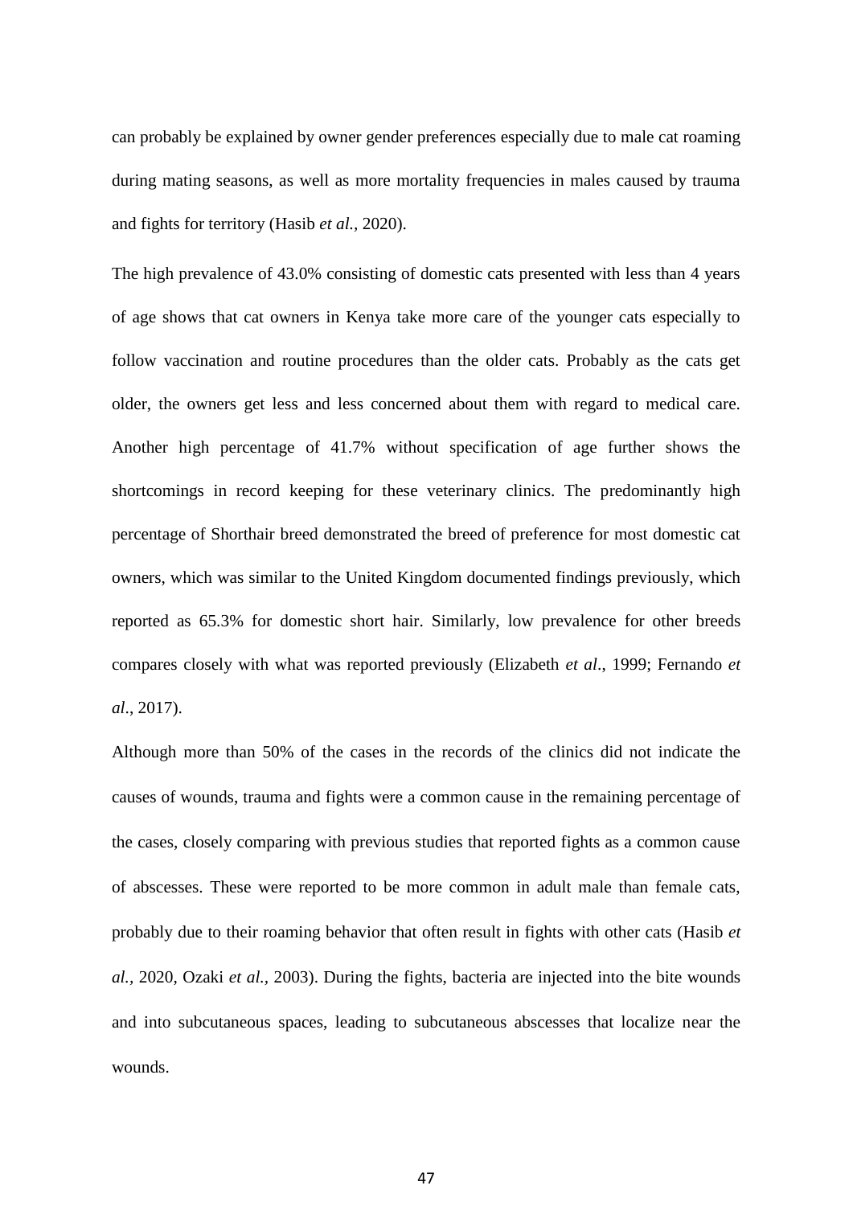can probably be explained by owner gender preferences especially due to male cat roaming during mating seasons, as well as more mortality frequencies in males caused by trauma and fights for territory (Hasib *et al.*, 2020).

The high prevalence of 43.0% consisting of domestic cats presented with less than 4 years of age shows that cat owners in Kenya take more care of the younger cats especially to follow vaccination and routine procedures than the older cats. Probably as the cats get older, the owners get less and less concerned about them with regard to medical care. Another high percentage of 41.7% without specification of age further shows the shortcomings in record keeping for these veterinary clinics. The predominantly high percentage of Shorthair breed demonstrated the breed of preference for most domestic cat owners, which was similar to the United Kingdom documented findings previously, which reported as 65.3% for domestic short hair. Similarly, low prevalence for other breeds compares closely with what was reported previously (Elizabeth *et al*., 1999; Fernando *et al*., 2017).

Although more than 50% of the cases in the records of the clinics did not indicate the causes of wounds, trauma and fights were a common cause in the remaining percentage of the cases, closely comparing with previous studies that reported fights as a common cause of abscesses. These were reported to be more common in adult male than female cats, probably due to their roaming behavior that often result in fights with other cats (Hasib *et al.,* 2020, Ozaki *et al.,* 2003). During the fights, bacteria are injected into the bite wounds and into subcutaneous spaces, leading to subcutaneous abscesses that localize near the wounds.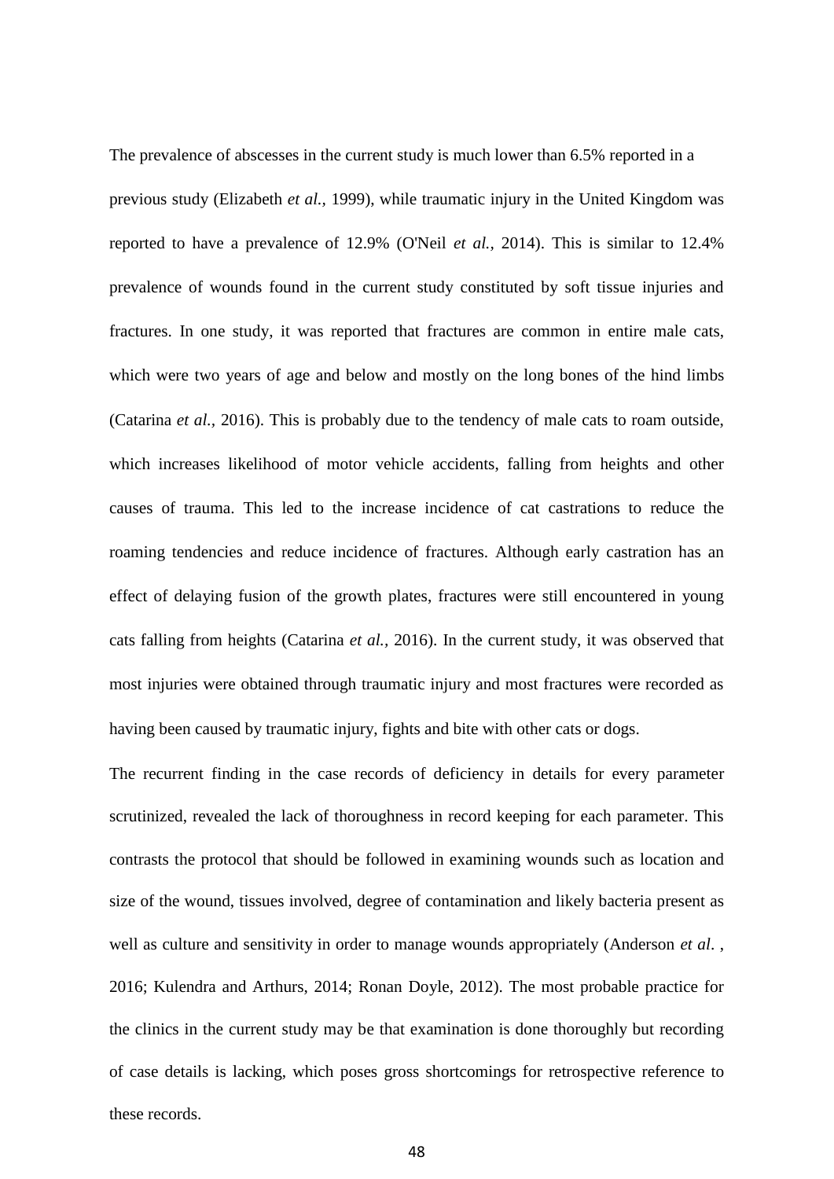The prevalence of abscesses in the current study is much lower than 6.5% reported in a previous study (Elizabeth *et al.,* 1999), while traumatic injury in the United Kingdom was reported to have a prevalence of 12.9% (O'Neil *et al.,* 2014). This is similar to 12.4% prevalence of wounds found in the current study constituted by soft tissue injuries and fractures. In one study, it was reported that fractures are common in entire male cats, which were two years of age and below and mostly on the long bones of the hind limbs (Catarina *et al.,* 2016). This is probably due to the tendency of male cats to roam outside, which increases likelihood of motor vehicle accidents, falling from heights and other causes of trauma. This led to the increase incidence of cat castrations to reduce the roaming tendencies and reduce incidence of fractures. Although early castration has an effect of delaying fusion of the growth plates, fractures were still encountered in young cats falling from heights (Catarina *et al.,* 2016). In the current study, it was observed that most injuries were obtained through traumatic injury and most fractures were recorded as having been caused by traumatic injury, fights and bite with other cats or dogs.

The recurrent finding in the case records of deficiency in details for every parameter scrutinized, revealed the lack of thoroughness in record keeping for each parameter. This contrasts the protocol that should be followed in examining wounds such as location and size of the wound, tissues involved, degree of contamination and likely bacteria present as well as culture and sensitivity in order to manage wounds appropriately (Anderson *et al*. , 2016; Kulendra and Arthurs, 2014; Ronan Doyle, 2012). The most probable practice for the clinics in the current study may be that examination is done thoroughly but recording of case details is lacking, which poses gross shortcomings for retrospective reference to these records.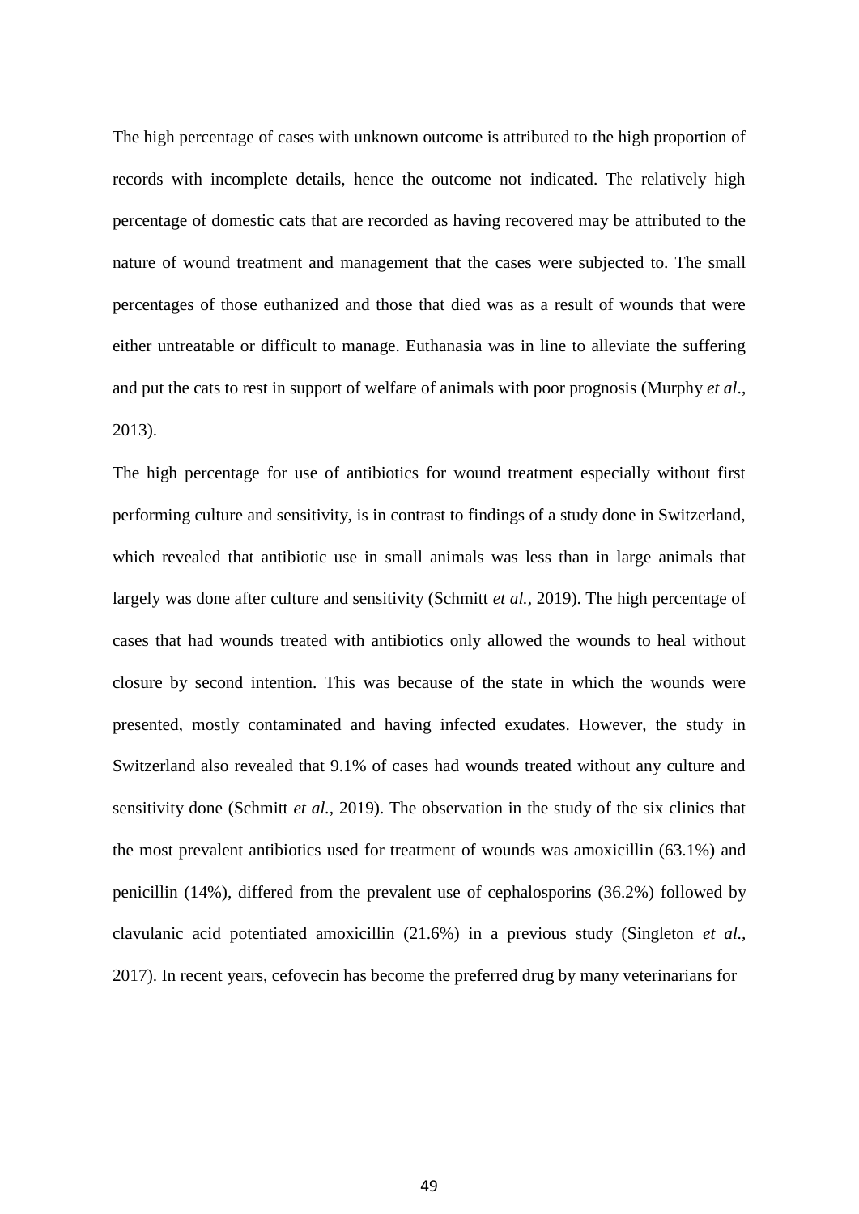The high percentage of cases with unknown outcome is attributed to the high proportion of records with incomplete details, hence the outcome not indicated. The relatively high percentage of domestic cats that are recorded as having recovered may be attributed to the nature of wound treatment and management that the cases were subjected to. The small percentages of those euthanized and those that died was as a result of wounds that were either untreatable or difficult to manage. Euthanasia was in line to alleviate the suffering and put the cats to rest in support of welfare of animals with poor prognosis (Murphy *et al*., 2013).

The high percentage for use of antibiotics for wound treatment especially without first performing culture and sensitivity, is in contrast to findings of a study done in Switzerland, which revealed that antibiotic use in small animals was less than in large animals that largely was done after culture and sensitivity (Schmitt *et al.,* 2019). The high percentage of cases that had wounds treated with antibiotics only allowed the wounds to heal without closure by second intention. This was because of the state in which the wounds were presented, mostly contaminated and having infected exudates. However, the study in Switzerland also revealed that 9.1% of cases had wounds treated without any culture and sensitivity done (Schmitt *et al.,* 2019). The observation in the study of the six clinics that the most prevalent antibiotics used for treatment of wounds was amoxicillin (63.1%) and penicillin (14%), differed from the prevalent use of cephalosporins (36.2%) followed by clavulanic acid potentiated amoxicillin (21.6%) in a previous study (Singleton *et al.,* 2017). In recent years, cefovecin has become the preferred drug by many veterinarians for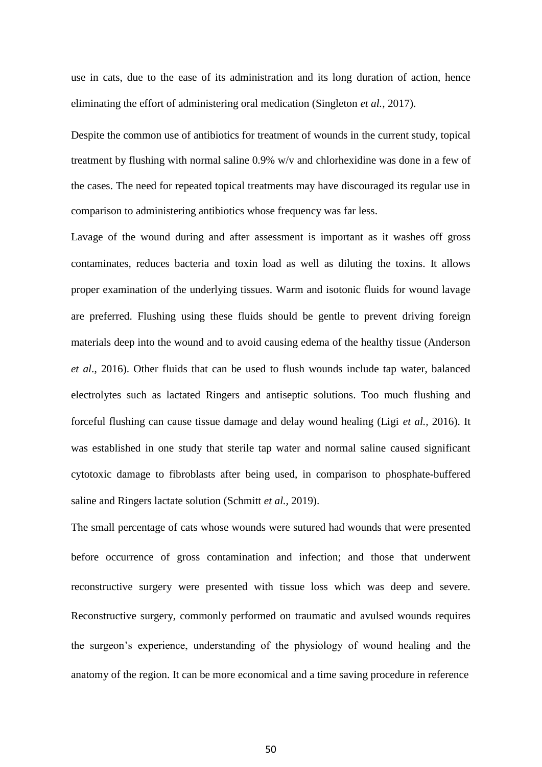use in cats, due to the ease of its administration and its long duration of action, hence eliminating the effort of administering oral medication (Singleton *et al.,* 2017).

Despite the common use of antibiotics for treatment of wounds in the current study, topical treatment by flushing with normal saline 0.9% w/v and chlorhexidine was done in a few of the cases. The need for repeated topical treatments may have discouraged its regular use in comparison to administering antibiotics whose frequency was far less.

Lavage of the wound during and after assessment is important as it washes off gross contaminates, reduces bacteria and toxin load as well as diluting the toxins. It allows proper examination of the underlying tissues. Warm and isotonic fluids for wound lavage are preferred. Flushing using these fluids should be gentle to prevent driving foreign materials deep into the wound and to avoid causing edema of the healthy tissue (Anderson *et al*., 2016). Other fluids that can be used to flush wounds include tap water, balanced electrolytes such as lactated Ringers and antiseptic solutions. Too much flushing and forceful flushing can cause tissue damage and delay wound healing (Ligi *et al.,* 2016). It was established in one study that sterile tap water and normal saline caused significant cytotoxic damage to fibroblasts after being used, in comparison to phosphate-buffered saline and Ringers lactate solution (Schmitt *et al.,* 2019).

The small percentage of cats whose wounds were sutured had wounds that were presented before occurrence of gross contamination and infection; and those that underwent reconstructive surgery were presented with tissue loss which was deep and severe. Reconstructive surgery, commonly performed on traumatic and avulsed wounds requires the surgeon's experience, understanding of the physiology of wound healing and the anatomy of the region. It can be more economical and a time saving procedure in reference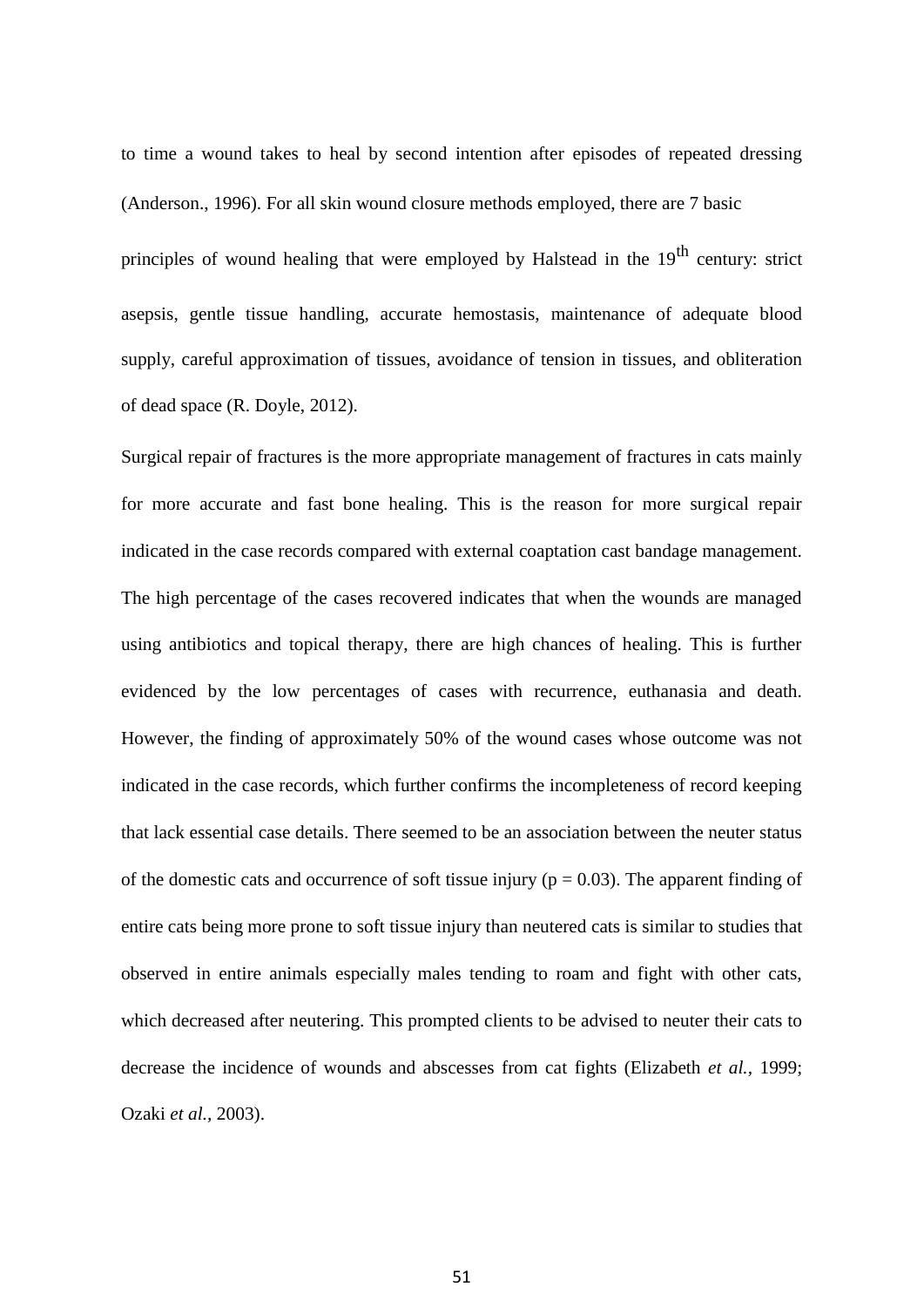to time a wound takes to heal by second intention after episodes of repeated dressing (Anderson., 1996). For all skin wound closure methods employed, there are 7 basic principles of wound healing that were employed by Halstead in the 19th century: strict asepsis, gentle tissue handling, accurate hemostasis, maintenance of adequate blood supply, careful approximation of tissues, avoidance of tension in tissues, and obliteration of dead space (R. Doyle, 2012).

Surgical repair of fractures is the more appropriate management of fractures in cats mainly for more accurate and fast bone healing. This is the reason for more surgical repair indicated in the case records compared with external coaptation cast bandage management. The high percentage of the cases recovered indicates that when the wounds are managed using antibiotics and topical therapy, there are high chances of healing. This is further evidenced by the low percentages of cases with recurrence, euthanasia and death. However, the finding of approximately 50% of the wound cases whose outcome was not indicated in the case records, which further confirms the incompleteness of record keeping that lack essential case details. There seemed to be an association between the neuter status of the domestic cats and occurrence of soft tissue injury ($p = 0.03$). The apparent finding of entire cats being more prone to soft tissue injury than neutered cats is similar to studies that observed in entire animals especially males tending to roam and fight with other cats, which decreased after neutering. This prompted clients to be advised to neuter their cats to decrease the incidence of wounds and abscesses from cat fights (Elizabeth *et al.,* 1999; Ozaki *et al.,* 2003).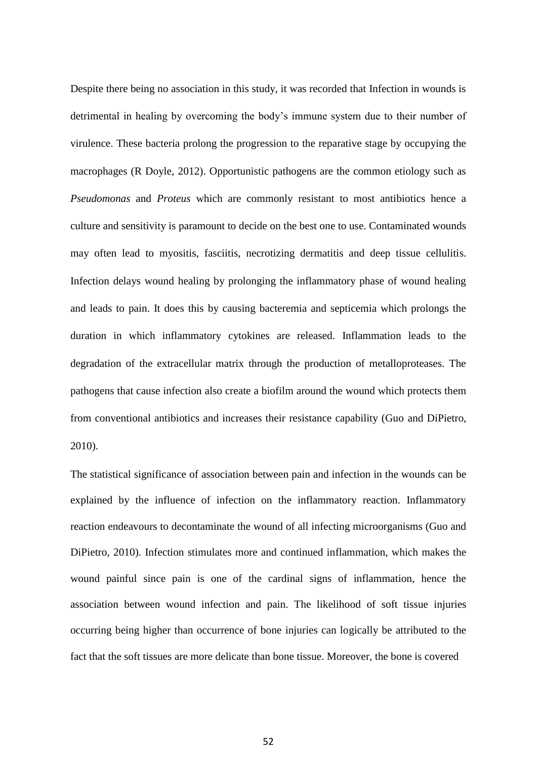Despite there being no association in this study, it was recorded that Infection in wounds is detrimental in healing by overcoming the body's immune system due to their number of virulence. These bacteria prolong the progression to the reparative stage by occupying the macrophages (R Doyle, 2012). Opportunistic pathogens are the common etiology such as *Pseudomonas* and *Proteus* which are commonly resistant to most antibiotics hence a culture and sensitivity is paramount to decide on the best one to use. Contaminated wounds may often lead to myositis, fasciitis, necrotizing dermatitis and deep tissue cellulitis. Infection delays wound healing by prolonging the inflammatory phase of wound healing and leads to pain. It does this by causing bacteremia and septicemia which prolongs the duration in which inflammatory cytokines are released. Inflammation leads to the degradation of the extracellular matrix through the production of metalloproteases. The pathogens that cause infection also create a biofilm around the wound which protects them from conventional antibiotics and increases their resistance capability (Guo and DiPietro, 2010).

The statistical significance of association between pain and infection in the wounds can be explained by the influence of infection on the inflammatory reaction. Inflammatory reaction endeavours to decontaminate the wound of all infecting microorganisms (Guo and DiPietro, 2010). Infection stimulates more and continued inflammation, which makes the wound painful since pain is one of the cardinal signs of inflammation, hence the association between wound infection and pain. The likelihood of soft tissue injuries occurring being higher than occurrence of bone injuries can logically be attributed to the fact that the soft tissues are more delicate than bone tissue. Moreover, the bone is covered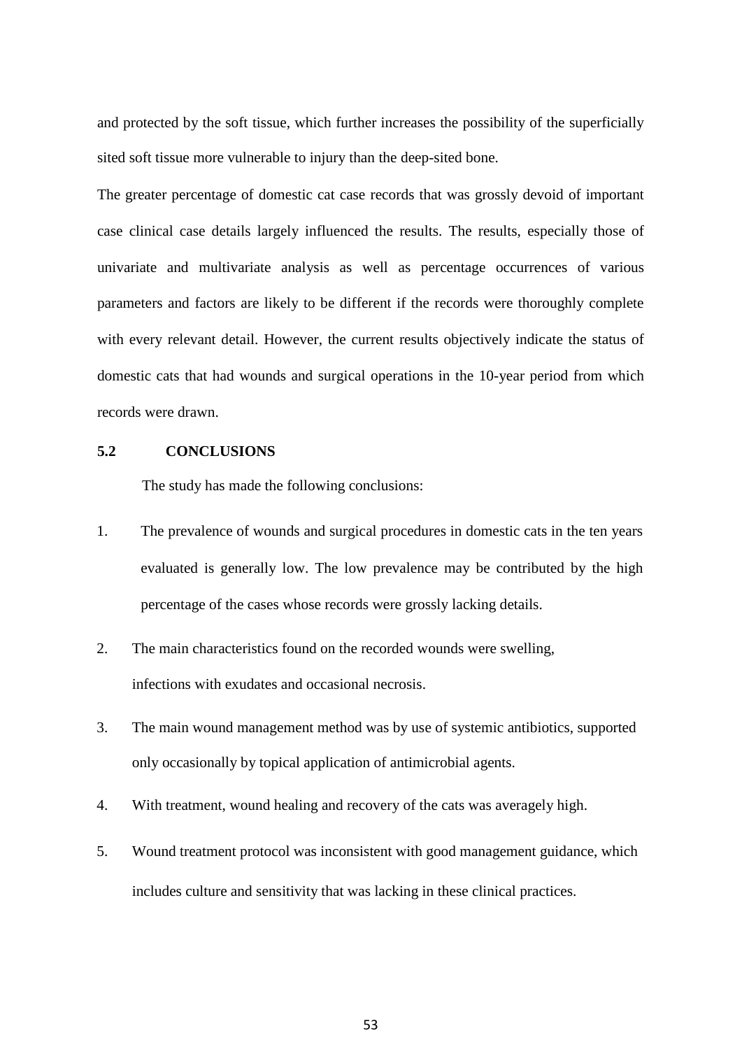and protected by the soft tissue, which further increases the possibility of the superficially sited soft tissue more vulnerable to injury than the deep-sited bone.

The greater percentage of domestic cat case records that was grossly devoid of important case clinical case details largely influenced the results. The results, especially those of univariate and multivariate analysis as well as percentage occurrences of various parameters and factors are likely to be different if the records were thoroughly complete with every relevant detail. However, the current results objectively indicate the status of domestic cats that had wounds and surgical operations in the 10-year period from which records were drawn.

## 5.2 CONCLUSIONS

The study has made the following conclusions:

1. The prevalence of wounds and surgical procedures in domestic cats in the ten years evaluated is generally low. The low prevalence may be contributed by the high percentage of the cases whose records were grossly lacking details.
2. The main characteristics found on the recorded wounds were swelling, infections with exudates and occasional necrosis.
3. The main wound management method was by use of systemic antibiotics, supported only occasionally by topical application of antimicrobial agents.
4. With treatment, wound healing and recovery of the cats was averagely high.
5. Wound treatment protocol was inconsistent with good management guidance, which includes culture and sensitivity that was lacking in these clinical practices.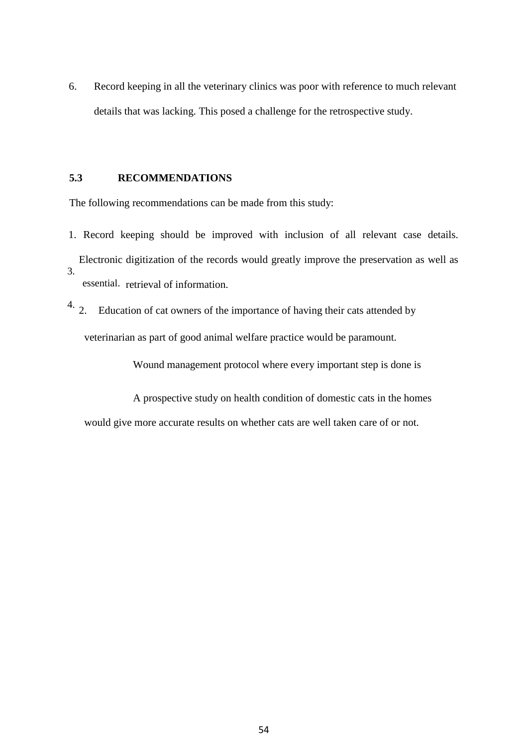6. Record keeping in all the veterinary clinics was poor with reference to much relevant details that was lacking. This posed a challenge for the retrospective study.

### 5.3 RECOMMENDATIONS

The following recommendations can be made from this study:

1. Record keeping should be improved with inclusion of all relevant case details. Electronic digitization of the records would greatly improve the preservation as well as retrieval of information.
2. Education of cat owners of the importance of having their cats attended by veterinarian as part of good animal welfare practice would be paramount.
3. Wound management protocol where every important step is done is essential.
4. A prospective study on health condition of domestic cats in the homes would give more accurate results on whether cats are well taken care of or not.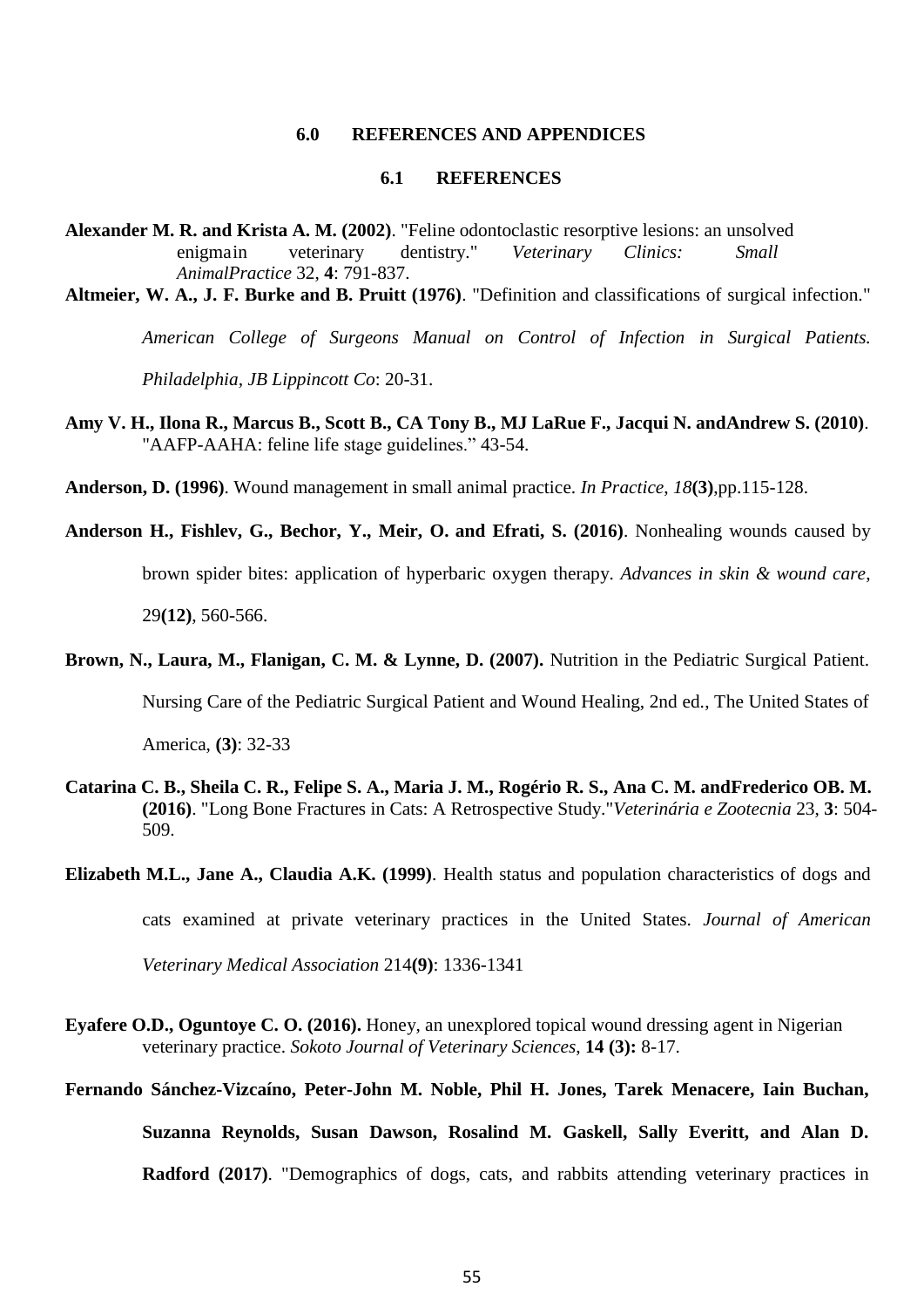## 6.0 REFERENCES AND APPENDICES

### 6.1 REFERENCES

**Alexander M. R. and Krista A. M. (2002)**. "Feline odontoclastic resorptive lesions: an unsolved enigmain veterinary dentistry." *Veterinary Clinics: Small AnimalPractice* 32, **4**: 791-837.

**Altmeier, W. A., J. F. Burke and B. Pruitt (1976)**. "Definition and classifications of surgical infection." *American College of Surgeons Manual on Control of Infection in Surgical Patients. Philadelphia, JB Lippincott Co*: 20-31.

**Amy V. H., Ilona R., Marcus B., Scott B., CA Tony B., MJ LaRue F., Jacqui N. andAndrew S. (2010)**. "AAFP-AAHA: feline life stage guidelines." 43-54.

**Anderson, D. (1996)**. Wound management in small animal practice. *In Practice*, *18***(3)**,pp.115-128.

**Anderson H., Fishlev, G., Bechor, Y., Meir, O. and Efrati, S. (2016)**. Nonhealing wounds caused by brown spider bites: application of hyperbaric oxygen therapy. *Advances in skin & wound care*, 29**(12)**, 560-566.

**Brown, N., Laura, M., Flanigan, C. M. & Lynne, D. (2007).** Nutrition in the Pediatric Surgical Patient. Nursing Care of the Pediatric Surgical Patient and Wound Healing, 2nd ed., The United States of America, **(3)**: 32-33

**Catarina C. B., Sheila C. R., Felipe S. A., Maria J. M., Rogério R. S., Ana C. M. andFrederico OB. M. (2016)**. "Long Bone Fractures in Cats: A Retrospective Study."*Veterinária e Zootecnia* 23, **3**: 504-509.

**Elizabeth M.L., Jane A., Claudia A.K. (1999)**. Health status and population characteristics of dogs and cats examined at private veterinary practices in the United States. *Journal of American Veterinary Medical Association* 214**(9)**: 1336-1341

**Eyafere O.D., Oguntoye C. O. (2016).** Honey, an unexplored topical wound dressing agent in Nigerian veterinary practice. *Sokoto Journal of Veterinary Sciences*, **14 (3):** 8-17.

**Fernando Sánchez-Vizcaíno, Peter-John M. Noble, Phil H. Jones, Tarek Menacere, Iain Buchan, Suzanna Reynolds, Susan Dawson, Rosalind M. Gaskell, Sally Everitt, and Alan D. Radford (2017)**. "Demographics of dogs, cats, and rabbits attending veterinary practices in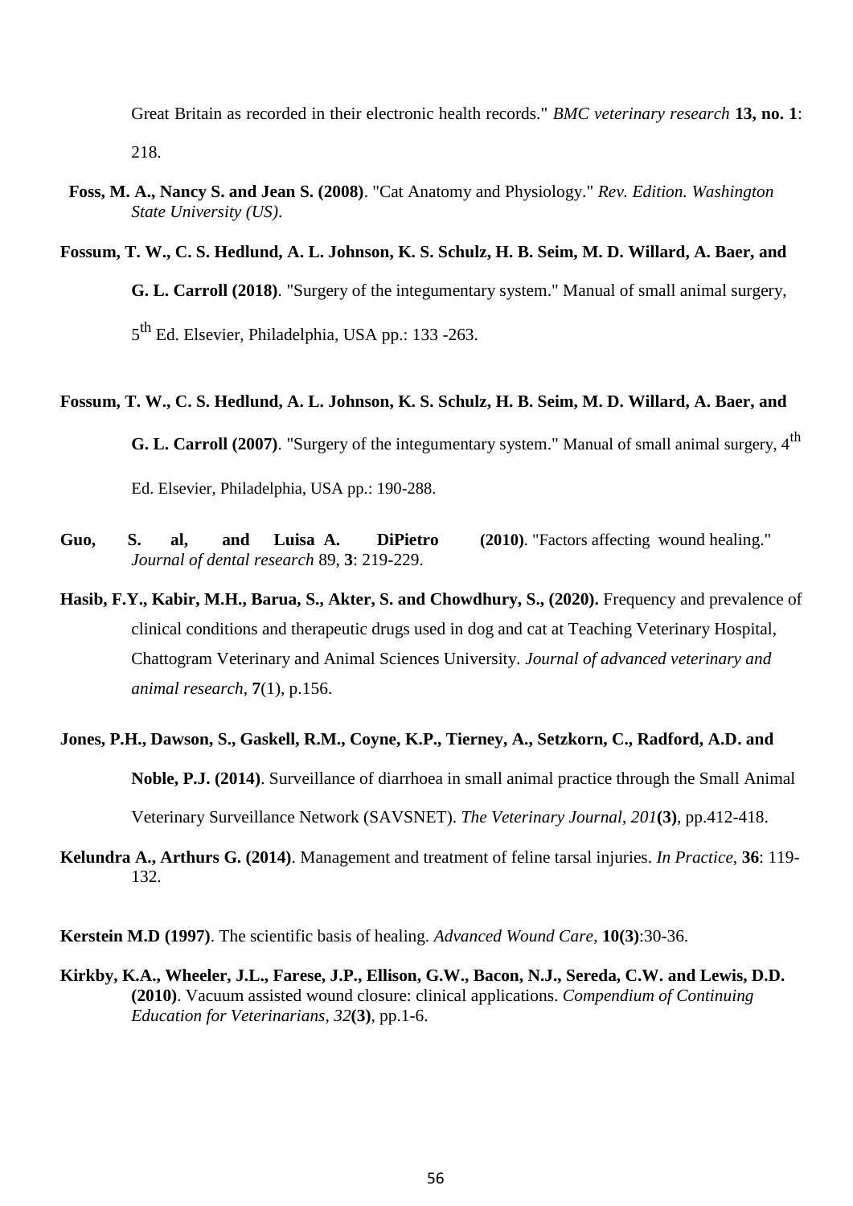Great Britain as recorded in their electronic health records." *BMC veterinary research* **13, no. 1**: 218.

**Foss, M. A., Nancy S. and Jean S. (2008)**. "Cat Anatomy and Physiology." *Rev. Edition. Washington State University (US)*.

**Fossum, T. W., C. S. Hedlund, A. L. Johnson, K. S. Schulz, H. B. Seim, M. D. Willard, A. Baer, and G. L. Carroll (2018)**. "Surgery of the integumentary system." Manual of small animal surgery, 5th Ed. Elsevier, Philadelphia, USA pp.: 133 -263.

**Fossum, T. W., C. S. Hedlund, A. L. Johnson, K. S. Schulz, H. B. Seim, M. D. Willard, A. Baer, and G. L. Carroll (2007)**. "Surgery of the integumentary system." Manual of small animal surgery, 4th Ed. Elsevier, Philadelphia, USA pp.: 190-288.

**Guo, S. al, and Luisa A. DiPietro (2010)**. "Factors affecting wound healing." *Journal of dental research* 89, **3**: 219-229.

**Hasib, F.Y., Kabir, M.H., Barua, S., Akter, S. and Chowdhury, S., (2020).** Frequency and prevalence of clinical conditions and therapeutic drugs used in dog and cat at Teaching Veterinary Hospital, Chattogram Veterinary and Animal Sciences University. *Journal of advanced veterinary and animal research*, **7**(1), p.156.

**Jones, P.H., Dawson, S., Gaskell, R.M., Coyne, K.P., Tierney, A., Setzkorn, C., Radford, A.D. and Noble, P.J. (2014)**. Surveillance of diarrhoea in small animal practice through the Small Animal Veterinary Surveillance Network (SAVSNET). *The Veterinary Journal*, *201***(3)**, pp.412-418.

**Kelundra A., Arthurs G. (2014)**. Management and treatment of feline tarsal injuries. *In Practice*, **36**: 119-132.

**Kerstein M.D (1997)**. The scientific basis of healing. *Advanced Wound Care*, **10(3)**:30-36.

**Kirkby, K.A., Wheeler, J.L., Farese, J.P., Ellison, G.W., Bacon, N.J., Sereda, C.W. and Lewis, D.D. (2010)**. Vacuum assisted wound closure: clinical applications. *Compendium of Continuing Education for Veterinarians*, *32***(3)**, pp.1-6.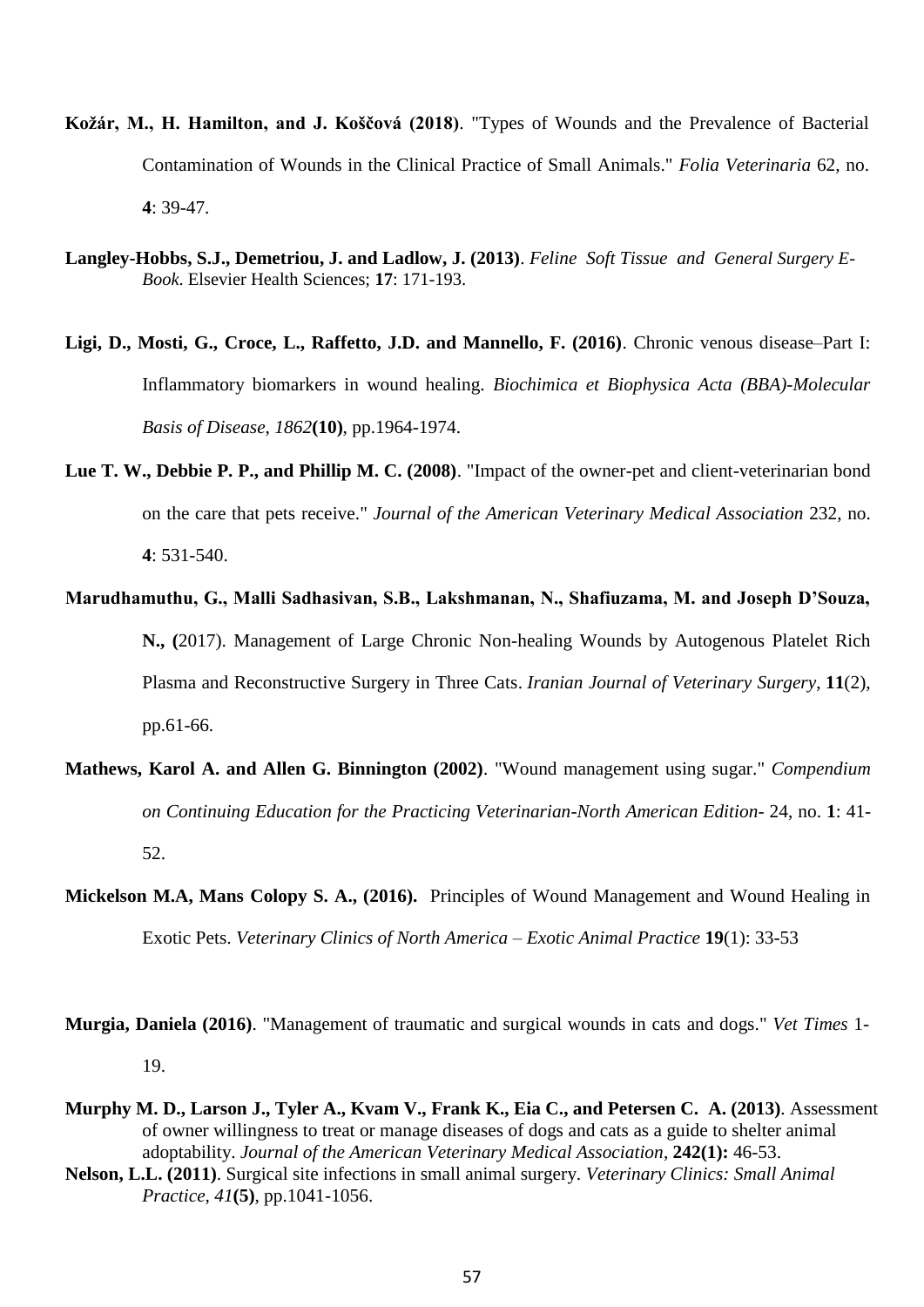**Kožár, M., H. Hamilton, and J. Koščová (2018)**. "Types of Wounds and the Prevalence of Bacterial Contamination of Wounds in the Clinical Practice of Small Animals." *Folia Veterinaria* 62, no. **4**: 39-47.

**Langley-Hobbs, S.J., Demetriou, J. and Ladlow, J. (2013)**. *Feline Soft Tissue and General Surgery E-Book*. Elsevier Health Sciences; **17**: 171-193.

**Ligi, D., Mosti, G., Croce, L., Raffetto, J.D. and Mannello, F. (2016)**. Chronic venous disease–Part I: Inflammatory biomarkers in wound healing. *Biochimica et Biophysica Acta (BBA)-Molecular Basis of Disease*, *1862***(10)**, pp.1964-1974.

**Lue T. W., Debbie P. P., and Phillip M. C. (2008)**. "Impact of the owner-pet and client-veterinarian bond on the care that pets receive." *Journal of the American Veterinary Medical Association* 232, no. **4**: 531-540.

**Marudhamuthu, G., Malli Sadhasivan, S.B., Lakshmanan, N., Shafiuzama, M. and Joseph D'Souza, N., (**2017). Management of Large Chronic Non-healing Wounds by Autogenous Platelet Rich Plasma and Reconstructive Surgery in Three Cats. *Iranian Journal of Veterinary Surgery*, **11**(2), pp.61-66.

**Mathews, Karol A. and Allen G. Binnington (2002)**. "Wound management using sugar." *Compendium on Continuing Education for the Practicing Veterinarian-North American Edition-* 24, no. **1**: 41-52.

**Mickelson M.A, Mans Colopy S. A., (2016).** Principles of Wound Management and Wound Healing in Exotic Pets. *Veterinary Clinics of North America – Exotic Animal Practice* **19**(1): 33-53

**Murgia, Daniela (2016)**. "Management of traumatic and surgical wounds in cats and dogs." *Vet Times* 1-19.

**Murphy M. D., Larson J., Tyler A., Kvam V., Frank K., Eia C., and Petersen C. A. (2013)**. Assessment of owner willingness to treat or manage diseases of dogs and cats as a guide to shelter animal adoptability. *Journal of the American Veterinary Medical Association*, **242(1):** 46-53.

**Nelson, L.L. (2011)**. Surgical site infections in small animal surgery. *Veterinary Clinics: Small Animal Practice*, *41***(5)**, pp.1041-1056.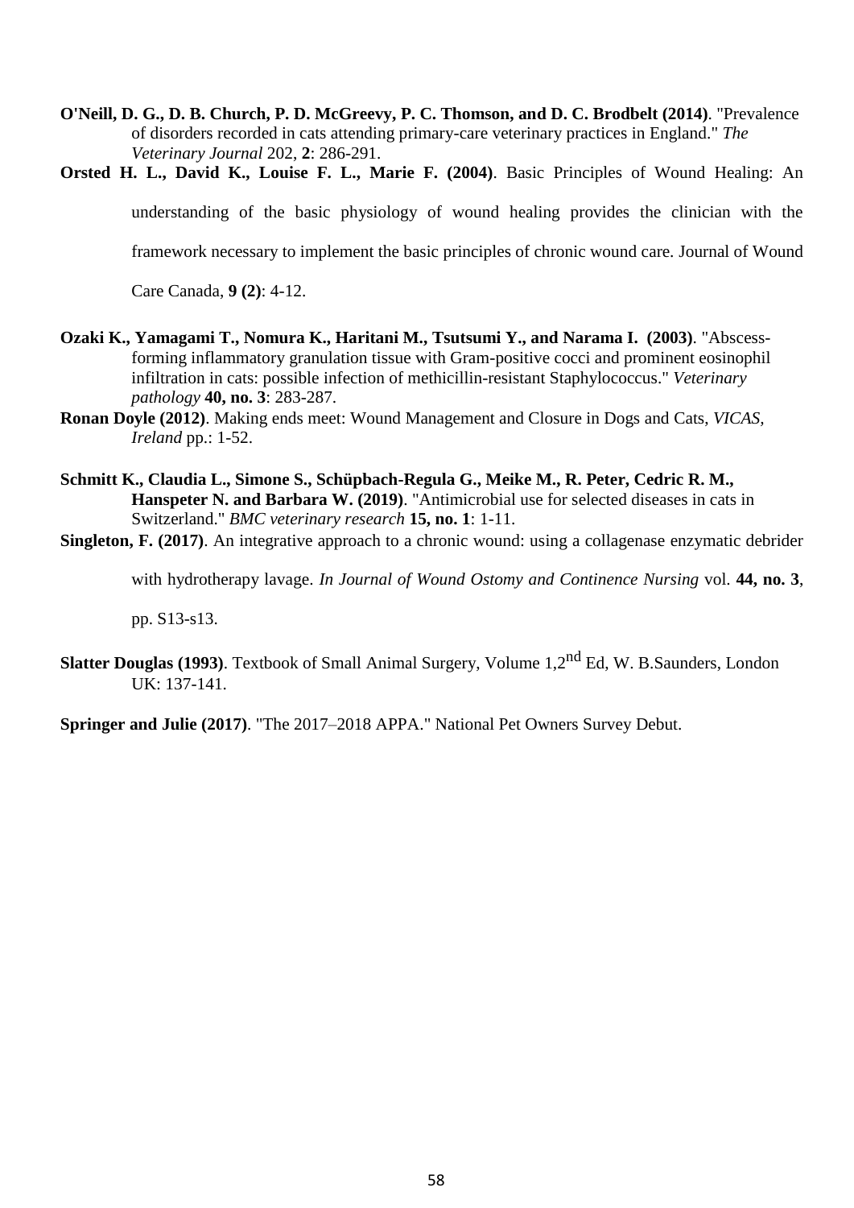**O'Neill, D. G., D. B. Church, P. D. McGreevy, P. C. Thomson, and D. C. Brodbelt (2014)**. "Prevalence of disorders recorded in cats attending primary-care veterinary practices in England." *The Veterinary Journal* 202, **2**: 286-291.

**Orsted H. L., David K., Louise F. L., Marie F. (2004)**. Basic Principles of Wound Healing: An understanding of the basic physiology of wound healing provides the clinician with the framework necessary to implement the basic principles of chronic wound care. Journal of Wound Care Canada, **9 (2)**: 4-12.

**Ozaki K., Yamagami T., Nomura K., Haritani M., Tsutsumi Y., and Narama I. (2003)**. "Abscess-forming inflammatory granulation tissue with Gram-positive cocci and prominent eosinophil infiltration in cats: possible infection of methicillin-resistant Staphylococcus." *Veterinary pathology* **40, no. 3**: 283-287.

**Ronan Doyle (2012)**. Making ends meet: Wound Management and Closure in Dogs and Cats, *VICAS, Ireland* pp.: 1-52.

**Schmitt K., Claudia L., Simone S., Schüpbach-Regula G., Meike M., R. Peter, Cedric R. M., Hanspeter N. and Barbara W. (2019)**. "Antimicrobial use for selected diseases in cats in Switzerland." *BMC veterinary research* **15, no. 1**: 1-11.

**Singleton, F. (2017)**. An integrative approach to a chronic wound: using a collagenase enzymatic debrider with hydrotherapy lavage. *In Journal of Wound Ostomy and Continence Nursing* vol. **44, no. 3**, pp. S13-s13.

**Slatter Douglas (1993)**. Textbook of Small Animal Surgery, Volume 1,2nd Ed, W. B.Saunders, London UK: 137-141.

**Springer and Julie (2017)**. "The 2017–2018 APPA." National Pet Owners Survey Debut.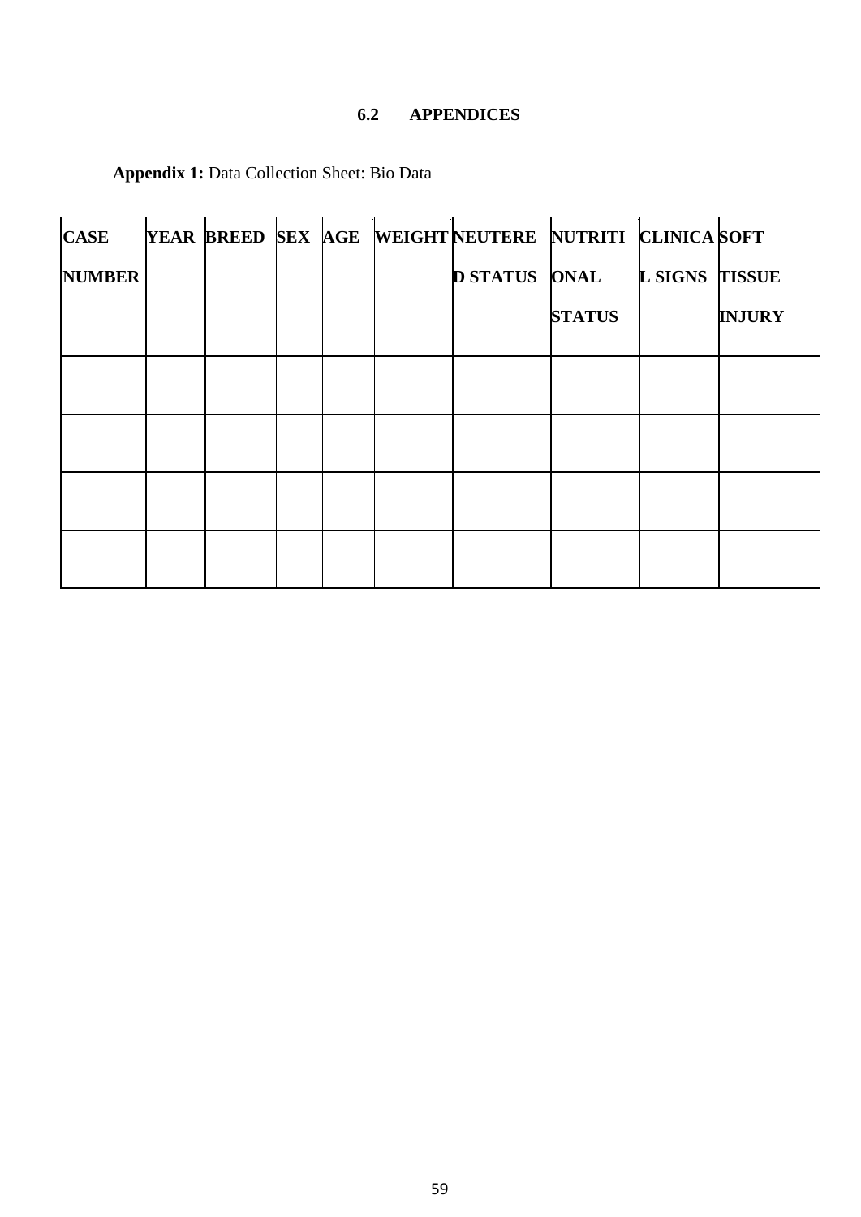## 6.2 APPENDICES

**Appendix 1:** Data Collection Sheet: Bio Data

| CASE NUMBER | YEAR | BREED | SEX | AGE | WEIGHT | NEUTERED STATUS | NUTRITIONAL STATUS | CLINICAL SIGNS | SOFT TISSUE INJURY |
|---|---|---|---|---|---|---|---|---|---|
| | | | | | | | | | |
| | | | | | | | | | |
| | | | | | | | | | |
| | | | | | | | | | |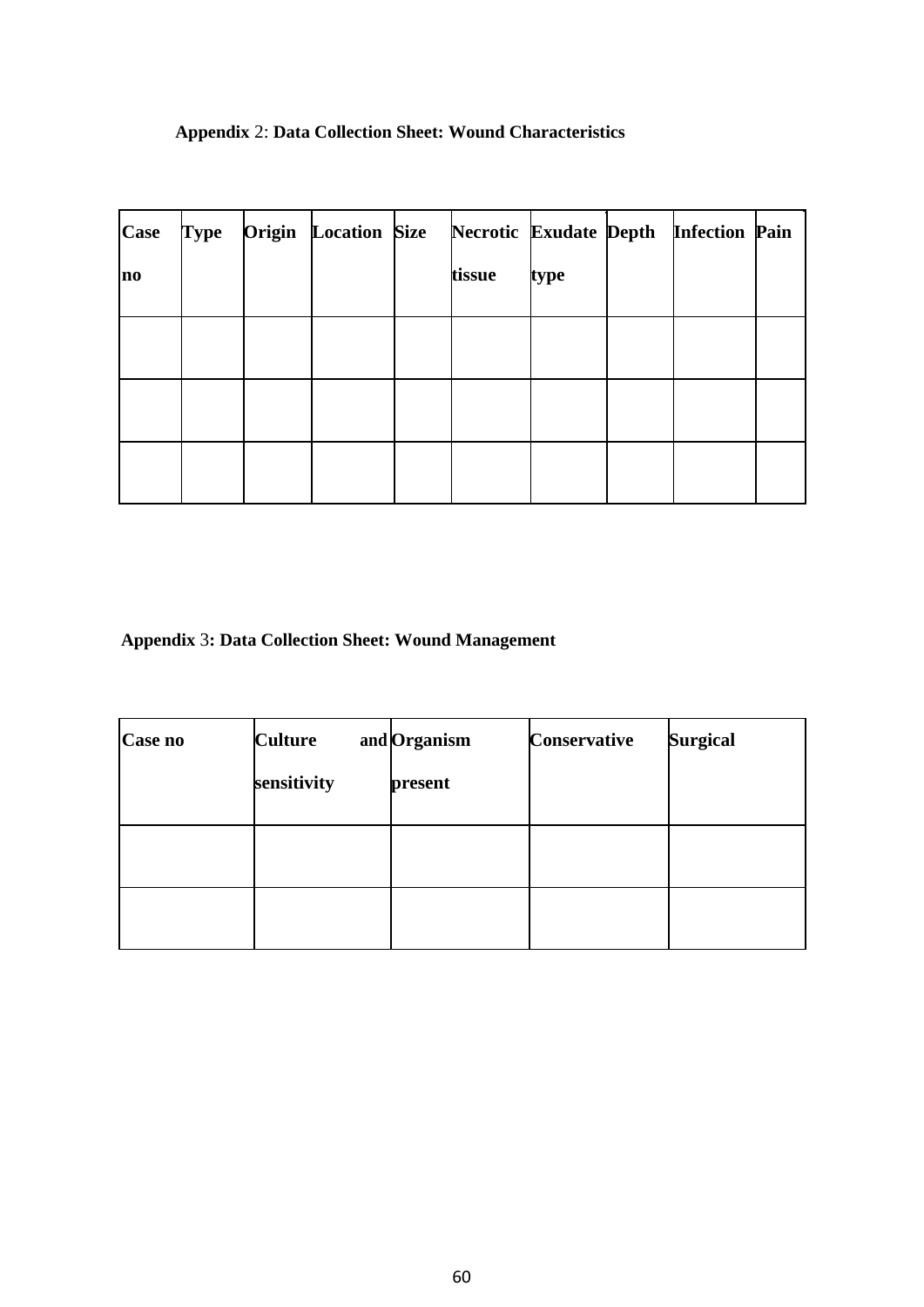**Appendix** 2: **Data Collection Sheet: Wound Characteristics**

| Case no | Type | Origin | Location | Size | Necrotic tissue | Exudate type | Depth | Infection | Pain |
|---|---|---|---|---|---|---|---|---|---|
| | | | | | | | | | |
| | | | | | | | | | |
| | | | | | | | | | |

**Appendix** 3**: Data Collection Sheet: Wound Management**

| Case no | Culture and sensitivity | Organism present | Conservative | Surgical |
|---|---|---|---|---|
| | | | | |
| | | | | |